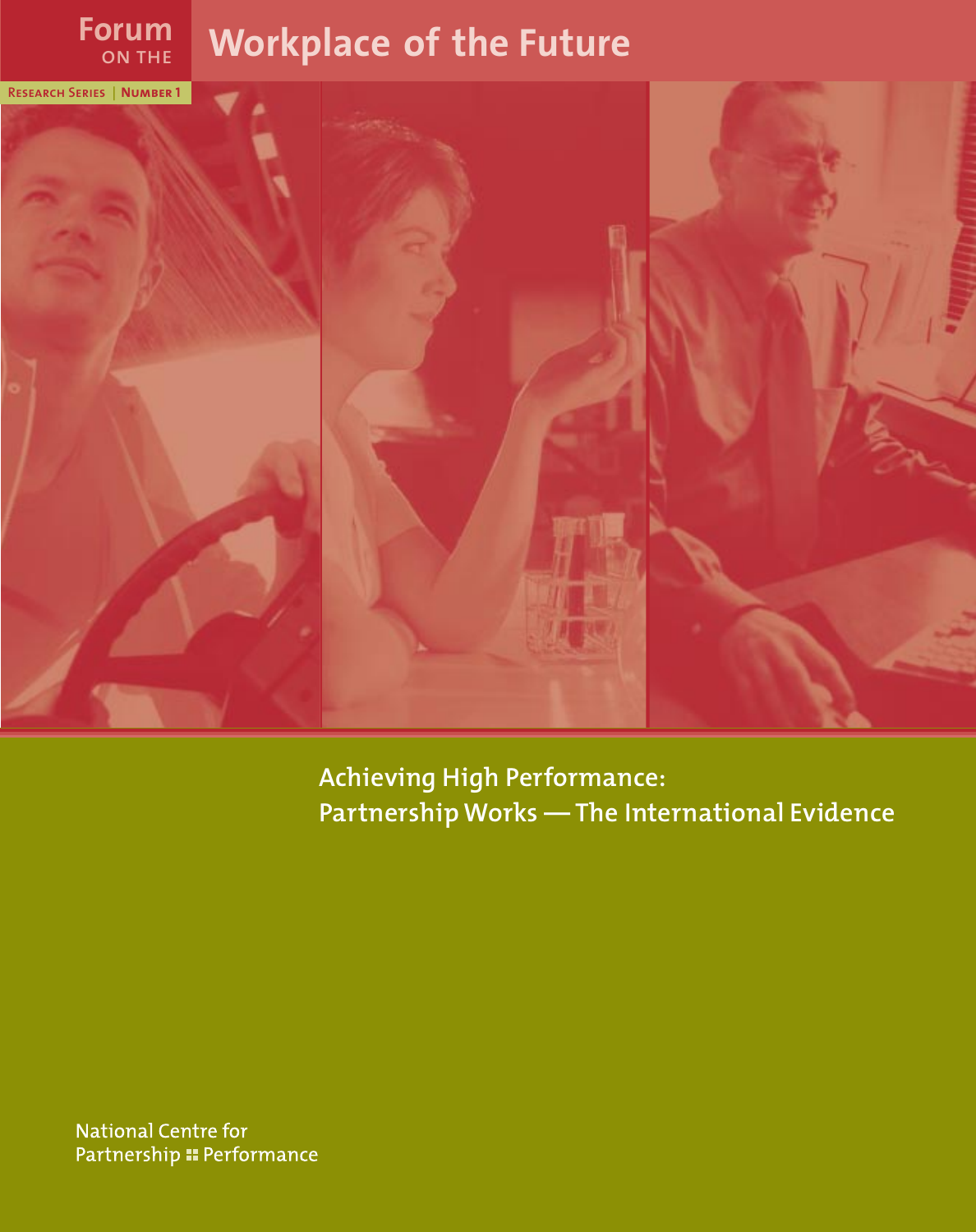# Forum on the Workplace of the Future

**Research Series | Number 1**

## Achieving High Performance: Partnership Works — The International Evidence

National Centre for Partnership Performance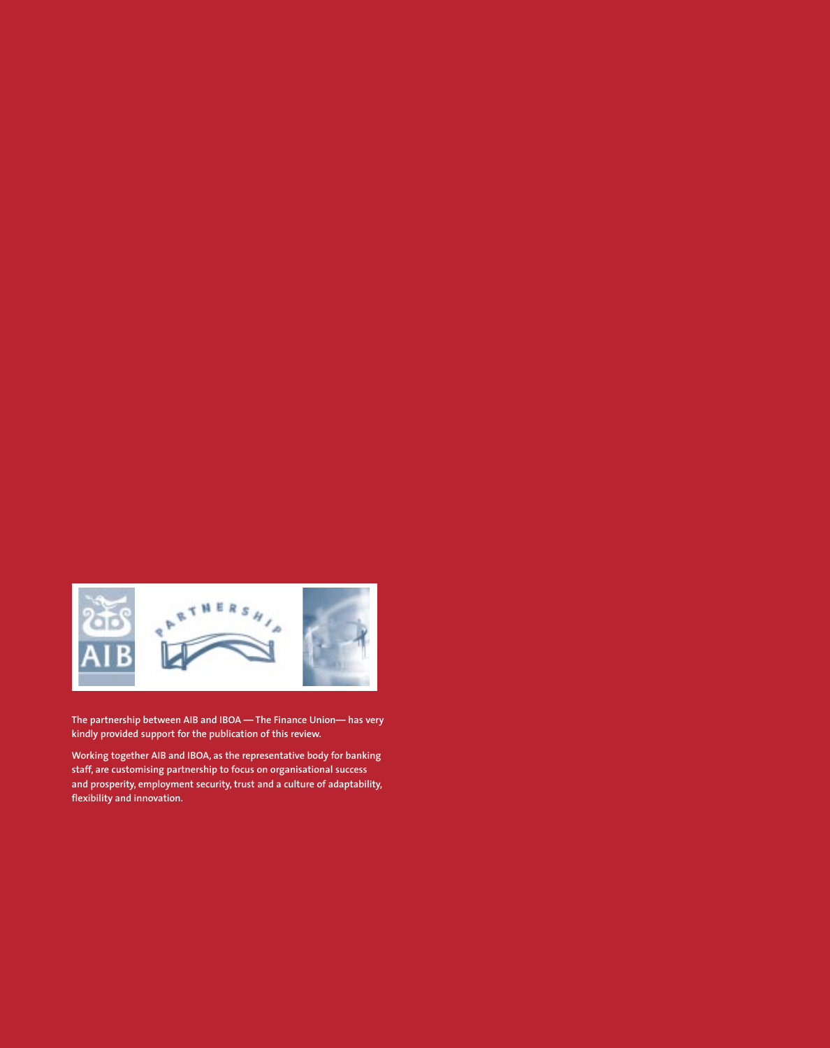The partnership between AIB and IBOA — The Finance Union— has very kindly provided support for the publication of this review.

Working together AIB and IBOA, as the representative body for banking staff, are customising partnership to focus on organisational success and prosperity, employment security, trust and a culture of adaptability, flexibility and innovation.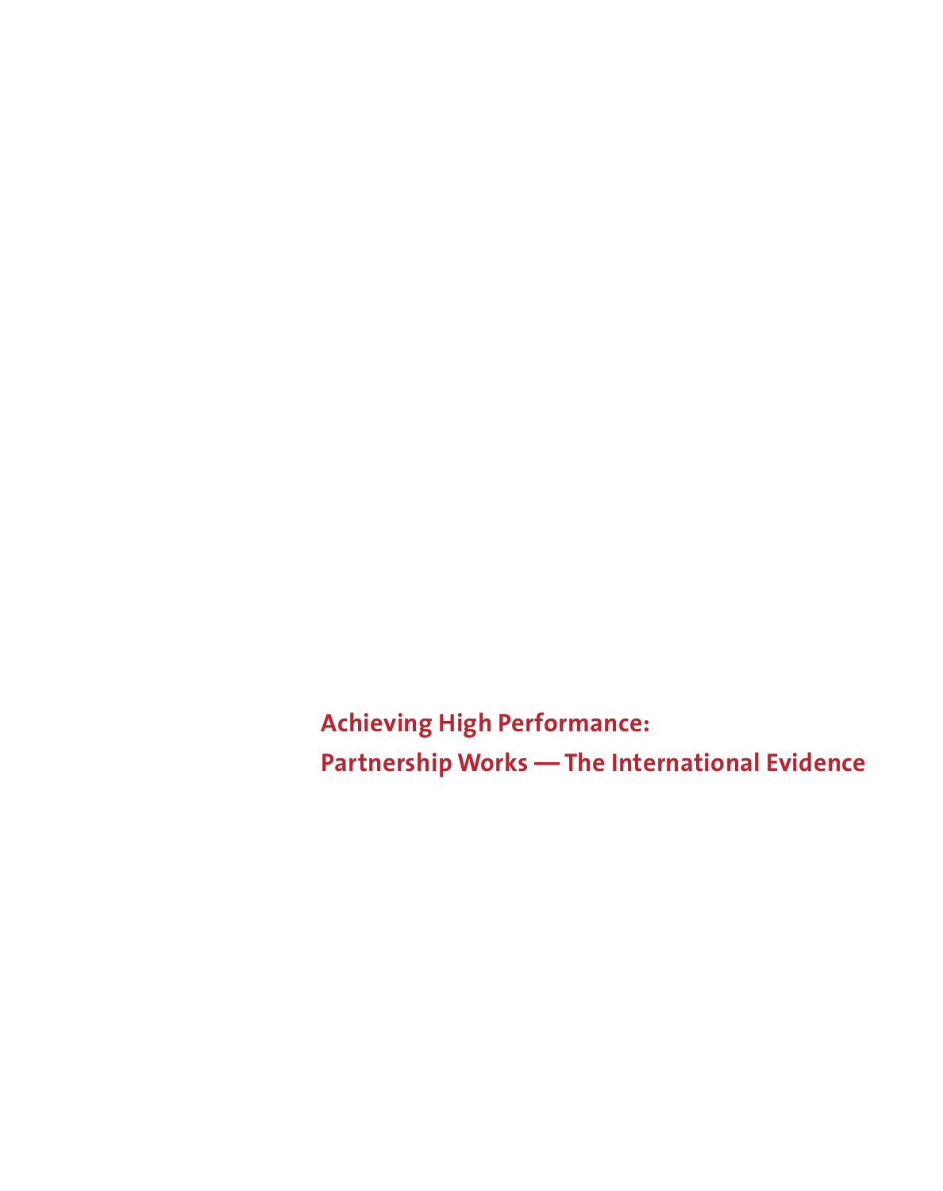# Achieving High Performance: Partnership Works — The International Evidence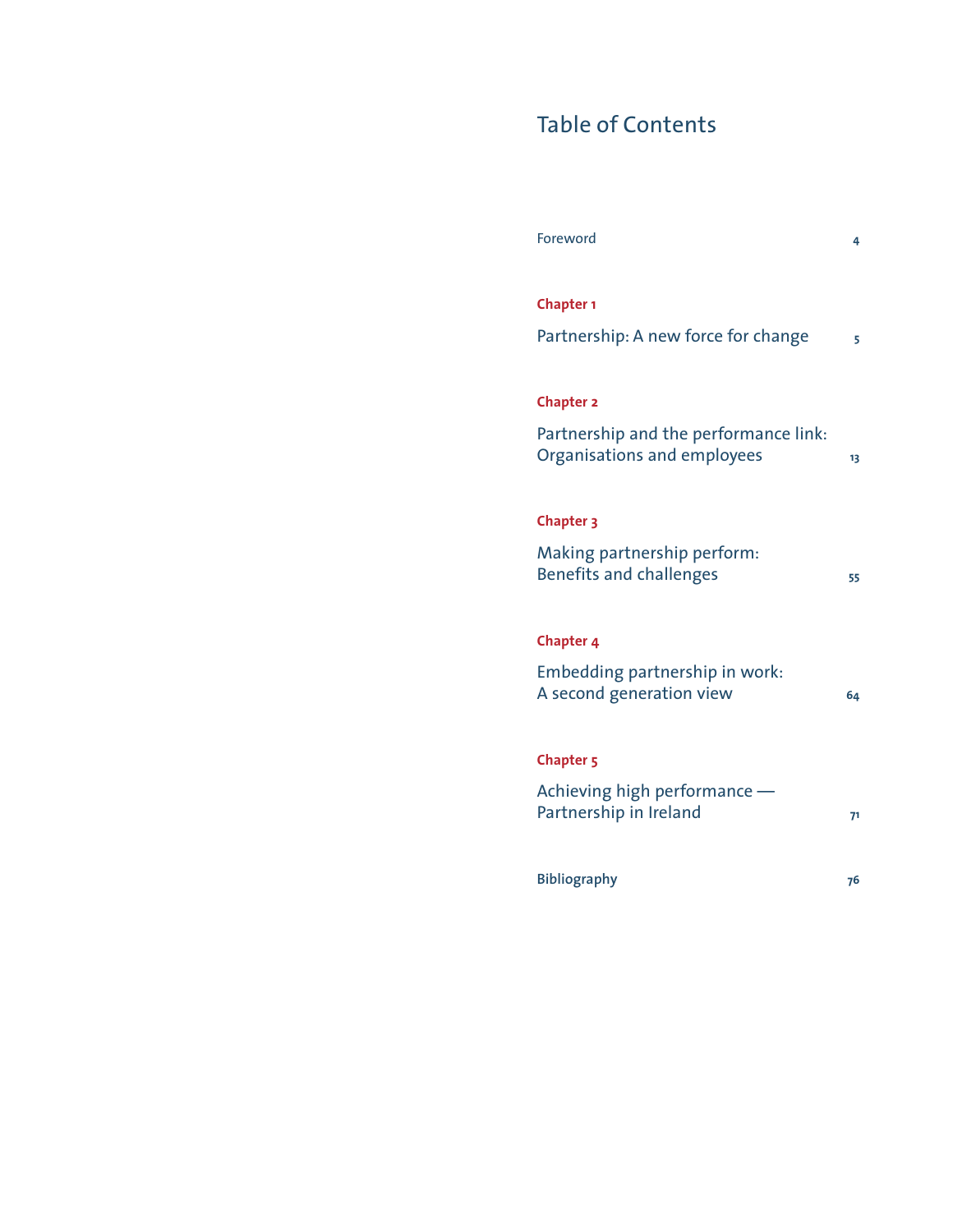# Table of Contents

| | |
|---|---|
| Foreword | 4 |
| **Chapter 1** | |
| Partnership: A new force for change | 5 |
| **Chapter 2** | |
| Partnership and the performance link: Organisations and employees | 13 |
| **Chapter 3** | |
| Making partnership perform: Benefits and challenges | 55 |
| **Chapter 4** | |
| Embedding partnership in work: A second generation view | 64 |
| **Chapter 5** | |
| Achieving high performance — Partnership in Ireland | 71 |
| Bibliography | 76 |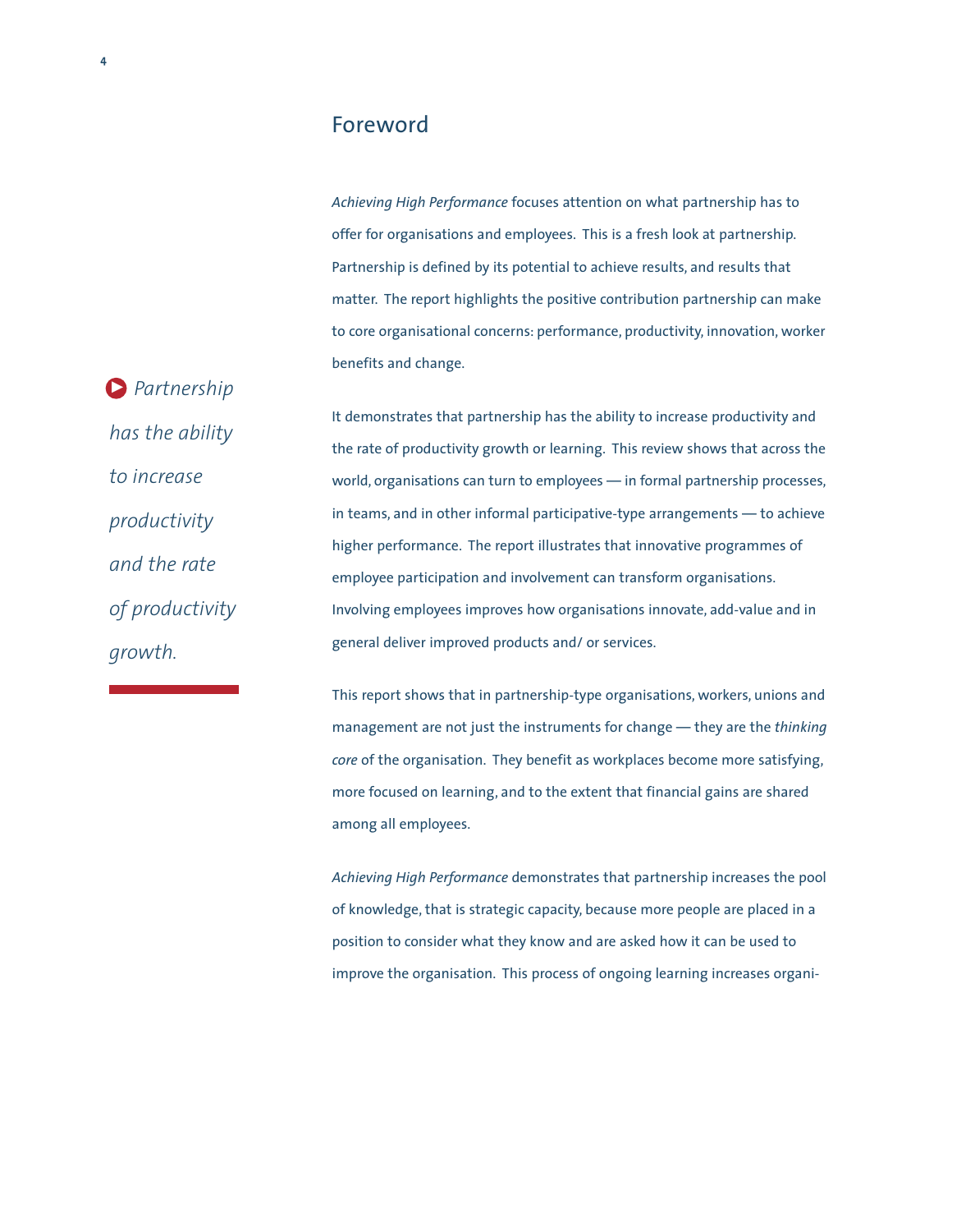## Foreword

*Achieving High Performance* focuses attention on what partnership has to offer for organisations and employees. This is a fresh look at partnership. Partnership is defined by its potential to achieve results, and results that matter. The report highlights the positive contribution partnership can make to core organisational concerns: performance, productivity, innovation, worker benefits and change.

*Partnership has the ability to increase productivity and the rate of productivity growth.*

It demonstrates that partnership has the ability to increase productivity and the rate of productivity growth or learning. This review shows that across the world, organisations can turn to employees — in formal partnership processes, in teams, and in other informal participative-type arrangements — to achieve higher performance. The report illustrates that innovative programmes of employee participation and involvement can transform organisations. Involving employees improves how organisations innovate, add-value and in general deliver improved products and/ or services.

This report shows that in partnership-type organisations, workers, unions and management are not just the instruments for change — they are the *thinking core* of the organisation. They benefit as workplaces become more satisfying, more focused on learning, and to the extent that financial gains are shared among all employees.

*Achieving High Performance* demonstrates that partnership increases the pool of knowledge, that is strategic capacity, because more people are placed in a position to consider what they know and are asked how it can be used to improve the organisation. This process of ongoing learning increases organi-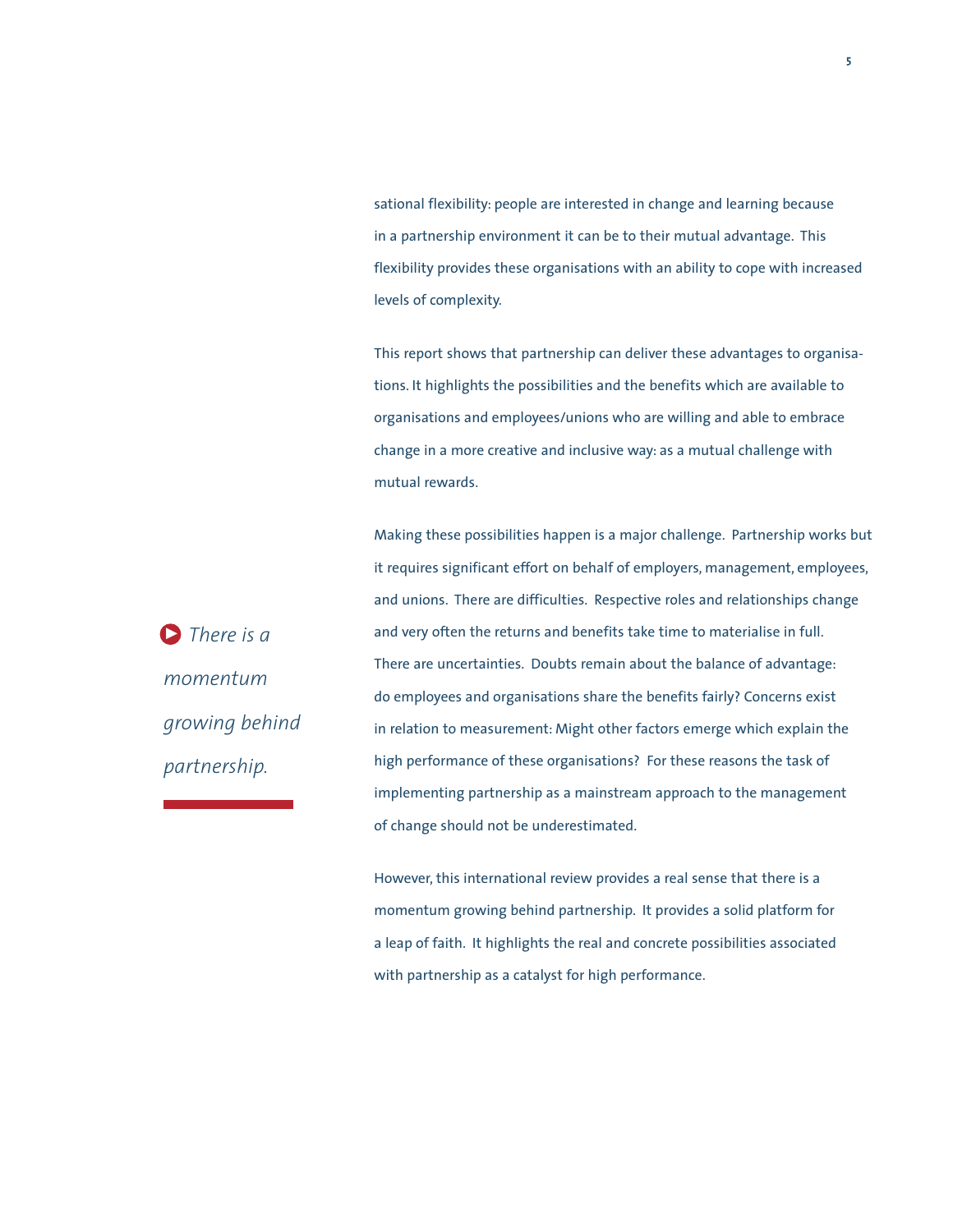sational flexibility: people are interested in change and learning because in a partnership environment it can be to their mutual advantage. This flexibility provides these organisations with an ability to cope with increased levels of complexity.

This report shows that partnership can deliver these advantages to organisations. It highlights the possibilities and the benefits which are available to organisations and employees/unions who are willing and able to embrace change in a more creative and inclusive way: as a mutual challenge with mutual rewards.

*There is a momentum growing behind partnership.*

Making these possibilities happen is a major challenge. Partnership works but it requires significant effort on behalf of employers, management, employees, and unions. There are difficulties. Respective roles and relationships change and very often the returns and benefits take time to materialise in full. There are uncertainties. Doubts remain about the balance of advantage: do employees and organisations share the benefits fairly? Concerns exist in relation to measurement: Might other factors emerge which explain the high performance of these organisations? For these reasons the task of implementing partnership as a mainstream approach to the management of change should not be underestimated.

However, this international review provides a real sense that there is a momentum growing behind partnership. It provides a solid platform for a leap of faith. It highlights the real and concrete possibilities associated with partnership as a catalyst for high performance.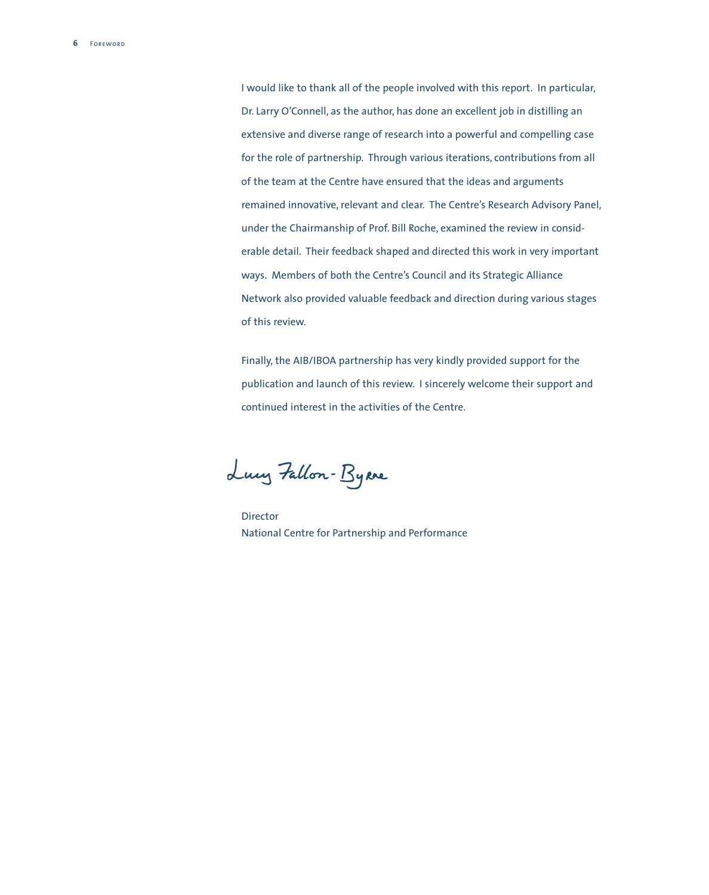I would like to thank all of the people involved with this report. In particular, Dr. Larry O'Connell, as the author, has done an excellent job in distilling an extensive and diverse range of research into a powerful and compelling case for the role of partnership. Through various iterations, contributions from all of the team at the Centre have ensured that the ideas and arguments remained innovative, relevant and clear. The Centre's Research Advisory Panel, under the Chairmanship of Prof. Bill Roche, examined the review in considerable detail. Their feedback shaped and directed this work in very important ways. Members of both the Centre's Council and its Strategic Alliance Network also provided valuable feedback and direction during various stages of this review.

Finally, the AIB/IBOA partnership has very kindly provided support for the publication and launch of this review. I sincerely welcome their support and continued interest in the activities of the Centre.

Lucy Fallon-Byrne

Director
National Centre for Partnership and Performance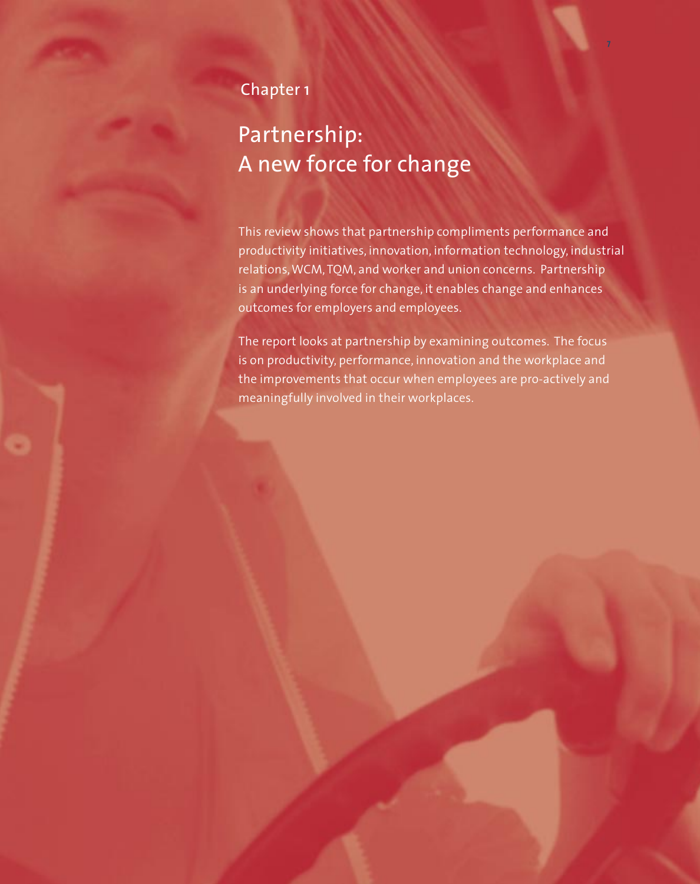Chapter 1

# Partnership: A new force for change

This review shows that partnership compliments performance and productivity initiatives, innovation, information technology, industrial relations, WCM, TQM, and worker and union concerns. Partnership is an underlying force for change, it enables change and enhances outcomes for employers and employees.

The report looks at partnership by examining outcomes. The focus is on productivity, performance, innovation and the workplace and the improvements that occur when employees are pro-actively and meaningfully involved in their workplaces.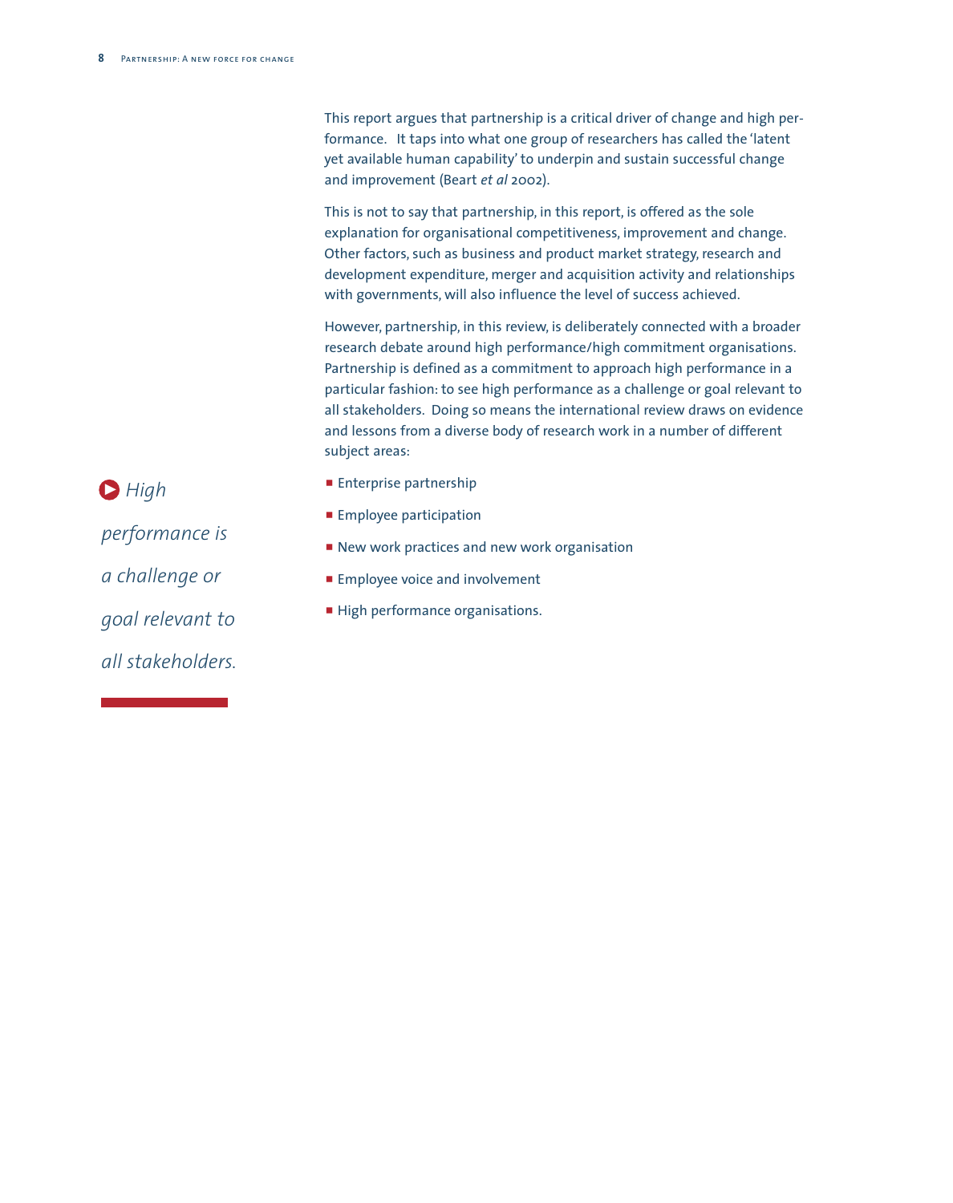This report argues that partnership is a critical driver of change and high performance. It taps into what one group of researchers has called the 'latent yet available human capability' to underpin and sustain successful change and improvement (Beart *et al* 2002).

This is not to say that partnership, in this report, is offered as the sole explanation for organisational competitiveness, improvement and change. Other factors, such as business and product market strategy, research and development expenditure, merger and acquisition activity and relationships with governments, will also influence the level of success achieved.

However, partnership, in this review, is deliberately connected with a broader research debate around high performance/high commitment organisations. Partnership is defined as a commitment to approach high performance in a particular fashion: to see high performance as a challenge or goal relevant to all stakeholders. Doing so means the international review draws on evidence and lessons from a diverse body of research work in a number of different subject areas:

- Enterprise partnership
- Employee participation
- New work practices and new work organisation
- Employee voice and involvement
- High performance organisations.

> *High performance is a challenge or goal relevant to all stakeholders.*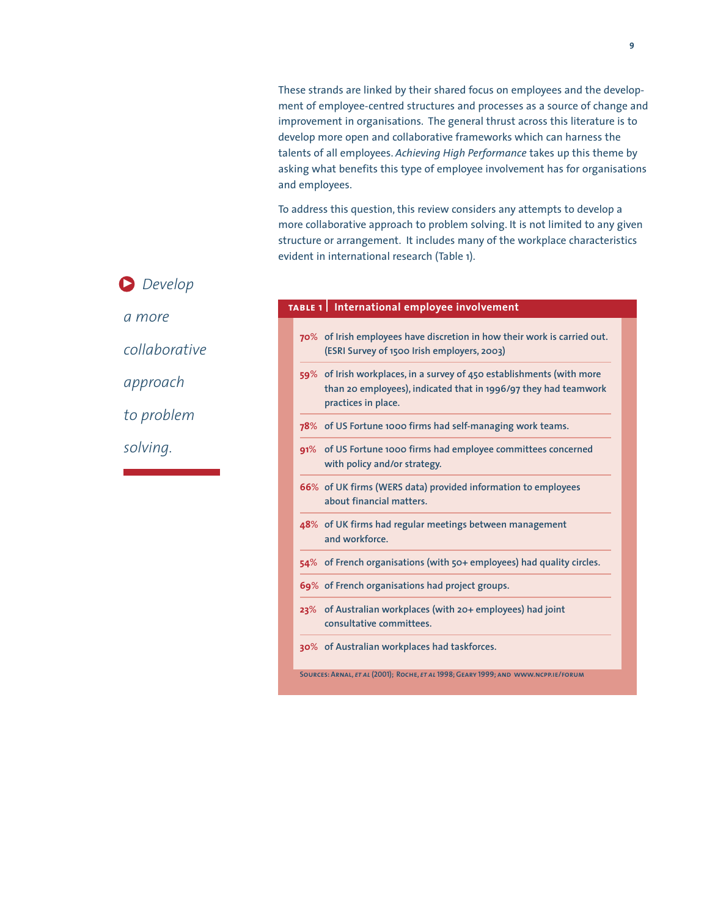These strands are linked by their shared focus on employees and the development of employee-centred structures and processes as a source of change and improvement in organisations. The general thrust across this literature is to develop more open and collaborative frameworks which can harness the talents of all employees. *Achieving High Performance* takes up this theme by asking what benefits this type of employee involvement has for organisations and employees.

To address this question, this review considers any attempts to develop a more collaborative approach to problem solving. It is not limited to any given structure or arrangement. It includes many of the workplace characteristics evident in international research (Table 1).

*Develop a more collaborative approach to problem solving.*

**TABLE 1 | International employee involvement**

| % | Description |
|---|---|
| 70% | of Irish employees have discretion in how their work is carried out. (ESRI Survey of 1500 Irish employers, 2003) |
| 59% | of Irish workplaces, in a survey of 450 establishments (with more than 20 employees), indicated that in 1996/97 they had teamwork practices in place. |
| 78% | of US Fortune 1000 firms had self-managing work teams. |
| 91% | of US Fortune 1000 firms had employee committees concerned with policy and/or strategy. |
| 66% | of UK firms (WERS data) provided information to employees about financial matters. |
| 48% | of UK firms had regular meetings between management and workforce. |
| 54% | of French organisations (with 50+ employees) had quality circles. |
| 69% | of French organisations had project groups. |
| 23% | of Australian workplaces (with 20+ employees) had joint consultative committees. |
| 30% | of Australian workplaces had taskforces. |

Sources: Arnal, *et al* (2001); Roche, *et al* 1998; Geary 1999; and www.ncpp.ie/forum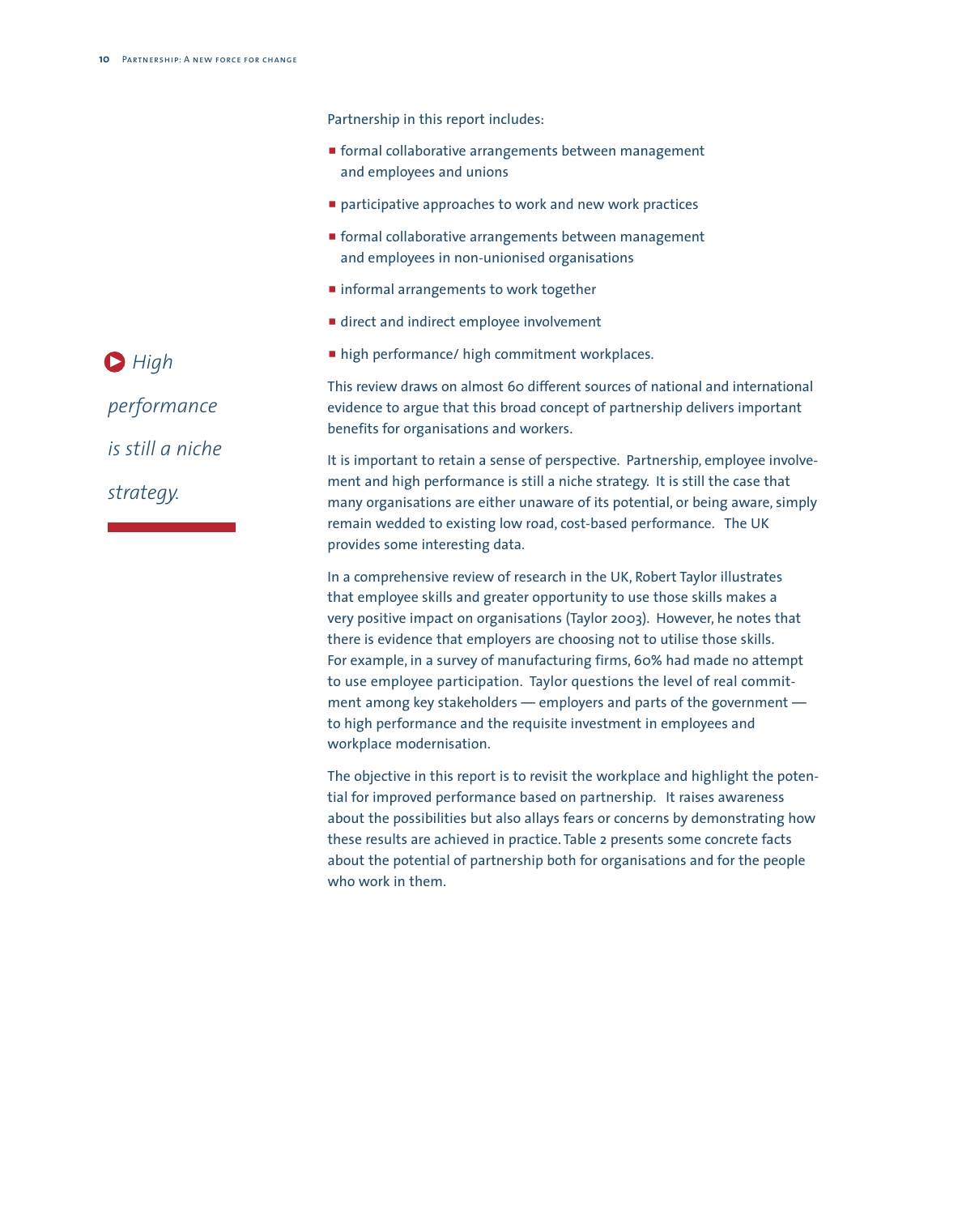Partnership in this report includes:

- formal collaborative arrangements between management and employees and unions
- participative approaches to work and new work practices
- formal collaborative arrangements between management and employees in non-unionised organisations
- informal arrangements to work together
- direct and indirect employee involvement
- high performance/ high commitment workplaces.

> *High performance is still a niche strategy.*

This review draws on almost 60 different sources of national and international evidence to argue that this broad concept of partnership delivers important benefits for organisations and workers.

It is important to retain a sense of perspective. Partnership, employee involvement and high performance is still a niche strategy. It is still the case that many organisations are either unaware of its potential, or being aware, simply remain wedded to existing low road, cost-based performance. The UK provides some interesting data.

In a comprehensive review of research in the UK, Robert Taylor illustrates that employee skills and greater opportunity to use those skills makes a very positive impact on organisations (Taylor 2003). However, he notes that there is evidence that employers are choosing not to utilise those skills. For example, in a survey of manufacturing firms, 60% had made no attempt to use employee participation. Taylor questions the level of real commitment among key stakeholders — employers and parts of the government — to high performance and the requisite investment in employees and workplace modernisation.

The objective in this report is to revisit the workplace and highlight the potential for improved performance based on partnership. It raises awareness about the possibilities but also allays fears or concerns by demonstrating how these results are achieved in practice. Table 2 presents some concrete facts about the potential of partnership both for organisations and for the people who work in them.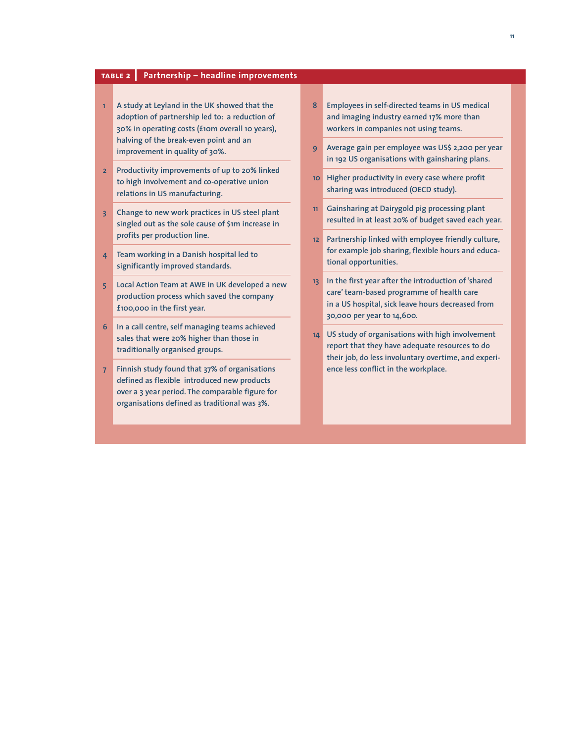**TABLE 2 Partnership – headline improvements**

1. A study at Leyland in the UK showed that the adoption of partnership led to: a reduction of 30% in operating costs (£10m overall 10 years), halving of the break-even point and an improvement in quality of 30%.
2. Productivity improvements of up to 20% linked to high involvement and co-operative union relations in US manufacturing.
3. Change to new work practices in US steel plant singled out as the sole cause of $1m increase in profits per production line.
4. Team working in a Danish hospital led to significantly improved standards.
5. Local Action Team at AWE in UK developed a new production process which saved the company £100,000 in the first year.
6. In a call centre, self managing teams achieved sales that were 20% higher than those in traditionally organised groups.
7. Finnish study found that 37% of organisations defined as flexible introduced new products over a 3 year period. The comparable figure for organisations defined as traditional was 3%.
8. Employees in self-directed teams in US medical and imaging industry earned 17% more than workers in companies not using teams.
9. Average gain per employee was US$ 2,200 per year in 192 US organisations with gainsharing plans.
10. Higher productivity in every case where profit sharing was introduced (OECD study).
11. Gainsharing at Dairygold pig processing plant resulted in at least 20% of budget saved each year.
12. Partnership linked with employee friendly culture, for example job sharing, flexible hours and educational opportunities.
13. In the first year after the introduction of 'shared care' team-based programme of health care in a US hospital, sick leave hours decreased from 30,000 per year to 14,600.
14. US study of organisations with high involvement report that they have adequate resources to do their job, do less involuntary overtime, and experience less conflict in the workplace.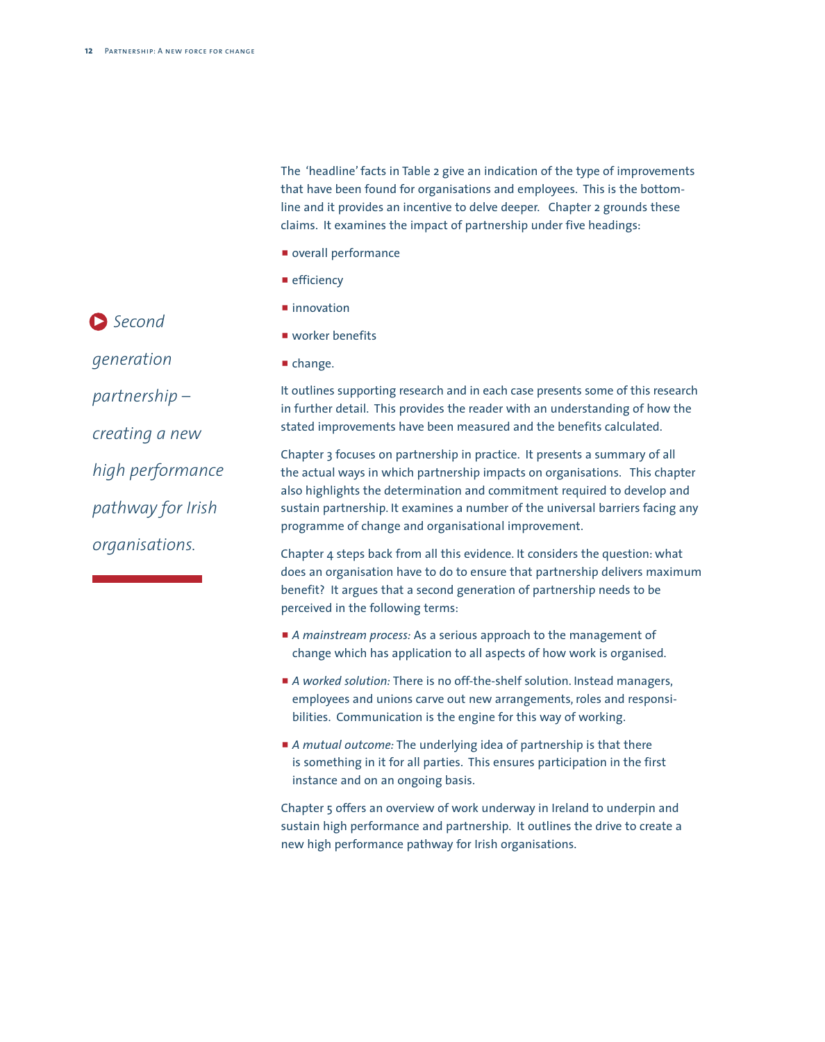The 'headline' facts in Table 2 give an indication of the type of improvements that have been found for organisations and employees. This is the bottom-line and it provides an incentive to delve deeper. Chapter 2 grounds these claims. It examines the impact of partnership under five headings:

- overall performance
- efficiency
- innovation
- worker benefits
- change.

*Second generation partnership – creating a new high performance pathway for Irish organisations.*

It outlines supporting research and in each case presents some of this research in further detail. This provides the reader with an understanding of how the stated improvements have been measured and the benefits calculated.

Chapter 3 focuses on partnership in practice. It presents a summary of all the actual ways in which partnership impacts on organisations. This chapter also highlights the determination and commitment required to develop and sustain partnership. It examines a number of the universal barriers facing any programme of change and organisational improvement.

Chapter 4 steps back from all this evidence. It considers the question: what does an organisation have to do to ensure that partnership delivers maximum benefit? It argues that a second generation of partnership needs to be perceived in the following terms:

- *A mainstream process:* As a serious approach to the management of change which has application to all aspects of how work is organised.
- *A worked solution:* There is no off-the-shelf solution. Instead managers, employees and unions carve out new arrangements, roles and responsibilities. Communication is the engine for this way of working.
- *A mutual outcome:* The underlying idea of partnership is that there is something in it for all parties. This ensures participation in the first instance and on an ongoing basis.

Chapter 5 offers an overview of work underway in Ireland to underpin and sustain high performance and partnership. It outlines the drive to create a new high performance pathway for Irish organisations.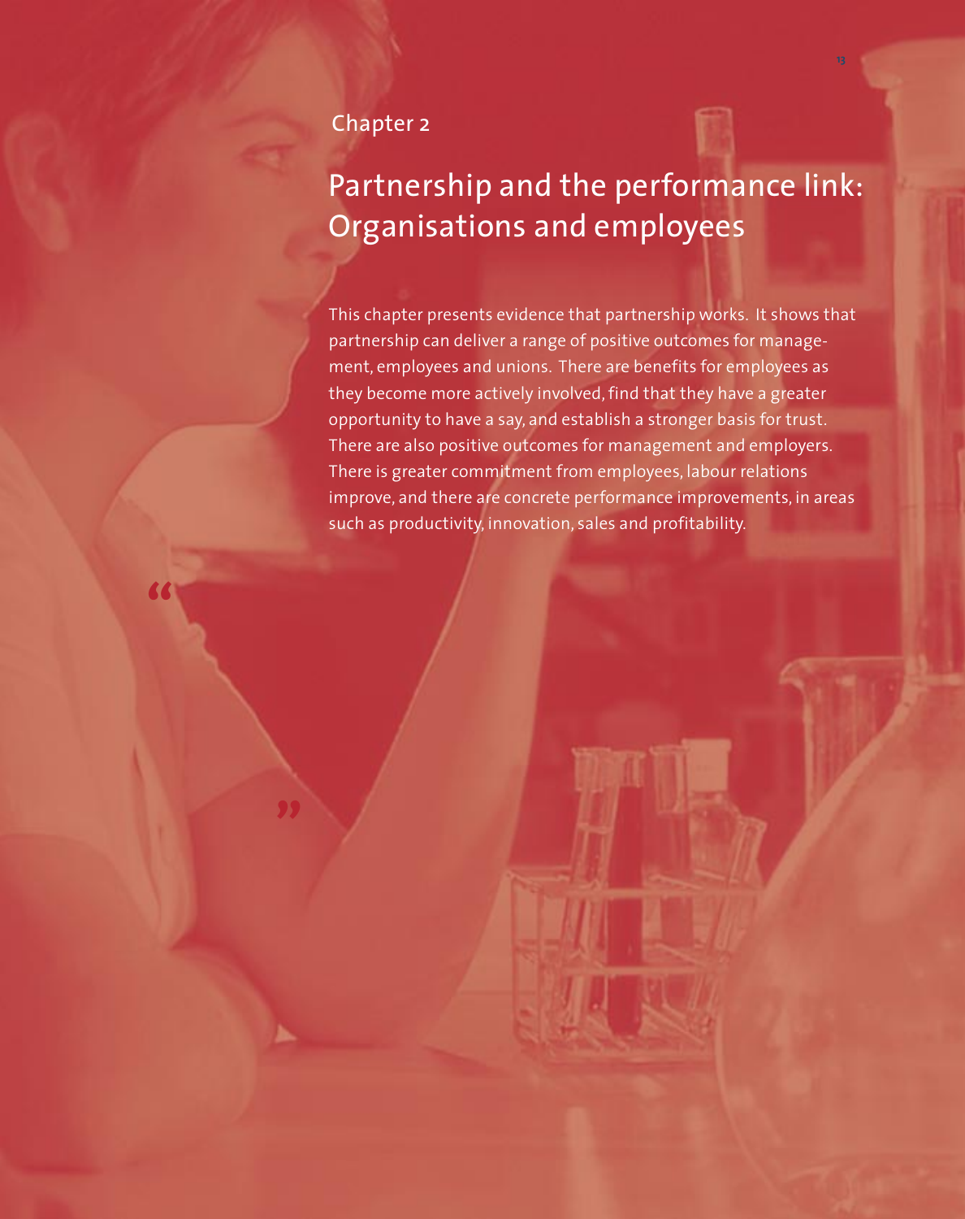Chapter 2

# Partnership and the performance link: Organisations and employees

This chapter presents evidence that partnership works. It shows that partnership can deliver a range of positive outcomes for management, employees and unions. There are benefits for employees as they become more actively involved, find that they have a greater opportunity to have a say, and establish a stronger basis for trust. There are also positive outcomes for management and employers. There is greater commitment from employees, labour relations improve, and there are concrete performance improvements, in areas such as productivity, innovation, sales and profitability.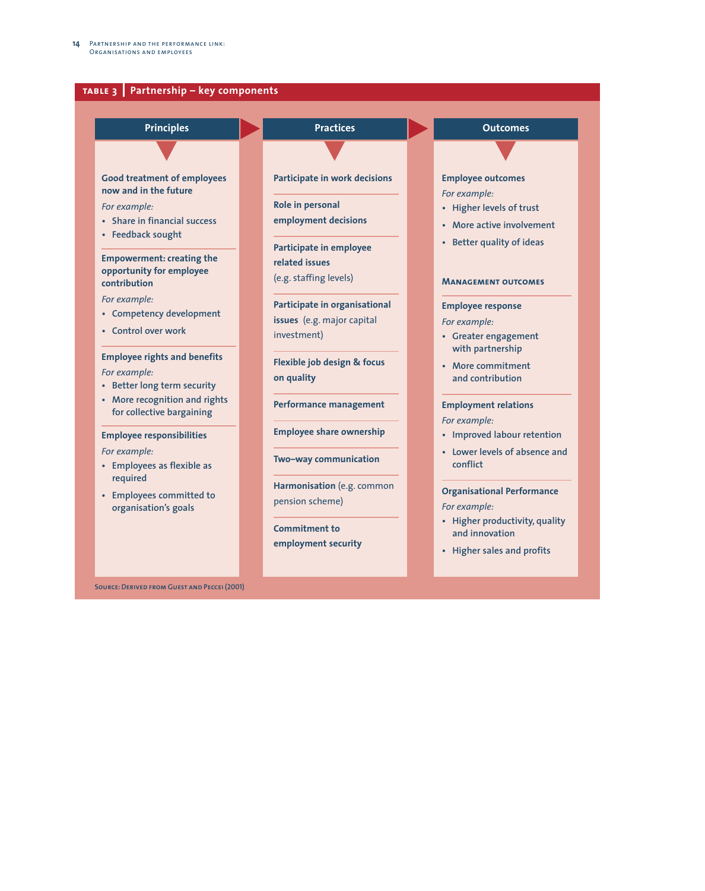**TABLE 3 | Partnership – key components**

| Principles | Practices | Outcomes |
|---|---|---|
| **Good treatment of employees now and in the future**<br>*For example:*<br>• Share in financial success<br>• Feedback sought | **Participate in work decisions** | **Employee outcomes**<br>*For example:*<br>• Higher levels of trust<br>• More active involvement<br>• Better quality of ideas |
| **Empowerment: creating the opportunity for employee contribution**<br>*For example:*<br>• Competency development<br>• Control over work | **Role in personal employment decisions** | **MANAGEMENT OUTCOMES** |
| **Employee rights and benefits**<br>*For example:*<br>• Better long term security<br>• More recognition and rights for collective bargaining | **Participate in employee related issues** (e.g. staffing levels) | **Employee response**<br>*For example:*<br>• Greater engagement with partnership<br>• More commitment and contribution |
| **Employee responsibilities**<br>*For example:*<br>• Employees as flexible as required<br>• Employees committed to organisation's goals | **Participate in organisational issues** (e.g. major capital investment) | **Employment relations**<br>*For example:*<br>• Improved labour retention<br>• Lower levels of absence and conflict |
| | **Flexible job design & focus on quality** | **Organisational Performance**<br>*For example:*<br>• Higher productivity, quality and innovation<br>• Higher sales and profits |
| | **Performance management** | |
| | **Employee share ownership** | |
| | **Two–way communication** | |
| | **Harmonisation** (e.g. common pension scheme) | |
| | **Commitment to employment security** | |

SOURCE: DERIVED FROM GUEST AND PECCEI (2001)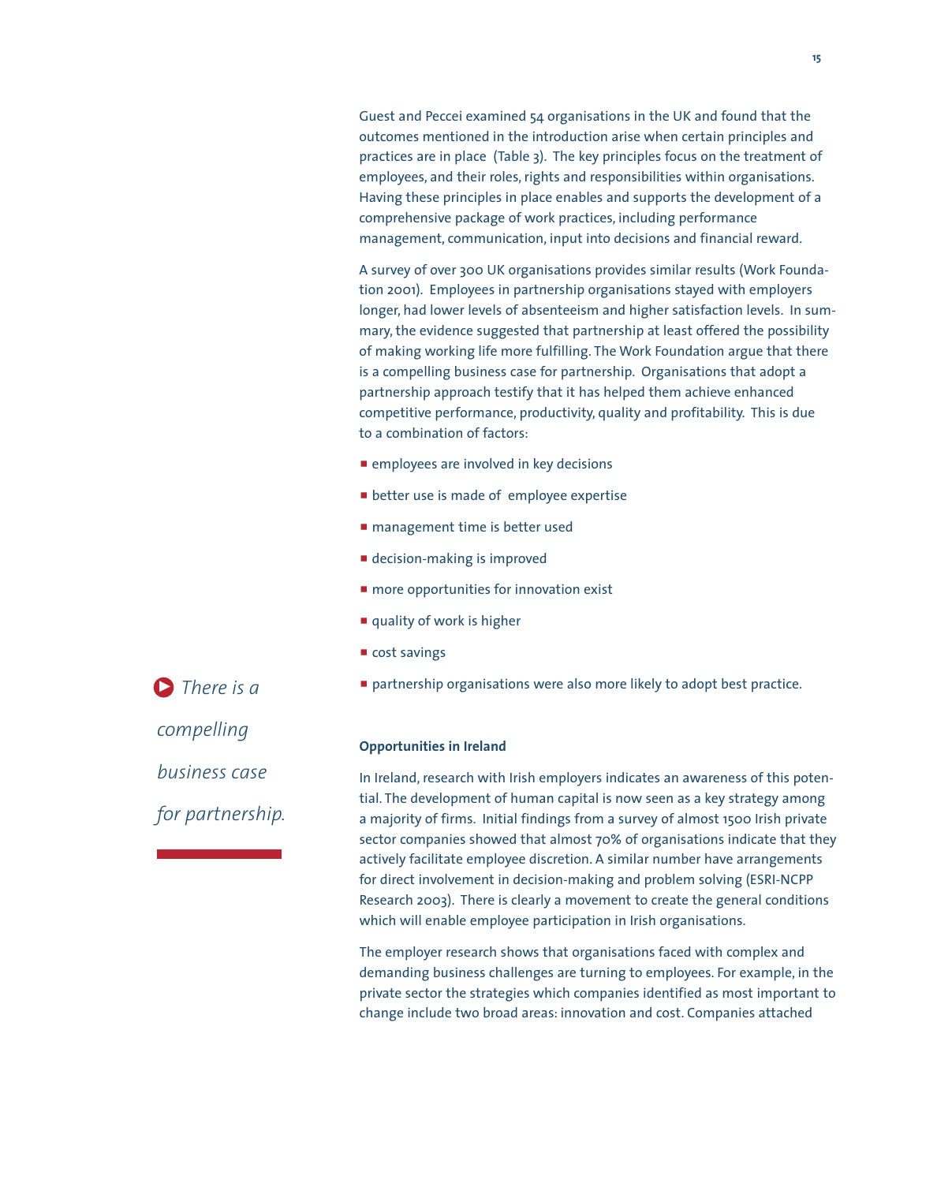Guest and Peccei examined 54 organisations in the UK and found that the outcomes mentioned in the introduction arise when certain principles and practices are in place (Table 3). The key principles focus on the treatment of employees, and their roles, rights and responsibilities within organisations. Having these principles in place enables and supports the development of a comprehensive package of work practices, including performance management, communication, input into decisions and financial reward.

A survey of over 300 UK organisations provides similar results (Work Foundation 2001). Employees in partnership organisations stayed with employers longer, had lower levels of absenteeism and higher satisfaction levels. In summary, the evidence suggested that partnership at least offered the possibility of making working life more fulfilling. The Work Foundation argue that there is a compelling business case for partnership. Organisations that adopt a partnership approach testify that it has helped them achieve enhanced competitive performance, productivity, quality and profitability. This is due to a combination of factors:

- employees are involved in key decisions
- better use is made of employee expertise
- management time is better used
- decision-making is improved
- more opportunities for innovation exist
- quality of work is higher
- cost savings
- partnership organisations were also more likely to adopt best practice.

*There is a compelling business case for partnership.*

### Opportunities in Ireland

In Ireland, research with Irish employers indicates an awareness of this potential. The development of human capital is now seen as a key strategy among a majority of firms. Initial findings from a survey of almost 1500 Irish private sector companies showed that almost 70% of organisations indicate that they actively facilitate employee discretion. A similar number have arrangements for direct involvement in decision-making and problem solving (ESRI-NCPP Research 2003). There is clearly a movement to create the general conditions which will enable employee participation in Irish organisations.

The employer research shows that organisations faced with complex and demanding business challenges are turning to employees. For example, in the private sector the strategies which companies identified as most important to change include two broad areas: innovation and cost. Companies attached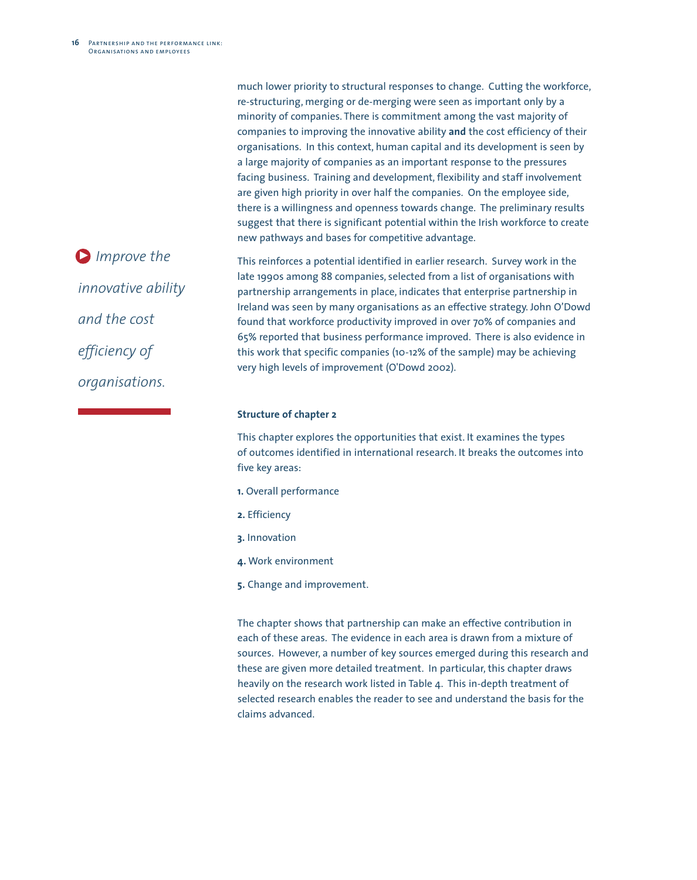much lower priority to structural responses to change. Cutting the workforce, re-structuring, merging or de-merging were seen as important only by a minority of companies. There is commitment among the vast majority of companies to improving the innovative ability **and** the cost efficiency of their organisations. In this context, human capital and its development is seen by a large majority of companies as an important response to the pressures facing business. Training and development, flexibility and staff involvement are given high priority in over half the companies. On the employee side, there is a willingness and openness towards change. The preliminary results suggest that there is significant potential within the Irish workforce to create new pathways and bases for competitive advantage.

*Improve the innovative ability and the cost efficiency of organisations.*

This reinforces a potential identified in earlier research. Survey work in the late 1990s among 88 companies, selected from a list of organisations with partnership arrangements in place, indicates that enterprise partnership in Ireland was seen by many organisations as an effective strategy. John O'Dowd found that workforce productivity improved in over 70% of companies and 65% reported that business performance improved. There is also evidence in this work that specific companies (10-12% of the sample) may be achieving very high levels of improvement (O'Dowd 2002).

**Structure of chapter 2**

This chapter explores the opportunities that exist. It examines the types of outcomes identified in international research. It breaks the outcomes into five key areas:

1. Overall performance
2. Efficiency
3. Innovation
4. Work environment
5. Change and improvement.

The chapter shows that partnership can make an effective contribution in each of these areas. The evidence in each area is drawn from a mixture of sources. However, a number of key sources emerged during this research and these are given more detailed treatment. In particular, this chapter draws heavily on the research work listed in Table 4. This in-depth treatment of selected research enables the reader to see and understand the basis for the claims advanced.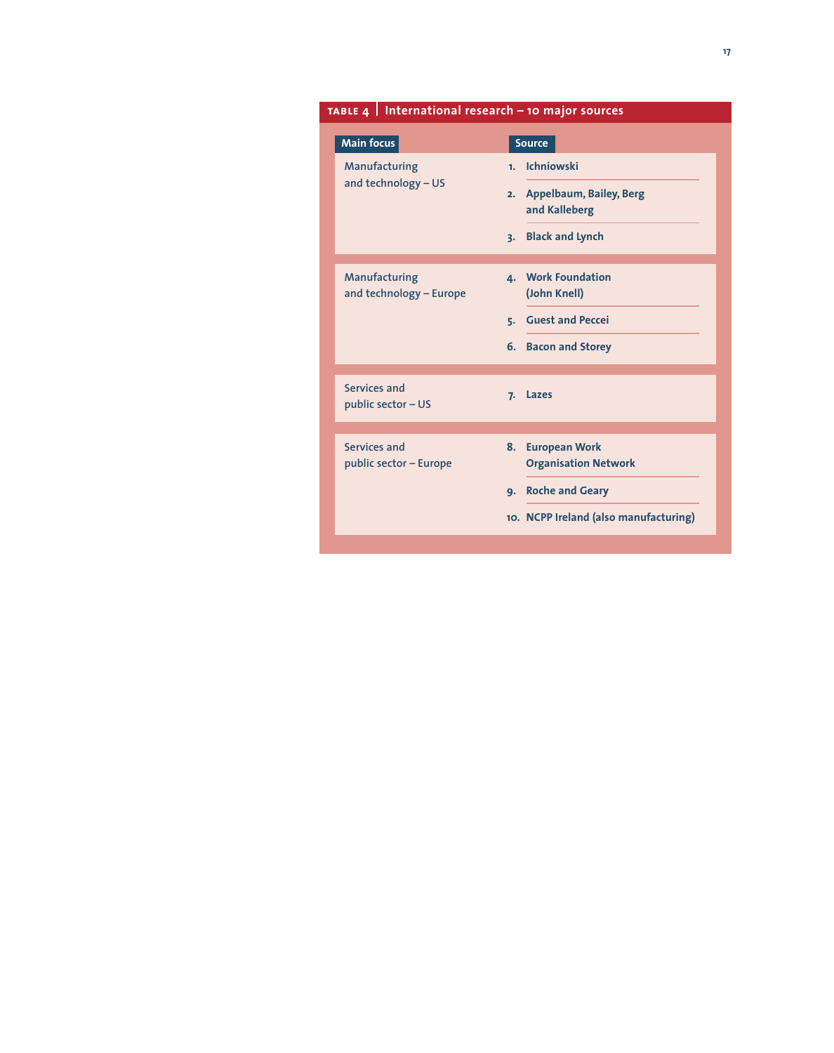**TABLE 4** | **International research – 10 major sources**

| Main focus | Source |
|---|---|
| Manufacturing and technology – US | 1. Ichniowski |
| | 2. Appelbaum, Bailey, Berg and Kalleberg |
| | 3. Black and Lynch |
| Manufacturing and technology – Europe | 4. Work Foundation (John Knell) |
| | 5. Guest and Peccei |
| | 6. Bacon and Storey |
| Services and public sector – US | 7. Lazes |
| Services and public sector – Europe | 8. European Work Organisation Network |
| | 9. Roche and Geary |
| | 10. NCPP Ireland (also manufacturing) |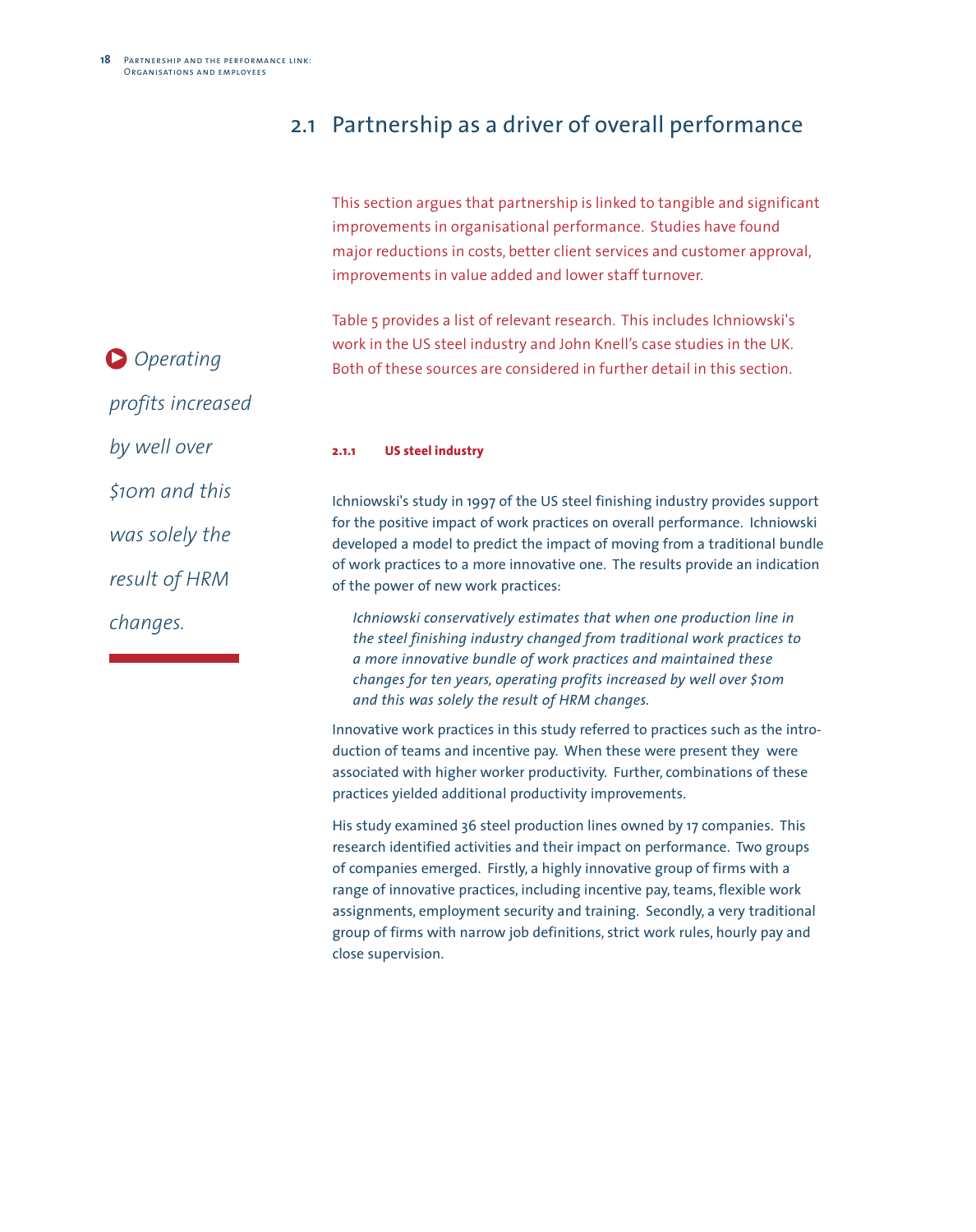## 2.1 Partnership as a driver of overall performance

This section argues that partnership is linked to tangible and significant improvements in organisational performance. Studies have found major reductions in costs, better client services and customer approval, improvements in value added and lower staff turnover.

Table 5 provides a list of relevant research. This includes Ichniowski's work in the US steel industry and John Knell's case studies in the UK. Both of these sources are considered in further detail in this section.

*Operating profits increased by well over $10m and this was solely the result of HRM changes.*

#### 2.1.1 US steel industry

Ichniowski's study in 1997 of the US steel finishing industry provides support for the positive impact of work practices on overall performance. Ichniowski developed a model to predict the impact of moving from a traditional bundle of work practices to a more innovative one. The results provide an indication of the power of new work practices:

> *Ichniowski conservatively estimates that when one production line in the steel finishing industry changed from traditional work practices to a more innovative bundle of work practices and maintained these changes for ten years, operating profits increased by well over $10m and this was solely the result of HRM changes.*

Innovative work practices in this study referred to practices such as the introduction of teams and incentive pay. When these were present they were associated with higher worker productivity. Further, combinations of these practices yielded additional productivity improvements.

His study examined 36 steel production lines owned by 17 companies. This research identified activities and their impact on performance. Two groups of companies emerged. Firstly, a highly innovative group of firms with a range of innovative practices, including incentive pay, teams, flexible work assignments, employment security and training. Secondly, a very traditional group of firms with narrow job definitions, strict work rules, hourly pay and close supervision.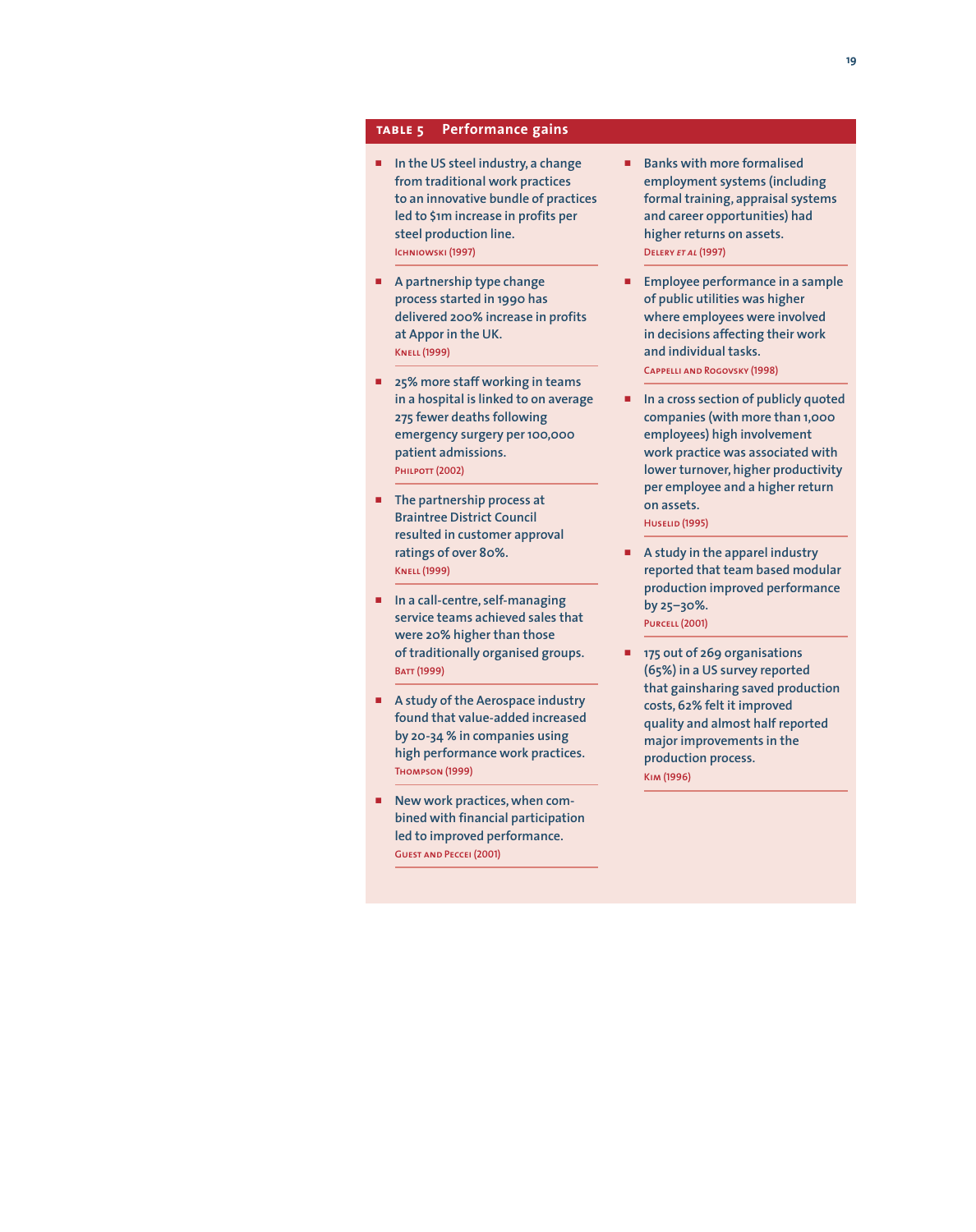## TABLE 5 Performance gains

- In the US steel industry, a change from traditional work practices to an innovative bundle of practices led to $1m increase in profits per steel production line.
  ICHNIOWSKI (1997)

- A partnership type change process started in 1990 has delivered 200% increase in profits at Appor in the UK.
  KNELL (1999)

- 25% more staff working in teams in a hospital is linked to on average 275 fewer deaths following emergency surgery per 100,000 patient admissions.
  PHILPOTT (2002)

- The partnership process at Braintree District Council resulted in customer approval ratings of over 80%.
  KNELL (1999)

- In a call-centre, self-managing service teams achieved sales that were 20% higher than those of traditionally organised groups.
  BATT (1999)

- A study of the Aerospace industry found that value-added increased by 20-34 % in companies using high performance work practices.
  THOMPSON (1999)

- New work practices, when combined with financial participation led to improved performance.
  GUEST AND PECCEI (2001)

- Banks with more formalised employment systems (including formal training, appraisal systems and career opportunities) had higher returns on assets.
  DELERY *ET AL* (1997)

- Employee performance in a sample of public utilities was higher where employees were involved in decisions affecting their work and individual tasks.
  CAPPELLI AND ROGOVSKY (1998)

- In a cross section of publicly quoted companies (with more than 1,000 employees) high involvement work practice was associated with lower turnover, higher productivity per employee and a higher return on assets.
  HUSELID (1995)

- A study in the apparel industry reported that team based modular production improved performance by 25–30%.
  PURCELL (2001)

- 175 out of 269 organisations (65%) in a US survey reported that gainsharing saved production costs, 62% felt it improved quality and almost half reported major improvements in the production process.
  KIM (1996)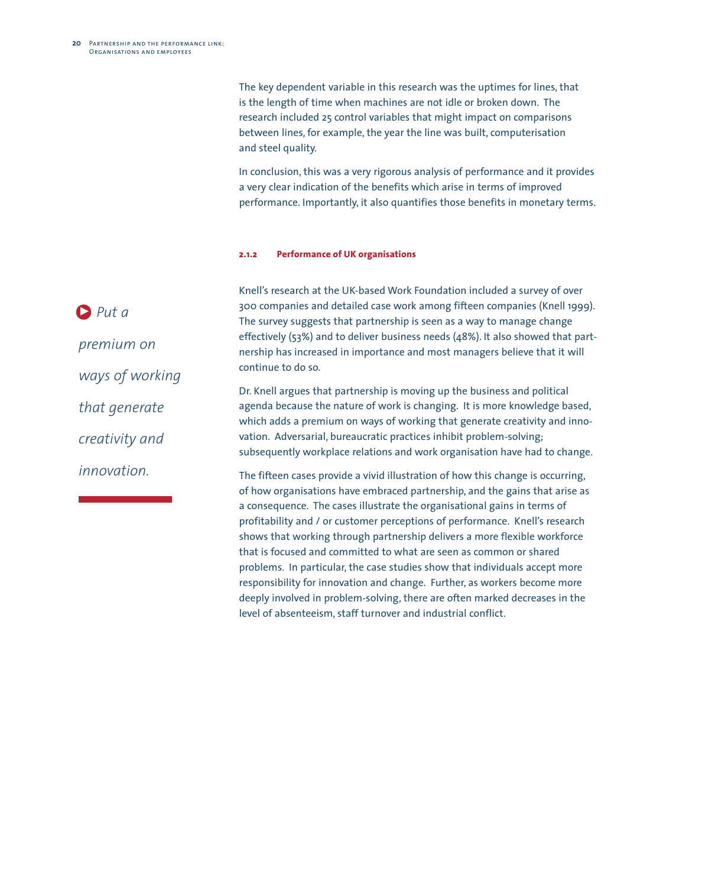The key dependent variable in this research was the uptimes for lines, that is the length of time when machines are not idle or broken down. The research included 25 control variables that might impact on comparisons between lines, for example, the year the line was built, computerisation and steel quality.

In conclusion, this was a very rigorous analysis of performance and it provides a very clear indication of the benefits which arise in terms of improved performance. Importantly, it also quantifies those benefits in monetary terms.

#### 2.1.2 Performance of UK organisations

> *Put a premium on ways of working that generate creativity and innovation.*

Knell's research at the UK-based Work Foundation included a survey of over 300 companies and detailed case work among fifteen companies (Knell 1999). The survey suggests that partnership is seen as a way to manage change effectively (53%) and to deliver business needs (48%). It also showed that partnership has increased in importance and most managers believe that it will continue to do so.

Dr. Knell argues that partnership is moving up the business and political agenda because the nature of work is changing. It is more knowledge based, which adds a premium on ways of working that generate creativity and innovation. Adversarial, bureaucratic practices inhibit problem-solving; subsequently workplace relations and work organisation have had to change.

The fifteen cases provide a vivid illustration of how this change is occurring, of how organisations have embraced partnership, and the gains that arise as a consequence. The cases illustrate the organisational gains in terms of profitability and / or customer perceptions of performance. Knell's research shows that working through partnership delivers a more flexible workforce that is focused and committed to what are seen as common or shared problems. In particular, the case studies show that individuals accept more responsibility for innovation and change. Further, as workers become more deeply involved in problem-solving, there are often marked decreases in the level of absenteeism, staff turnover and industrial conflict.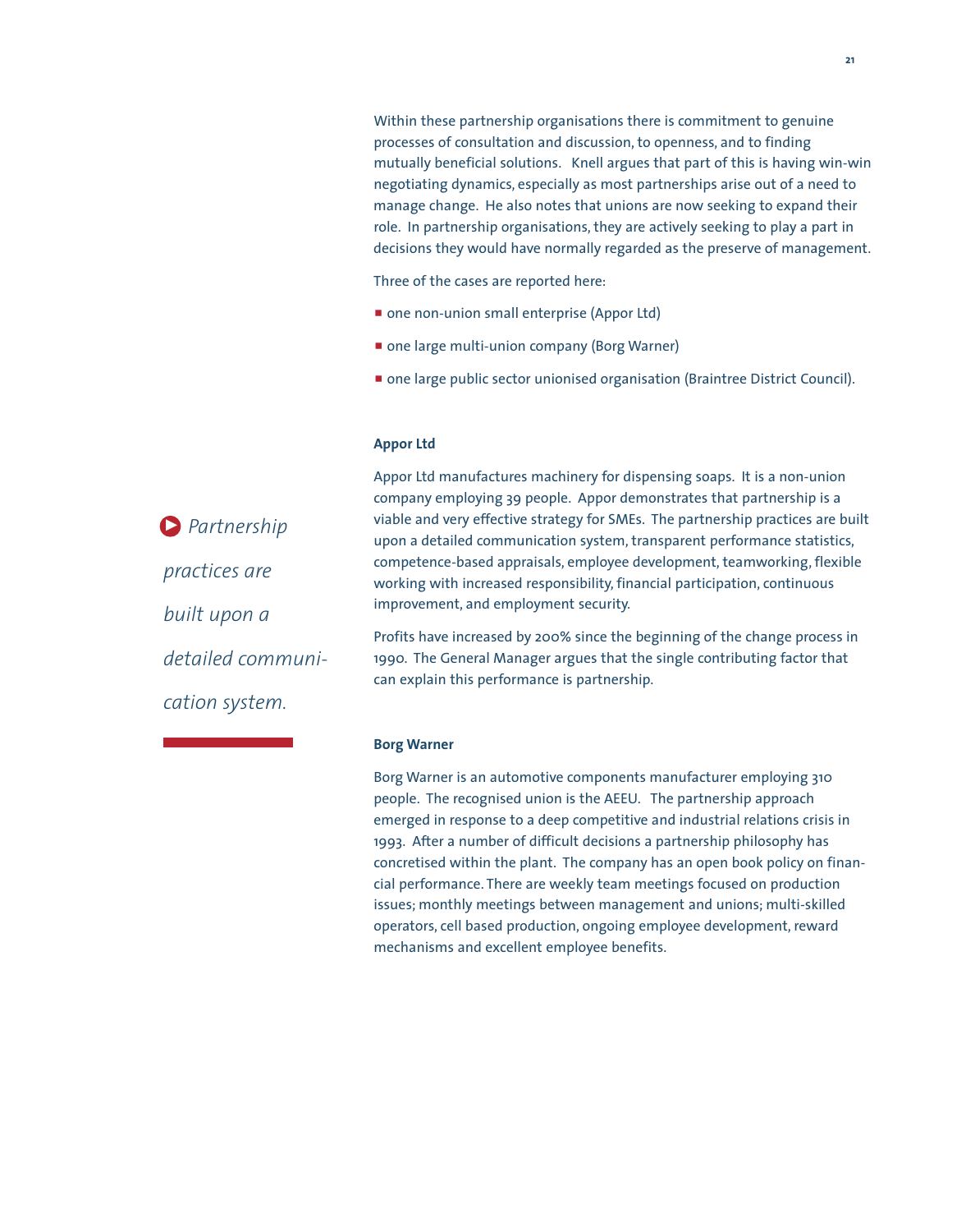Within these partnership organisations there is commitment to genuine processes of consultation and discussion, to openness, and to finding mutually beneficial solutions. Knell argues that part of this is having win-win negotiating dynamics, especially as most partnerships arise out of a need to manage change. He also notes that unions are now seeking to expand their role. In partnership organisations, they are actively seeking to play a part in decisions they would have normally regarded as the preserve of management.

Three of the cases are reported here:

- one non-union small enterprise (Appor Ltd)
- one large multi-union company (Borg Warner)
- one large public sector unionised organisation (Braintree District Council).

### Appor Ltd

Appor Ltd manufactures machinery for dispensing soaps. It is a non-union company employing 39 people. Appor demonstrates that partnership is a viable and very effective strategy for SMEs. The partnership practices are built upon a detailed communication system, transparent performance statistics, competence-based appraisals, employee development, teamworking, flexible working with increased responsibility, financial participation, continuous improvement, and employment security.

> *Partnership practices are built upon a detailed communication system.*

Profits have increased by 200% since the beginning of the change process in 1990. The General Manager argues that the single contributing factor that can explain this performance is partnership.

### Borg Warner

Borg Warner is an automotive components manufacturer employing 310 people. The recognised union is the AEEU. The partnership approach emerged in response to a deep competitive and industrial relations crisis in 1993. After a number of difficult decisions a partnership philosophy has concretised within the plant. The company has an open book policy on financial performance. There are weekly team meetings focused on production issues; monthly meetings between management and unions; multi-skilled operators, cell based production, ongoing employee development, reward mechanisms and excellent employee benefits.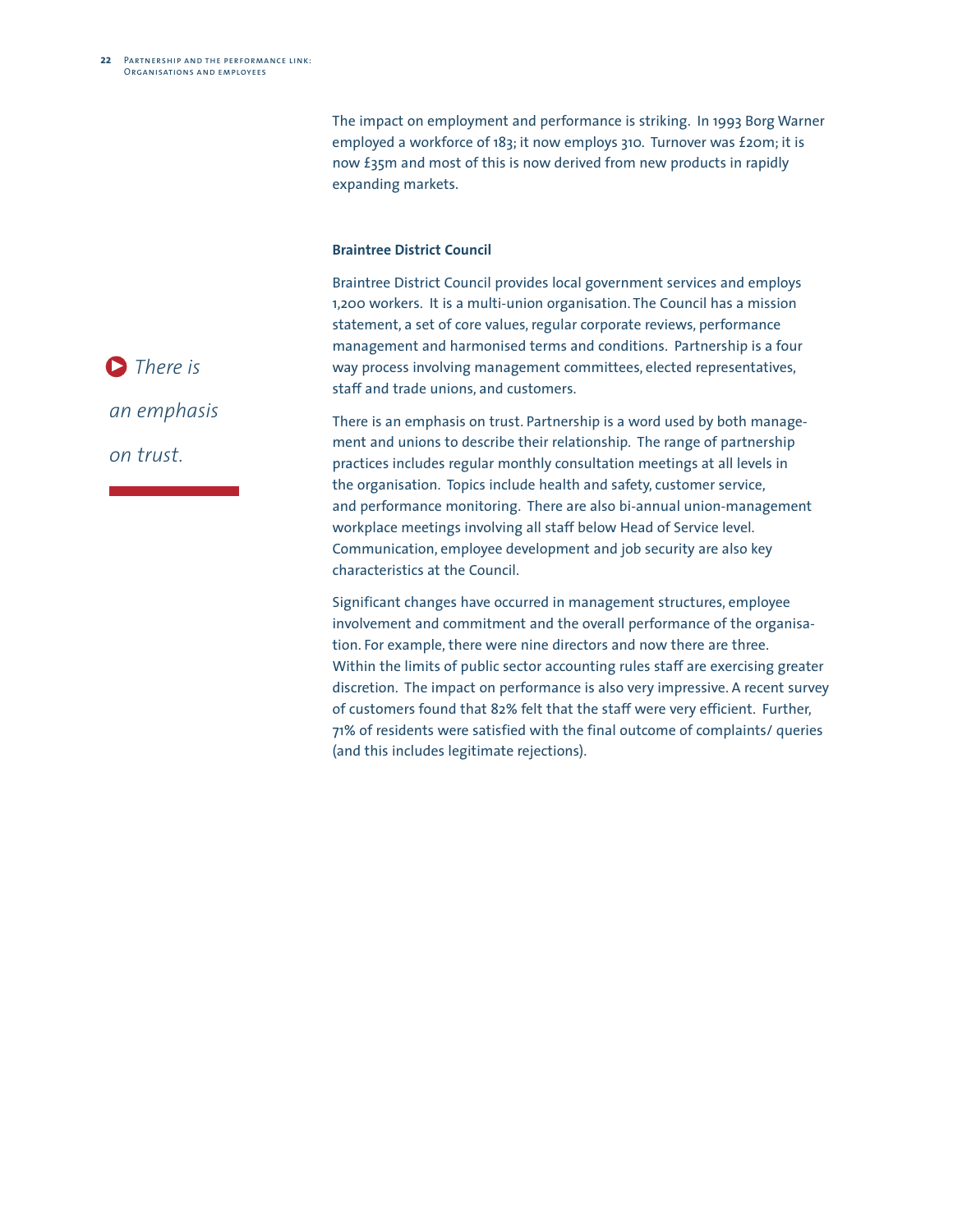The impact on employment and performance is striking. In 1993 Borg Warner employed a workforce of 183; it now employs 310. Turnover was £20m; it is now £35m and most of this is now derived from new products in rapidly expanding markets.

**Braintree District Council**

Braintree District Council provides local government services and employs 1,200 workers. It is a multi-union organisation. The Council has a mission statement, a set of core values, regular corporate reviews, performance management and harmonised terms and conditions. Partnership is a four way process involving management committees, elected representatives, staff and trade unions, and customers.

*There is an emphasis on trust.*

There is an emphasis on trust. Partnership is a word used by both management and unions to describe their relationship. The range of partnership practices includes regular monthly consultation meetings at all levels in the organisation. Topics include health and safety, customer service, and performance monitoring. There are also bi-annual union-management workplace meetings involving all staff below Head of Service level. Communication, employee development and job security are also key characteristics at the Council.

Significant changes have occurred in management structures, employee involvement and commitment and the overall performance of the organisation. For example, there were nine directors and now there are three. Within the limits of public sector accounting rules staff are exercising greater discretion. The impact on performance is also very impressive. A recent survey of customers found that 82% felt that the staff were very efficient. Further, 71% of residents were satisfied with the final outcome of complaints/ queries (and this includes legitimate rejections).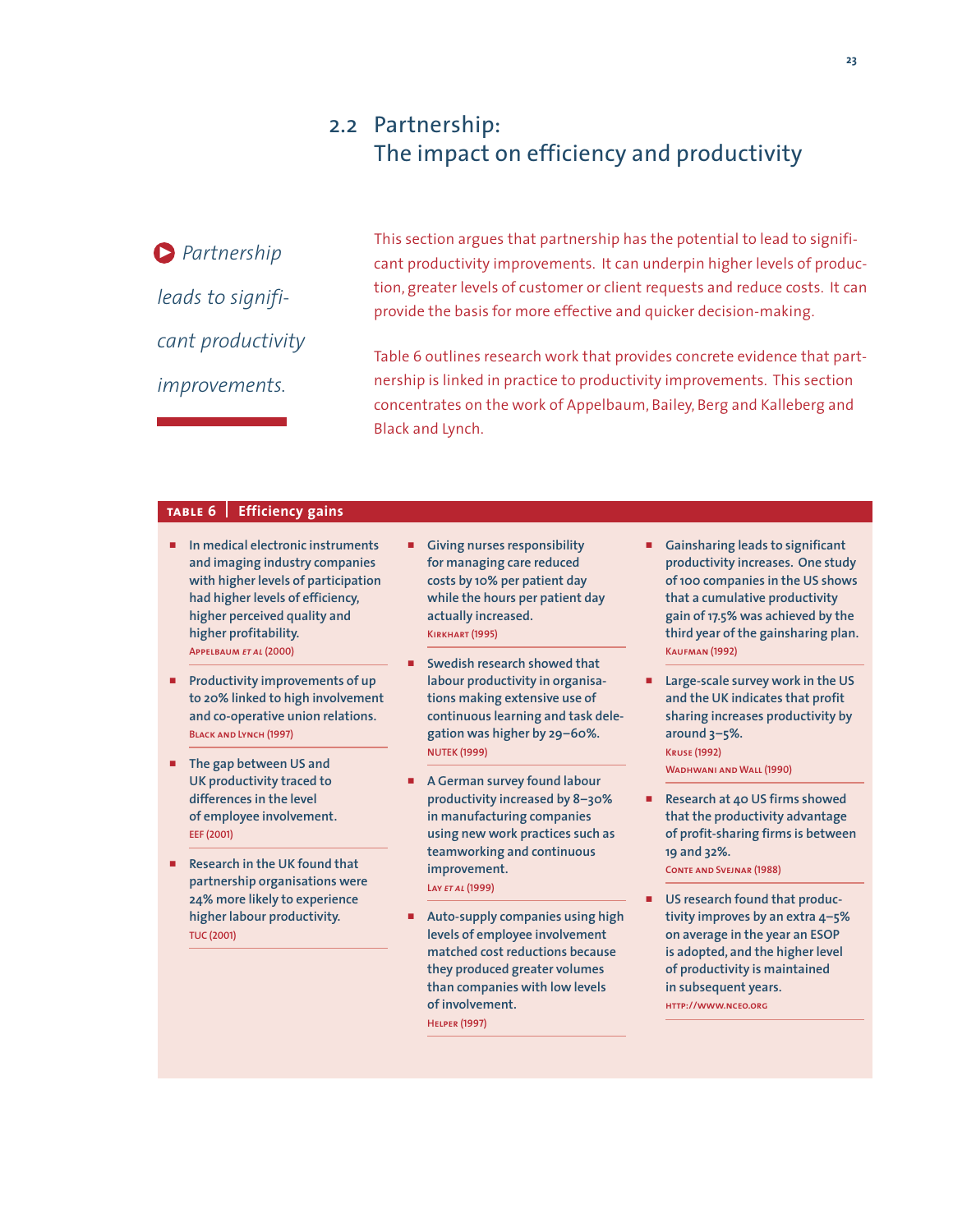## 2.2 Partnership: The impact on efficiency and productivity

*Partnership leads to significant productivity improvements.*

This section argues that partnership has the potential to lead to significant productivity improvements. It can underpin higher levels of production, greater levels of customer or client requests and reduce costs. It can provide the basis for more effective and quicker decision-making.

Table 6 outlines research work that provides concrete evidence that partnership is linked in practice to productivity improvements. This section concentrates on the work of Appelbaum, Bailey, Berg and Kalleberg and Black and Lynch.

**TABLE 6 | Efficiency gains**

- In medical electronic instruments and imaging industry companies with higher levels of participation had higher levels of efficiency, higher perceived quality and higher profitability.
  APPELBAUM *ET AL* (2000)
- Productivity improvements of up to 20% linked to high involvement and co-operative union relations.
  BLACK AND LYNCH (1997)
- The gap between US and UK productivity traced to differences in the level of employee involvement.
  EEF (2001)
- Research in the UK found that partnership organisations were 24% more likely to experience higher labour productivity.
  TUC (2001)
- Giving nurses responsibility for managing care reduced costs by 10% per patient day while the hours per patient day actually increased.
  KIRKHART (1995)
- Swedish research showed that labour productivity in organisations making extensive use of continuous learning and task delegation was higher by 29–60%.
  NUTEK (1999)
- A German survey found labour productivity increased by 8–30% in manufacturing companies using new work practices such as teamworking and continuous improvement.
  LAY *ET AL* (1999)
- Auto-supply companies using high levels of employee involvement matched cost reductions because they produced greater volumes than companies with low levels of involvement.
  HELPER (1997)
- Gainsharing leads to significant productivity increases. One study of 100 companies in the US shows that a cumulative productivity gain of 17.5% was achieved by the third year of the gainsharing plan.
  KAUFMAN (1992)
- Large-scale survey work in the US and the UK indicates that profit sharing increases productivity by around 3–5%.
  KRUSE (1992)
  WADHWANI AND WALL (1990)
- Research at 40 US firms showed that the productivity advantage of profit-sharing firms is between 19 and 32%.
  CONTE AND SVEJNAR (1988)
- US research found that productivity improves by an extra 4–5% on average in the year an ESOP is adopted, and the higher level of productivity is maintained in subsequent years.
  HTTP://WWW.NCEO.ORG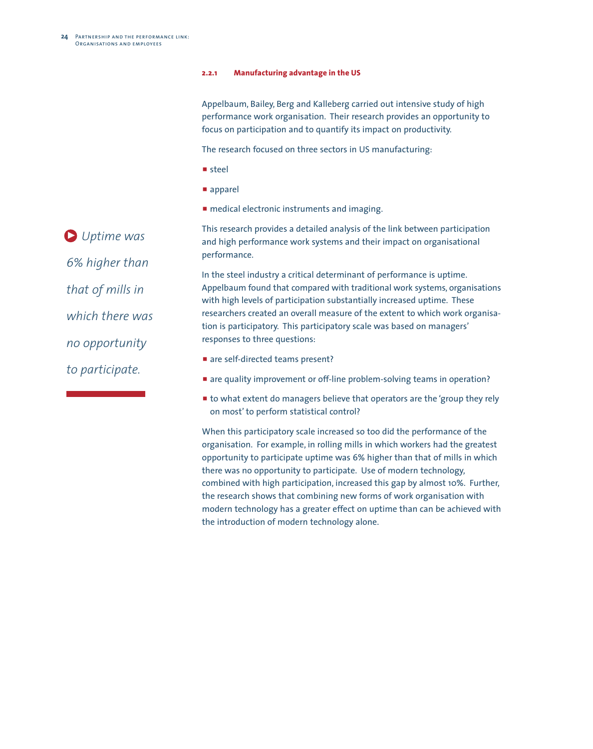### 2.2.1 Manufacturing advantage in the US

Appelbaum, Bailey, Berg and Kalleberg carried out intensive study of high performance work organisation. Their research provides an opportunity to focus on participation and to quantify its impact on productivity.

The research focused on three sectors in US manufacturing:

- steel
- apparel
- medical electronic instruments and imaging.

*Uptime was 6% higher than that of mills in which there was no opportunity to participate.*

This research provides a detailed analysis of the link between participation and high performance work systems and their impact on organisational performance.

In the steel industry a critical determinant of performance is uptime. Appelbaum found that compared with traditional work systems, organisations with high levels of participation substantially increased uptime. These researchers created an overall measure of the extent to which work organisation is participatory. This participatory scale was based on managers' responses to three questions:

- are self-directed teams present?
- are quality improvement or off-line problem-solving teams in operation?
- to what extent do managers believe that operators are the 'group they rely on most' to perform statistical control?

When this participatory scale increased so too did the performance of the organisation. For example, in rolling mills in which workers had the greatest opportunity to participate uptime was 6% higher than that of mills in which there was no opportunity to participate. Use of modern technology, combined with high participation, increased this gap by almost 10%. Further, the research shows that combining new forms of work organisation with modern technology has a greater effect on uptime than can be achieved with the introduction of modern technology alone.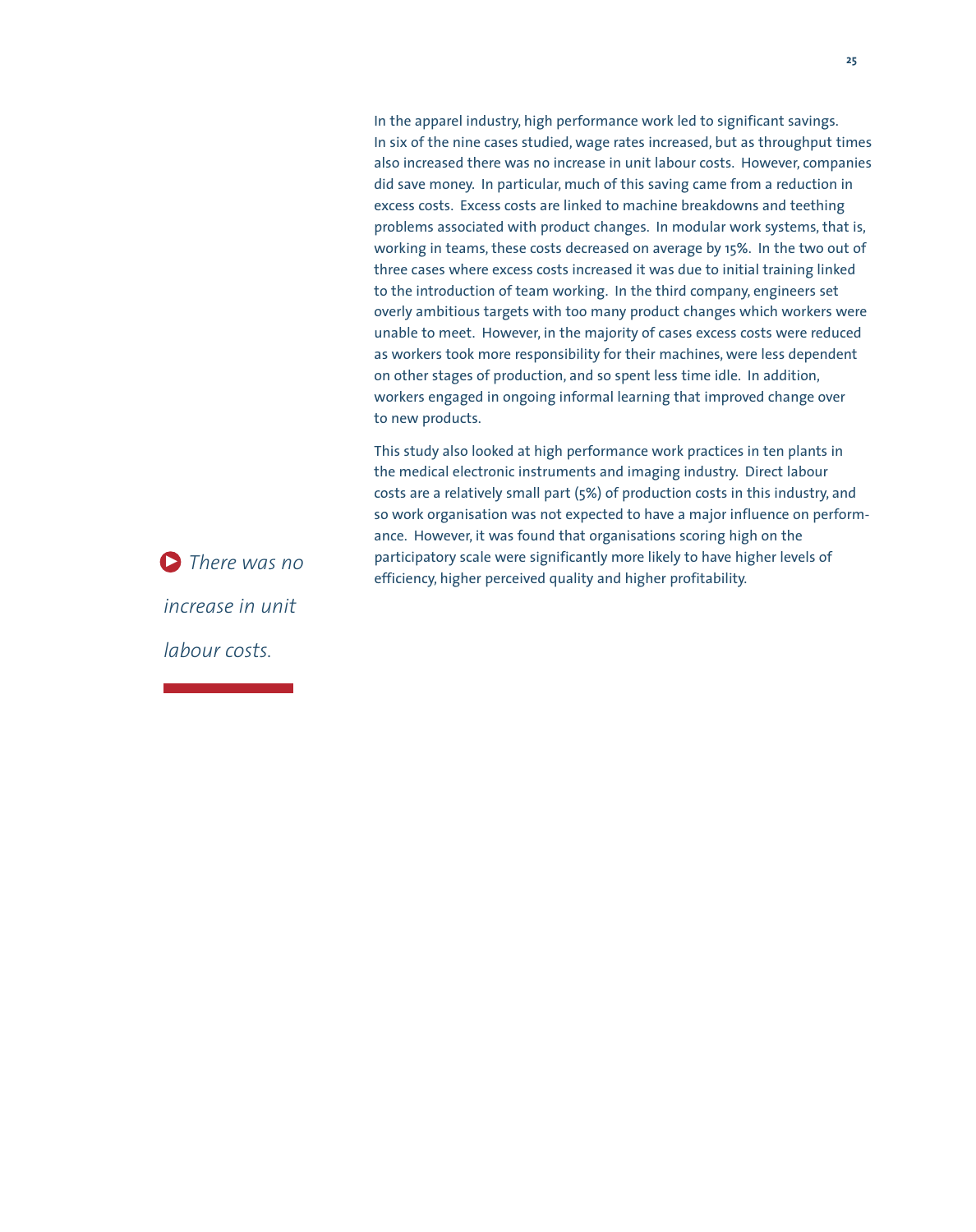In the apparel industry, high performance work led to significant savings. In six of the nine cases studied, wage rates increased, but as throughput times also increased there was no increase in unit labour costs. However, companies did save money. In particular, much of this saving came from a reduction in excess costs. Excess costs are linked to machine breakdowns and teething problems associated with product changes. In modular work systems, that is, working in teams, these costs decreased on average by 15%. In the two out of three cases where excess costs increased it was due to initial training linked to the introduction of team working. In the third company, engineers set overly ambitious targets with too many product changes which workers were unable to meet. However, in the majority of cases excess costs were reduced as workers took more responsibility for their machines, were less dependent on other stages of production, and so spent less time idle. In addition, workers engaged in ongoing informal learning that improved change over to new products.

This study also looked at high performance work practices in ten plants in the medical electronic instruments and imaging industry. Direct labour costs are a relatively small part (5%) of production costs in this industry, and so work organisation was not expected to have a major influence on performance. However, it was found that organisations scoring high on the participatory scale were significantly more likely to have higher levels of efficiency, higher perceived quality and higher profitability.

*There was no increase in unit labour costs.*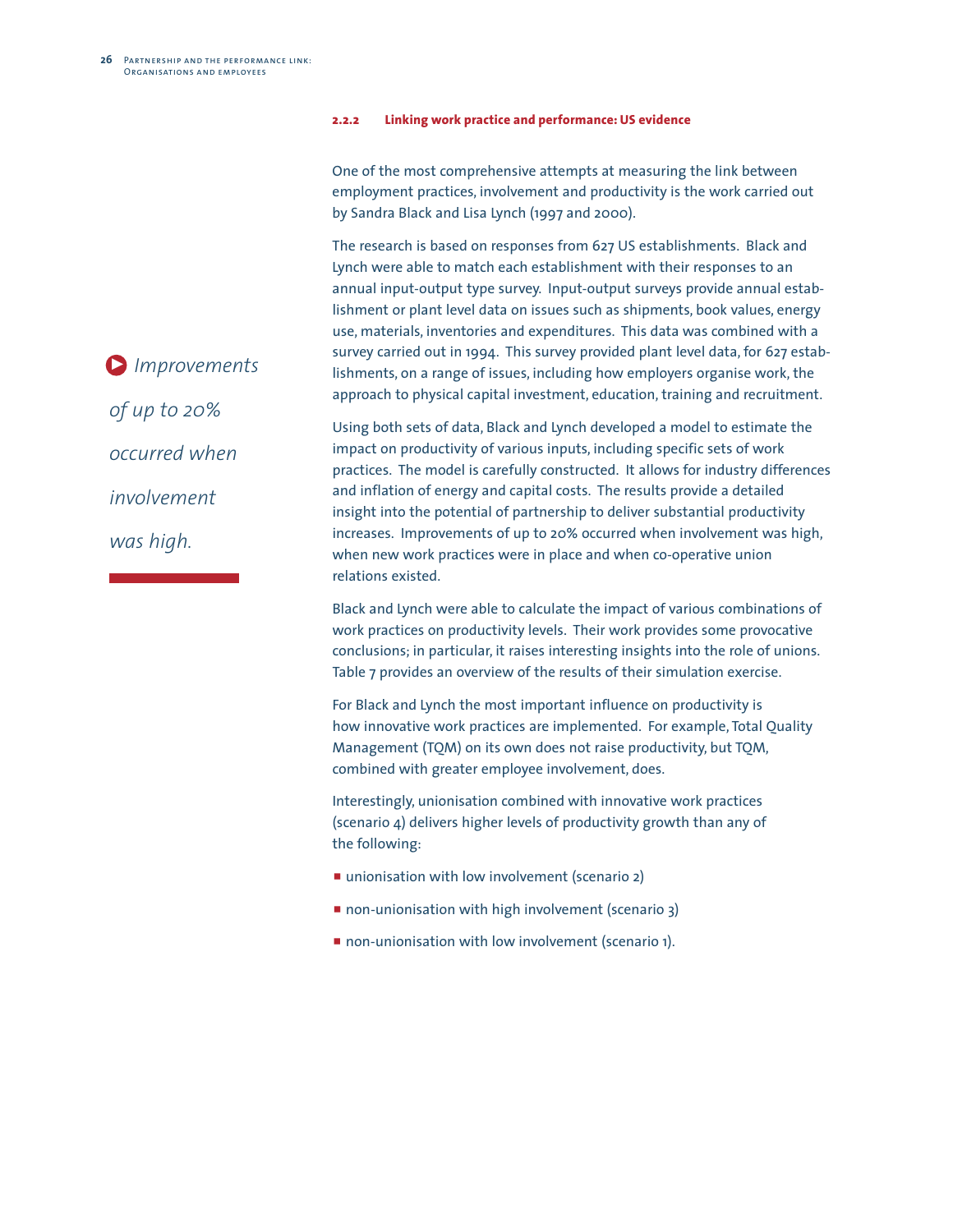### 2.2.2 Linking work practice and performance: US evidence

One of the most comprehensive attempts at measuring the link between employment practices, involvement and productivity is the work carried out by Sandra Black and Lisa Lynch (1997 and 2000).

The research is based on responses from 627 US establishments. Black and Lynch were able to match each establishment with their responses to an annual input-output type survey. Input-output surveys provide annual establishment or plant level data on issues such as shipments, book values, energy use, materials, inventories and expenditures. This data was combined with a survey carried out in 1994. This survey provided plant level data, for 627 establishments, on a range of issues, including how employers organise work, the approach to physical capital investment, education, training and recruitment.

*Improvements of up to 20% occurred when involvement was high.*

Using both sets of data, Black and Lynch developed a model to estimate the impact on productivity of various inputs, including specific sets of work practices. The model is carefully constructed. It allows for industry differences and inflation of energy and capital costs. The results provide a detailed insight into the potential of partnership to deliver substantial productivity increases. Improvements of up to 20% occurred when involvement was high, when new work practices were in place and when co-operative union relations existed.

Black and Lynch were able to calculate the impact of various combinations of work practices on productivity levels. Their work provides some provocative conclusions; in particular, it raises interesting insights into the role of unions. Table 7 provides an overview of the results of their simulation exercise.

For Black and Lynch the most important influence on productivity is how innovative work practices are implemented. For example, Total Quality Management (TQM) on its own does not raise productivity, but TQM, combined with greater employee involvement, does.

Interestingly, unionisation combined with innovative work practices (scenario 4) delivers higher levels of productivity growth than any of the following:

- unionisation with low involvement (scenario 2)
- non-unionisation with high involvement (scenario 3)
- non-unionisation with low involvement (scenario 1).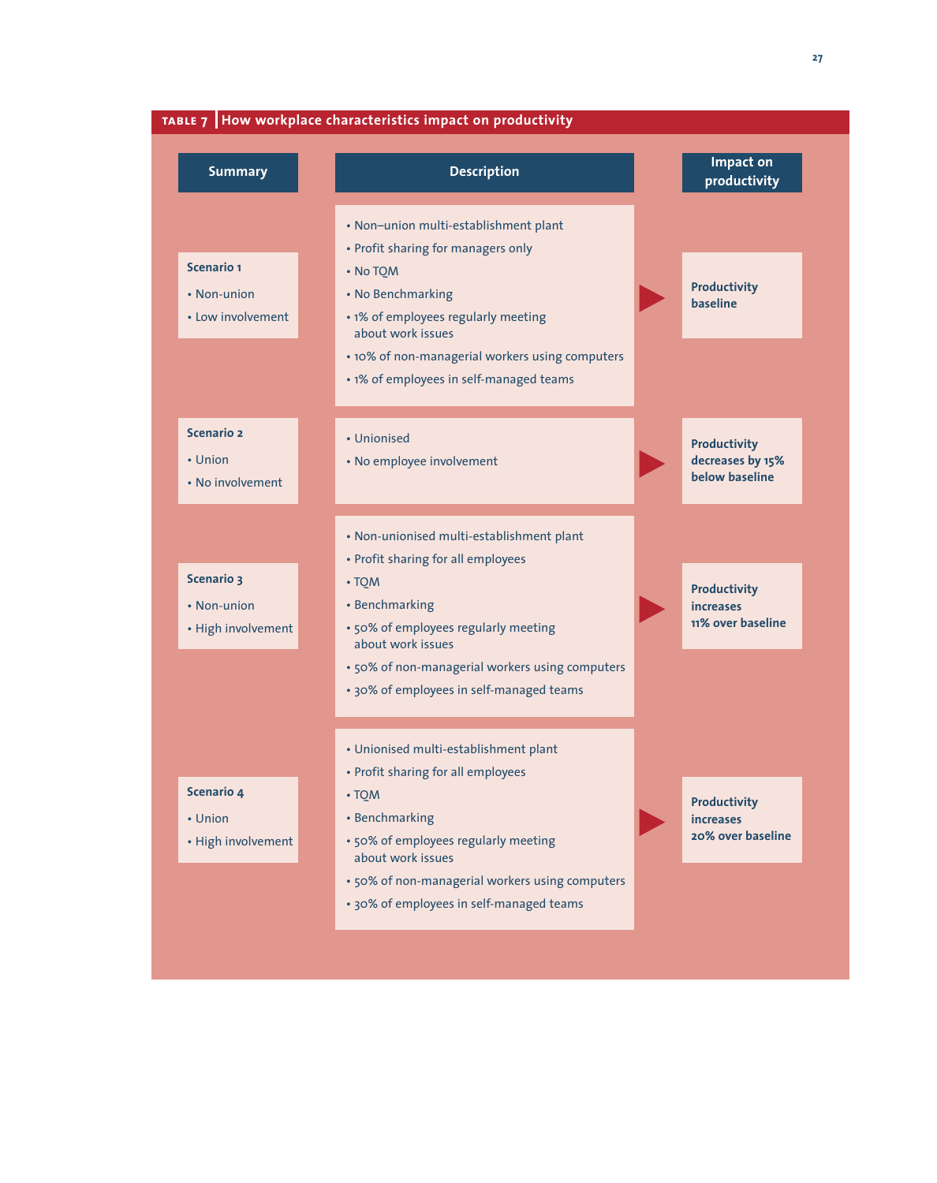**TABLE 7** How workplace characteristics impact on productivity

| Summary | Description | Impact on productivity |
|---|---|---|
| **Scenario 1**<br>• Non-union<br>• Low involvement | • Non–union multi-establishment plant<br>• Profit sharing for managers only<br>• No TQM<br>• No Benchmarking<br>• 1% of employees regularly meeting about work issues<br>• 10% of non-managerial workers using computers<br>• 1% of employees in self-managed teams | **Productivity baseline** |
| **Scenario 2**<br>• Union<br>• No involvement | • Unionised<br>• No employee involvement | **Productivity decreases by 15% below baseline** |
| **Scenario 3**<br>• Non-union<br>• High involvement | • Non-unionised multi-establishment plant<br>• Profit sharing for all employees<br>• TQM<br>• Benchmarking<br>• 50% of employees regularly meeting about work issues<br>• 50% of non-managerial workers using computers<br>• 30% of employees in self-managed teams | **Productivity increases 11% over baseline** |
| **Scenario 4**<br>• Union<br>• High involvement | • Unionised multi-establishment plant<br>• Profit sharing for all employees<br>• TQM<br>• Benchmarking<br>• 50% of employees regularly meeting about work issues<br>• 50% of non-managerial workers using computers<br>• 30% of employees in self-managed teams | **Productivity increases 20% over baseline** |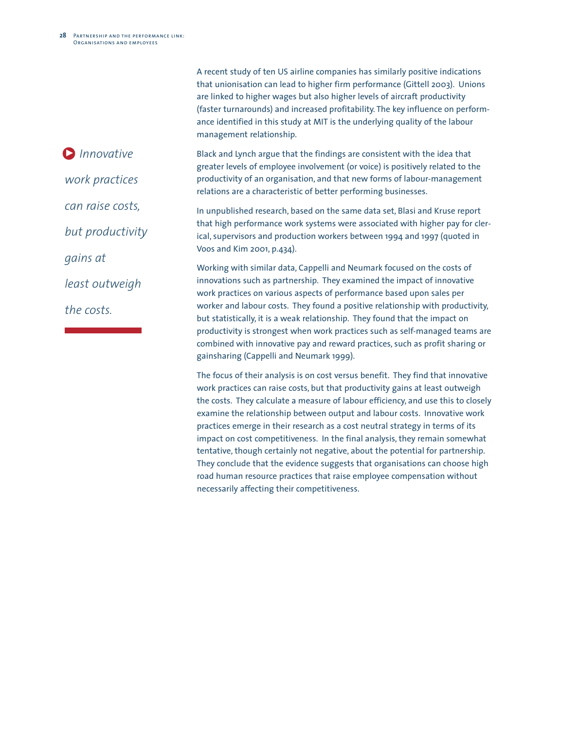A recent study of ten US airline companies has similarly positive indications that unionisation can lead to higher firm performance (Gittell 2003). Unions are linked to higher wages but also higher levels of aircraft productivity (faster turnarounds) and increased profitability. The key influence on performance identified in this study at MIT is the underlying quality of the labour management relationship.

*Innovative work practices can raise costs, but productivity gains at least outweigh the costs.*

Black and Lynch argue that the findings are consistent with the idea that greater levels of employee involvement (or voice) is positively related to the productivity of an organisation, and that new forms of labour-management relations are a characteristic of better performing businesses.

In unpublished research, based on the same data set, Blasi and Kruse report that high performance work systems were associated with higher pay for clerical, supervisors and production workers between 1994 and 1997 (quoted in Voos and Kim 2001, p.434).

Working with similar data, Cappelli and Neumark focused on the costs of innovations such as partnership. They examined the impact of innovative work practices on various aspects of performance based upon sales per worker and labour costs. They found a positive relationship with productivity, but statistically, it is a weak relationship. They found that the impact on productivity is strongest when work practices such as self-managed teams are combined with innovative pay and reward practices, such as profit sharing or gainsharing (Cappelli and Neumark 1999).

The focus of their analysis is on cost versus benefit. They find that innovative work practices can raise costs, but that productivity gains at least outweigh the costs. They calculate a measure of labour efficiency, and use this to closely examine the relationship between output and labour costs. Innovative work practices emerge in their research as a cost neutral strategy in terms of its impact on cost competitiveness. In the final analysis, they remain somewhat tentative, though certainly not negative, about the potential for partnership. They conclude that the evidence suggests that organisations can choose high road human resource practices that raise employee compensation without necessarily affecting their competitiveness.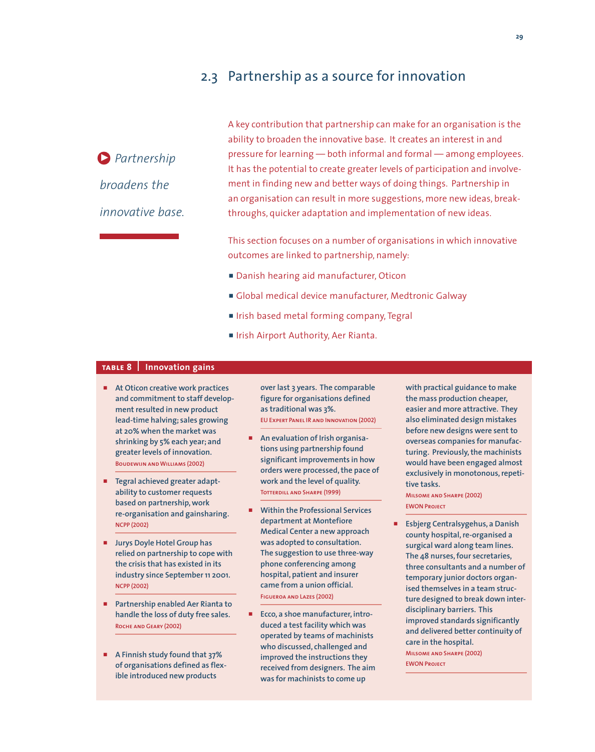## 2.3 Partnership as a source for innovation

*Partnership broadens the innovative base.*

A key contribution that partnership can make for an organisation is the ability to broaden the innovative base. It creates an interest in and pressure for learning — both informal and formal — among employees. It has the potential to create greater levels of participation and involvement in finding new and better ways of doing things. Partnership in an organisation can result in more suggestions, more new ideas, breakthroughs, quicker adaptation and implementation of new ideas.

This section focuses on a number of organisations in which innovative outcomes are linked to partnership, namely:

- Danish hearing aid manufacturer, Oticon
- Global medical device manufacturer, Medtronic Galway
- Irish based metal forming company, Tegral
- Irish Airport Authority, Aer Rianta.

**TABLE 8 | Innovation gains**

- **At Oticon creative work practices and commitment to staff development resulted in new product lead-time halving; sales growing at 20% when the market was shrinking by 5% each year; and greater levels of innovation.**
  Boudewijn and Williams (2002)

- **Tegral achieved greater adaptability to customer requests based on partnership, work re-organisation and gainsharing.**
  NCPP (2002)

- **Jurys Doyle Hotel Group has relied on partnership to cope with the crisis that has existed in its industry since September 11 2001.**
  NCPP (2002)

- **Partnership enabled Aer Rianta to handle the loss of duty free sales.**
  Roche and Geary (2002)

- **A Finnish study found that 37% of organisations defined as flexible introduced new products over last 3 years. The comparable figure for organisations defined as traditional was 3%.**
  EU Expert Panel IR and Innovation (2002)

- **An evaluation of Irish organisations using partnership found significant improvements in how orders were processed, the pace of work and the level of quality.**
  Totterdill and Sharpe (1999)

- **Within the Professional Services department at Montefiore Medical Center a new approach was adopted to consultation. The suggestion to use three-way phone conferencing among hospital, patient and insurer came from a union official.**
  Figueroa and Lazes (2002)

- **Ecco, a shoe manufacturer, introduced a test facility which was operated by teams of machinists who discussed, challenged and improved the instructions they received from designers. The aim was for machinists to come up with practical guidance to make the mass production cheaper, easier and more attractive. They also eliminated design mistakes before new designs were sent to overseas companies for manufacturing. Previously, the machinists would have been engaged almost exclusively in monotonous, repetitive tasks.**
  Milsome and Sharpe (2002)
  EWON Project

- **Esbjerg Centralsygehus, a Danish county hospital, re-organised a surgical ward along team lines. The 48 nurses, four secretaries, three consultants and a number of temporary junior doctors organised themselves in a team structure designed to break down interdisciplinary barriers. This improved standards significantly and delivered better continuity of care in the hospital.**
  Milsome and Sharpe (2002)
  EWON Project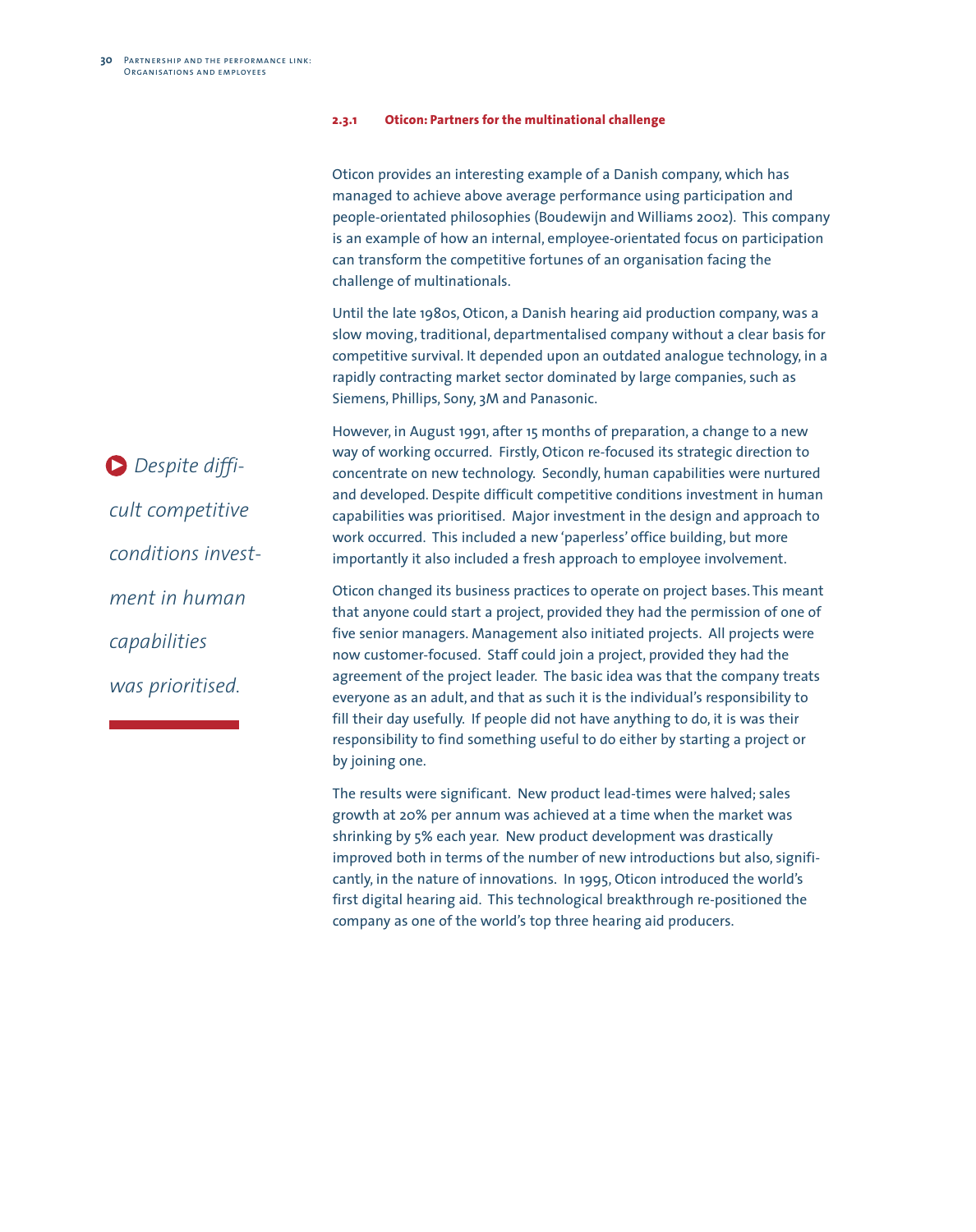### 2.3.1 Oticon: Partners for the multinational challenge

Oticon provides an interesting example of a Danish company, which has managed to achieve above average performance using participation and people-orientated philosophies (Boudewijn and Williams 2002). This company is an example of how an internal, employee-orientated focus on participation can transform the competitive fortunes of an organisation facing the challenge of multinationals.

Until the late 1980s, Oticon, a Danish hearing aid production company, was a slow moving, traditional, departmentalised company without a clear basis for competitive survival. It depended upon an outdated analogue technology, in a rapidly contracting market sector dominated by large companies, such as Siemens, Phillips, Sony, 3M and Panasonic.

However, in August 1991, after 15 months of preparation, a change to a new way of working occurred. Firstly, Oticon re-focused its strategic direction to concentrate on new technology. Secondly, human capabilities were nurtured and developed. Despite difficult competitive conditions investment in human capabilities was prioritised. Major investment in the design and approach to work occurred. This included a new 'paperless' office building, but more importantly it also included a fresh approach to employee involvement.

> *Despite difficult competitive conditions investment in human capabilities was prioritised.*

Oticon changed its business practices to operate on project bases. This meant that anyone could start a project, provided they had the permission of one of five senior managers. Management also initiated projects. All projects were now customer-focused. Staff could join a project, provided they had the agreement of the project leader. The basic idea was that the company treats everyone as an adult, and that as such it is the individual's responsibility to fill their day usefully. If people did not have anything to do, it is was their responsibility to find something useful to do either by starting a project or by joining one.

The results were significant. New product lead-times were halved; sales growth at 20% per annum was achieved at a time when the market was shrinking by 5% each year. New product development was drastically improved both in terms of the number of new introductions but also, significantly, in the nature of innovations. In 1995, Oticon introduced the world's first digital hearing aid. This technological breakthrough re-positioned the company as one of the world's top three hearing aid producers.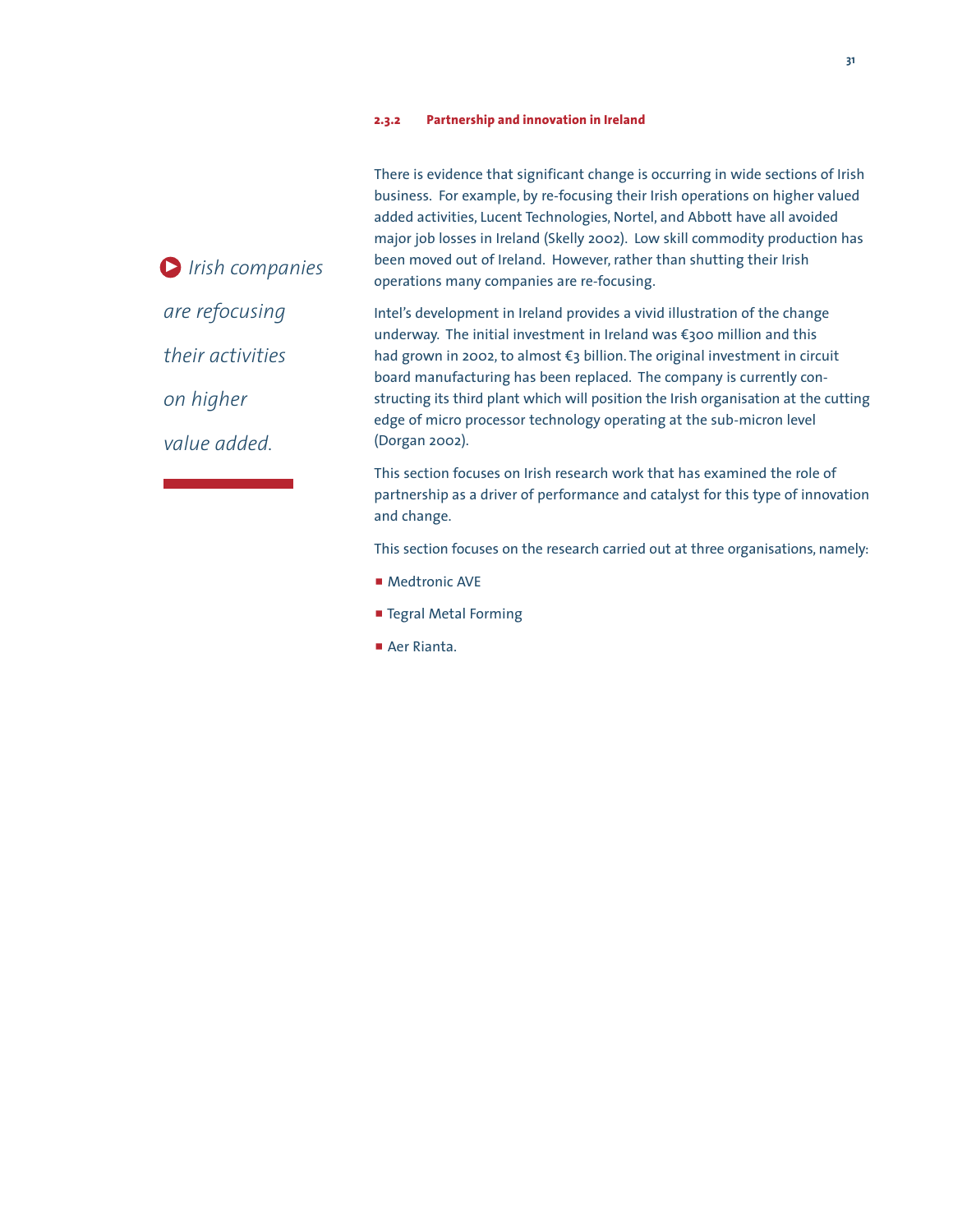### 2.3.2 Partnership and innovation in Ireland

*Irish companies are refocusing their activities on higher value added.*

There is evidence that significant change is occurring in wide sections of Irish business. For example, by re-focusing their Irish operations on higher valued added activities, Lucent Technologies, Nortel, and Abbott have all avoided major job losses in Ireland (Skelly 2002). Low skill commodity production has been moved out of Ireland. However, rather than shutting their Irish operations many companies are re-focusing.

Intel's development in Ireland provides a vivid illustration of the change underway. The initial investment in Ireland was €300 million and this had grown in 2002, to almost €3 billion. The original investment in circuit board manufacturing has been replaced. The company is currently constructing its third plant which will position the Irish organisation at the cutting edge of micro processor technology operating at the sub-micron level (Dorgan 2002).

This section focuses on Irish research work that has examined the role of partnership as a driver of performance and catalyst for this type of innovation and change.

This section focuses on the research carried out at three organisations, namely:

- Medtronic AVE
- Tegral Metal Forming
- Aer Rianta.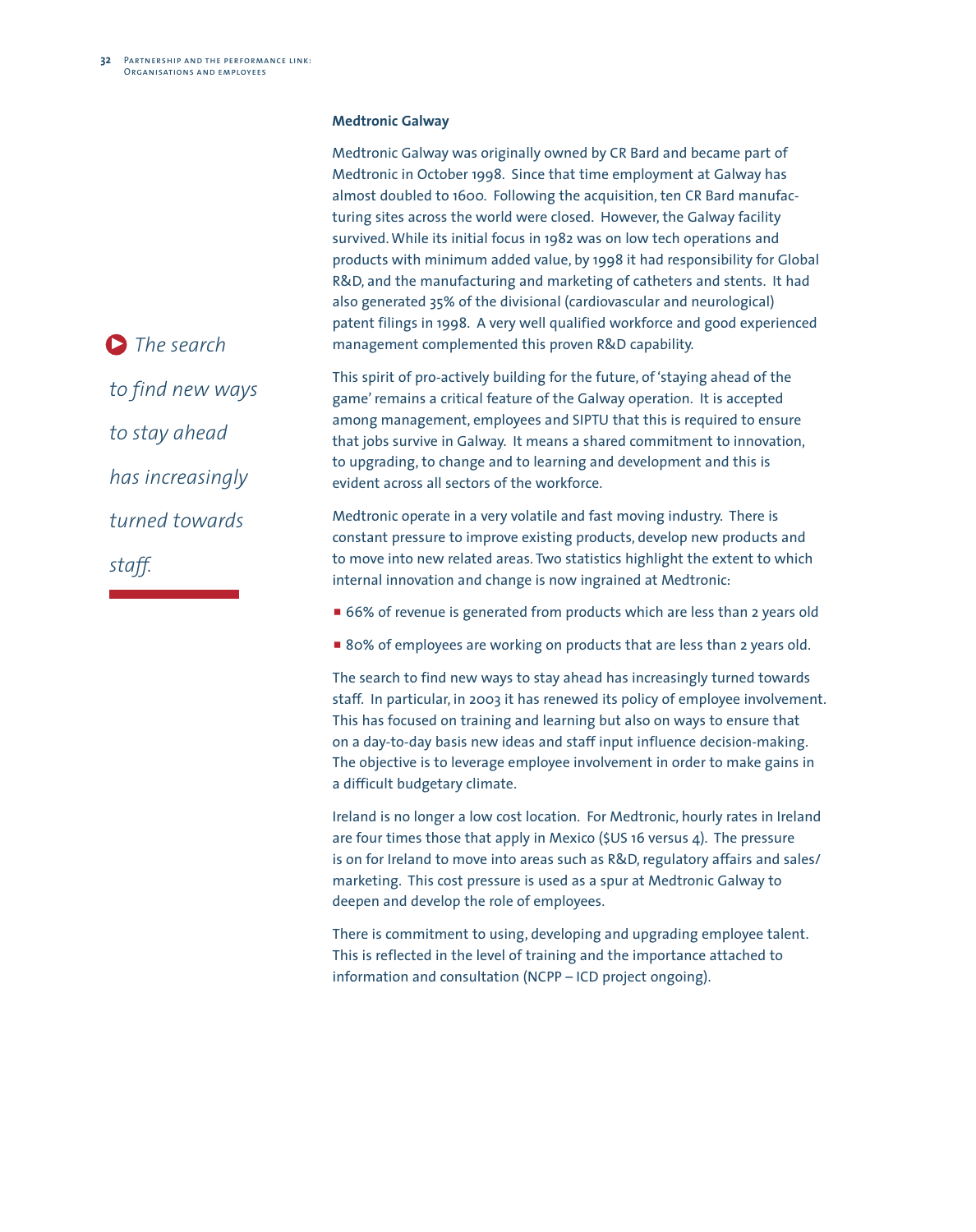*The search to find new ways to stay ahead has increasingly turned towards staff.*

### Medtronic Galway

Medtronic Galway was originally owned by CR Bard and became part of Medtronic in October 1998. Since that time employment at Galway has almost doubled to 1600. Following the acquisition, ten CR Bard manufacturing sites across the world were closed. However, the Galway facility survived. While its initial focus in 1982 was on low tech operations and products with minimum added value, by 1998 it had responsibility for Global R&D, and the manufacturing and marketing of catheters and stents. It had also generated 35% of the divisional (cardiovascular and neurological) patent filings in 1998. A very well qualified workforce and good experienced management complemented this proven R&D capability.

This spirit of pro-actively building for the future, of 'staying ahead of the game' remains a critical feature of the Galway operation. It is accepted among management, employees and SIPTU that this is required to ensure that jobs survive in Galway. It means a shared commitment to innovation, to upgrading, to change and to learning and development and this is evident across all sectors of the workforce.

Medtronic operate in a very volatile and fast moving industry. There is constant pressure to improve existing products, develop new products and to move into new related areas. Two statistics highlight the extent to which internal innovation and change is now ingrained at Medtronic:

- 66% of revenue is generated from products which are less than 2 years old
- 80% of employees are working on products that are less than 2 years old.

The search to find new ways to stay ahead has increasingly turned towards staff. In particular, in 2003 it has renewed its policy of employee involvement. This has focused on training and learning but also on ways to ensure that on a day-to-day basis new ideas and staff input influence decision-making. The objective is to leverage employee involvement in order to make gains in a difficult budgetary climate.

Ireland is no longer a low cost location. For Medtronic, hourly rates in Ireland are four times those that apply in Mexico ($US 16 versus 4). The pressure is on for Ireland to move into areas such as R&D, regulatory affairs and sales/marketing. This cost pressure is used as a spur at Medtronic Galway to deepen and develop the role of employees.

There is commitment to using, developing and upgrading employee talent. This is reflected in the level of training and the importance attached to information and consultation (NCPP – ICD project ongoing).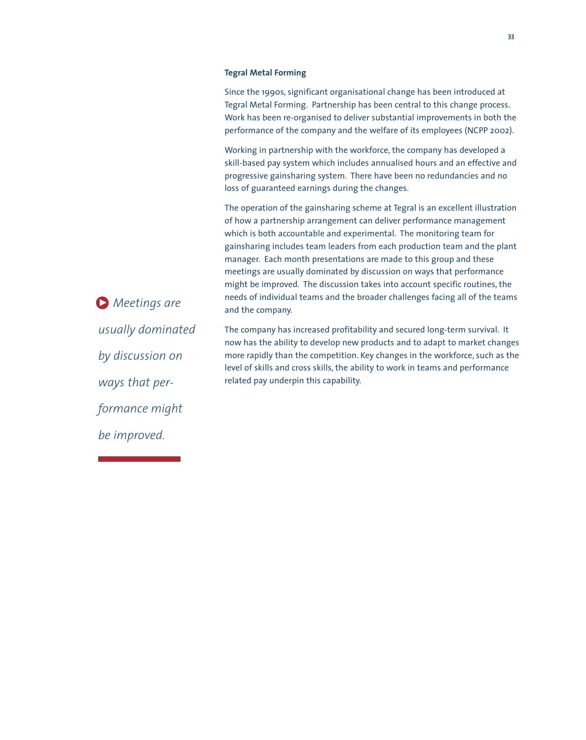### Tegral Metal Forming

Since the 1990s, significant organisational change has been introduced at Tegral Metal Forming. Partnership has been central to this change process. Work has been re-organised to deliver substantial improvements in both the performance of the company and the welfare of its employees (NCPP 2002).

Working in partnership with the workforce, the company has developed a skill-based pay system which includes annualised hours and an effective and progressive gainsharing system. There have been no redundancies and no loss of guaranteed earnings during the changes.

The operation of the gainsharing scheme at Tegral is an excellent illustration of how a partnership arrangement can deliver performance management which is both accountable and experimental. The monitoring team for gainsharing includes team leaders from each production team and the plant manager. Each month presentations are made to this group and these meetings are usually dominated by discussion on ways that performance might be improved. The discussion takes into account specific routines, the needs of individual teams and the broader challenges facing all of the teams and the company.

*Meetings are usually dominated by discussion on ways that performance might be improved.*

The company has increased profitability and secured long-term survival. It now has the ability to develop new products and to adapt to market changes more rapidly than the competition. Key changes in the workforce, such as the level of skills and cross skills, the ability to work in teams and performance related pay underpin this capability.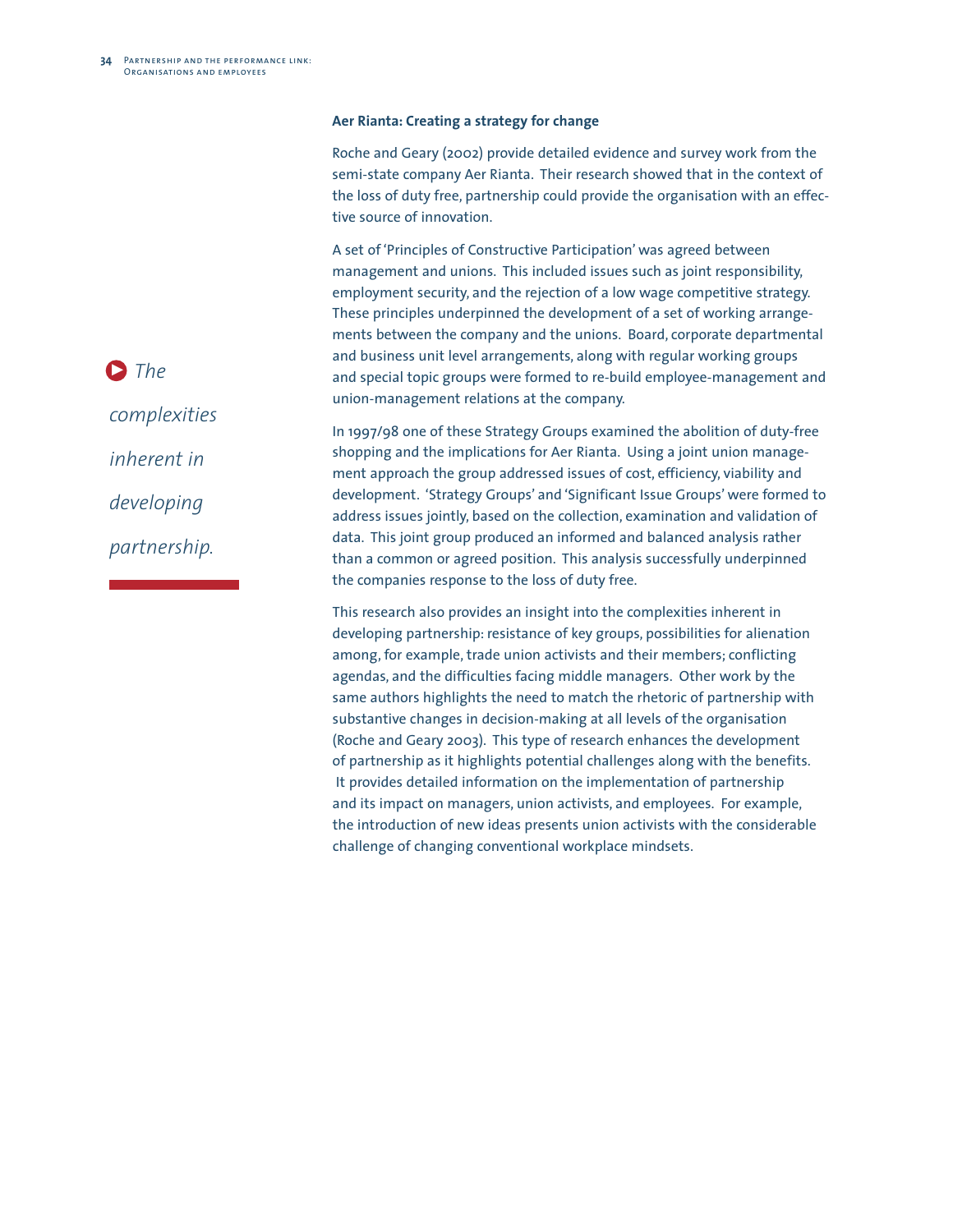**Aer Rianta: Creating a strategy for change**

Roche and Geary (2002) provide detailed evidence and survey work from the semi-state company Aer Rianta. Their research showed that in the context of the loss of duty free, partnership could provide the organisation with an effective source of innovation.

A set of 'Principles of Constructive Participation' was agreed between management and unions. This included issues such as joint responsibility, employment security, and the rejection of a low wage competitive strategy. These principles underpinned the development of a set of working arrangements between the company and the unions. Board, corporate departmental and business unit level arrangements, along with regular working groups and special topic groups were formed to re-build employee-management and union-management relations at the company.

*The complexities inherent in developing partnership.*

In 1997/98 one of these Strategy Groups examined the abolition of duty-free shopping and the implications for Aer Rianta. Using a joint union management approach the group addressed issues of cost, efficiency, viability and development. 'Strategy Groups' and 'Significant Issue Groups' were formed to address issues jointly, based on the collection, examination and validation of data. This joint group produced an informed and balanced analysis rather than a common or agreed position. This analysis successfully underpinned the companies response to the loss of duty free.

This research also provides an insight into the complexities inherent in developing partnership: resistance of key groups, possibilities for alienation among, for example, trade union activists and their members; conflicting agendas, and the difficulties facing middle managers. Other work by the same authors highlights the need to match the rhetoric of partnership with substantive changes in decision-making at all levels of the organisation (Roche and Geary 2003). This type of research enhances the development of partnership as it highlights potential challenges along with the benefits. It provides detailed information on the implementation of partnership and its impact on managers, union activists, and employees. For example, the introduction of new ideas presents union activists with the considerable challenge of changing conventional workplace mindsets.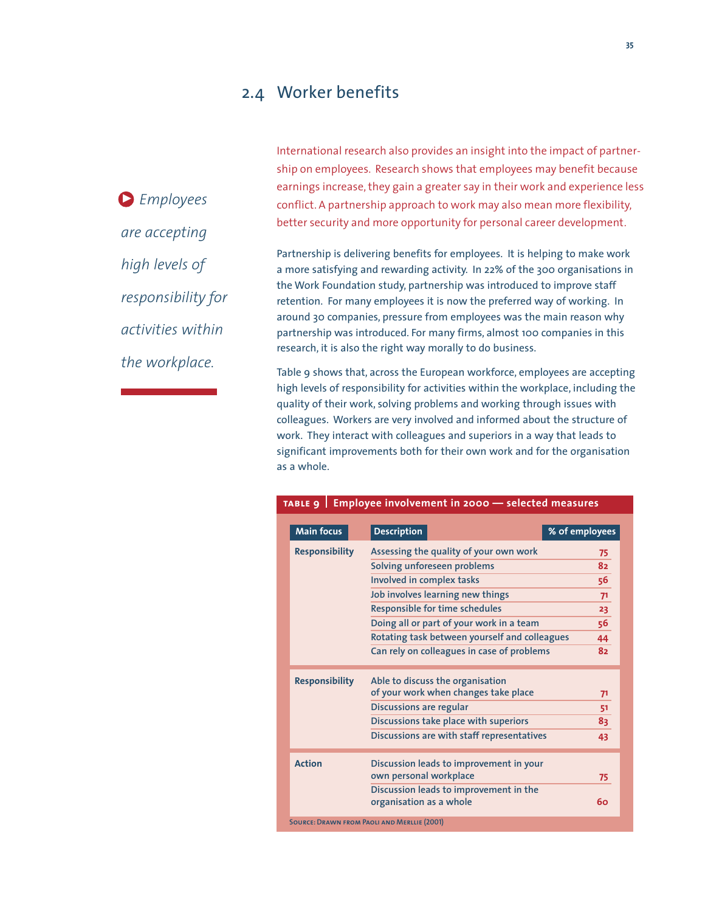## 2.4 Worker benefits

*Employees are accepting high levels of responsibility for activities within the workplace.*

International research also provides an insight into the impact of partnership on employees. Research shows that employees may benefit because earnings increase, they gain a greater say in their work and experience less conflict. A partnership approach to work may also mean more flexibility, better security and more opportunity for personal career development.

Partnership is delivering benefits for employees. It is helping to make work a more satisfying and rewarding activity. In 22% of the 300 organisations in the Work Foundation study, partnership was introduced to improve staff retention. For many employees it is now the preferred way of working. In around 30 companies, pressure from employees was the main reason why partnership was introduced. For many firms, almost 100 companies in this research, it is also the right way morally to do business.

Table 9 shows that, across the European workforce, employees are accepting high levels of responsibility for activities within the workplace, including the quality of their work, solving problems and working through issues with colleagues. Workers are very involved and informed about the structure of work. They interact with colleagues and superiors in a way that leads to significant improvements both for their own work and for the organisation as a whole.

**TABLE 9 | Employee involvement in 2000 — selected measures**

| Main focus | Description | % of employees |
|---|---|---|
| **Responsibility** | Assessing the quality of your own work | 75 |
| | Solving unforeseen problems | 82 |
| | Involved in complex tasks | 56 |
| | Job involves learning new things | 71 |
| | Responsible for time schedules | 23 |
| | Doing all or part of your work in a team | 56 |
| | Rotating task between yourself and colleagues | 44 |
| | Can rely on colleagues in case of problems | 82 |
| **Responsibility** | Able to discuss the organisation of your work when changes take place | 71 |
| | Discussions are regular | 51 |
| | Discussions take place with superiors | 83 |
| | Discussions are with staff representatives | 43 |
| **Action** | Discussion leads to improvement in your own personal workplace | 75 |
| | Discussion leads to improvement in the organisation as a whole | 60 |

Source: Drawn from Paoli and Merllie (2001)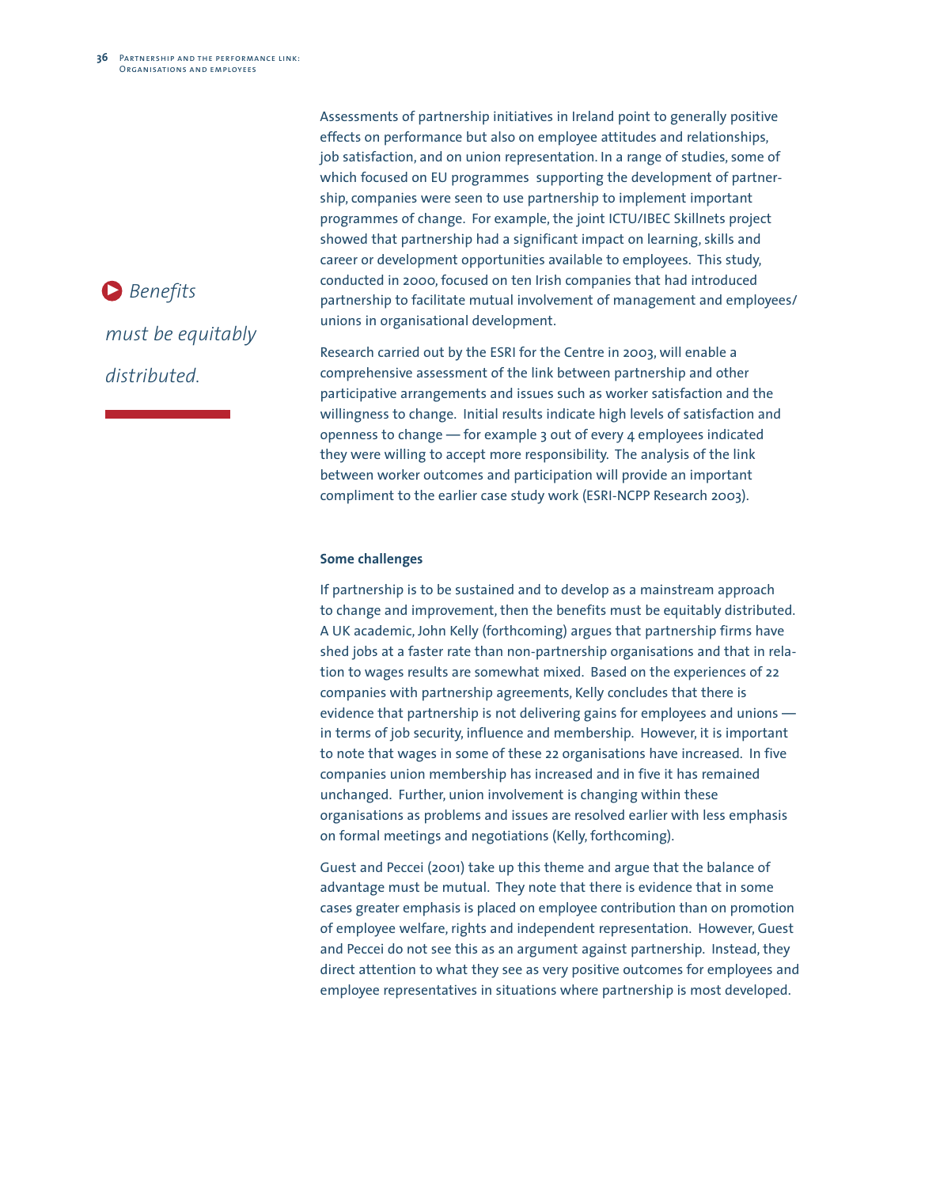Assessments of partnership initiatives in Ireland point to generally positive effects on performance but also on employee attitudes and relationships, job satisfaction, and on union representation. In a range of studies, some of which focused on EU programmes supporting the development of partnership, companies were seen to use partnership to implement important programmes of change. For example, the joint ICTU/IBEC Skillnets project showed that partnership had a significant impact on learning, skills and career or development opportunities available to employees. This study, conducted in 2000, focused on ten Irish companies that had introduced partnership to facilitate mutual involvement of management and employees/ unions in organisational development.

*Benefits must be equitably distributed.*

Research carried out by the ESRI for the Centre in 2003, will enable a comprehensive assessment of the link between partnership and other participative arrangements and issues such as worker satisfaction and the willingness to change. Initial results indicate high levels of satisfaction and openness to change — for example 3 out of every 4 employees indicated they were willing to accept more responsibility. The analysis of the link between worker outcomes and participation will provide an important compliment to the earlier case study work (ESRI-NCPP Research 2003).

### Some challenges

If partnership is to be sustained and to develop as a mainstream approach to change and improvement, then the benefits must be equitably distributed. A UK academic, John Kelly (forthcoming) argues that partnership firms have shed jobs at a faster rate than non-partnership organisations and that in relation to wages results are somewhat mixed. Based on the experiences of 22 companies with partnership agreements, Kelly concludes that there is evidence that partnership is not delivering gains for employees and unions — in terms of job security, influence and membership. However, it is important to note that wages in some of these 22 organisations have increased. In five companies union membership has increased and in five it has remained unchanged. Further, union involvement is changing within these organisations as problems and issues are resolved earlier with less emphasis on formal meetings and negotiations (Kelly, forthcoming).

Guest and Peccei (2001) take up this theme and argue that the balance of advantage must be mutual. They note that there is evidence that in some cases greater emphasis is placed on employee contribution than on promotion of employee welfare, rights and independent representation. However, Guest and Peccei do not see this as an argument against partnership. Instead, they direct attention to what they see as very positive outcomes for employees and employee representatives in situations where partnership is most developed.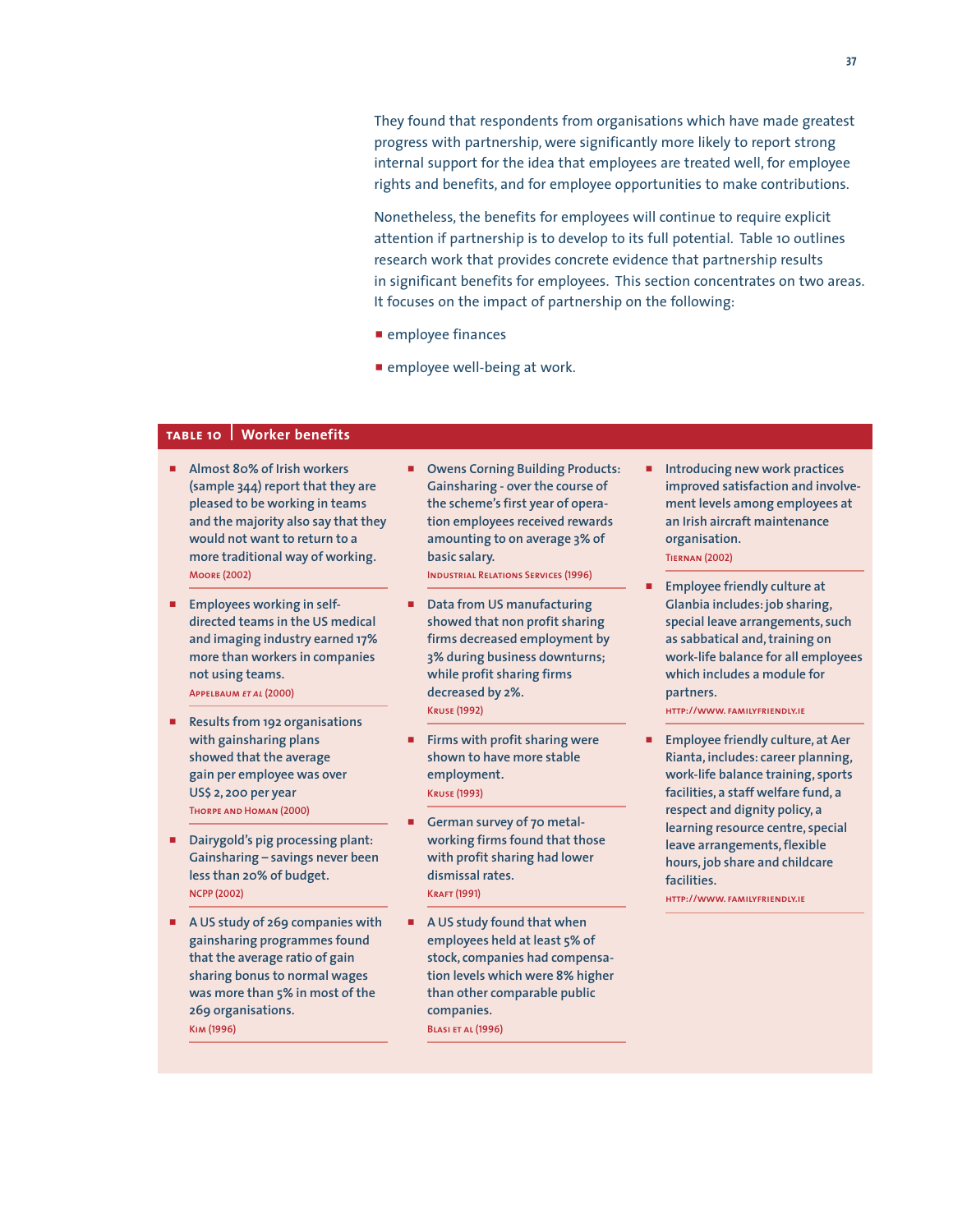They found that respondents from organisations which have made greatest progress with partnership, were significantly more likely to report strong internal support for the idea that employees are treated well, for employee rights and benefits, and for employee opportunities to make contributions.

Nonetheless, the benefits for employees will continue to require explicit attention if partnership is to develop to its full potential. Table 10 outlines research work that provides concrete evidence that partnership results in significant benefits for employees. This section concentrates on two areas. It focuses on the impact of partnership on the following:

- employee finances
- employee well-being at work.

**TABLE 10 | Worker benefits**

- Almost 80% of Irish workers (sample 344) report that they are pleased to be working in teams and the majority also say that they would not want to return to a more traditional way of working.
  MOORE (2002)
- Employees working in self-directed teams in the US medical and imaging industry earned 17% more than workers in companies not using teams.
  APPELBAUM *ET AL* (2000)
- Results from 192 organisations with gainsharing plans showed that the average gain per employee was over US$ 2, 200 per year
  THORPE AND HOMAN (2000)
- Dairygold's pig processing plant: Gainsharing – savings never been less than 20% of budget.
  NCPP (2002)
- A US study of 269 companies with gainsharing programmes found that the average ratio of gain sharing bonus to normal wages was more than 5% in most of the 269 organisations.
  KIM (1996)
- Owens Corning Building Products: Gainsharing - over the course of the scheme's first year of operation employees received rewards amounting to on average 3% of basic salary.
  INDUSTRIAL RELATIONS SERVICES (1996)
- Data from US manufacturing showed that non profit sharing firms decreased employment by 3% during business downturns; while profit sharing firms decreased by 2%.
  KRUSE (1992)
- Firms with profit sharing were shown to have more stable employment.
  KRUSE (1993)
- German survey of 70 metal-working firms found that those with profit sharing had lower dismissal rates.
  KRAFT (1991)
- A US study found that when employees held at least 5% of stock, companies had compensation levels which were 8% higher than other comparable public companies.
  BLASI ET AL (1996)
- Introducing new work practices improved satisfaction and involvement levels among employees at an Irish aircraft maintenance organisation.
  TIERNAN (2002)
- Employee friendly culture at Glanbia includes: job sharing, special leave arrangements, such as sabbatical and, training on work-life balance for all employees which includes a module for partners.
  HTTP://WWW. FAMILYFRIENDLY.IE
- Employee friendly culture, at Aer Rianta, includes: career planning, work-life balance training, sports facilities, a staff welfare fund, a respect and dignity policy, a learning resource centre, special leave arrangements, flexible hours, job share and childcare facilities.
  HTTP://WWW. FAMILYFRIENDLY.IE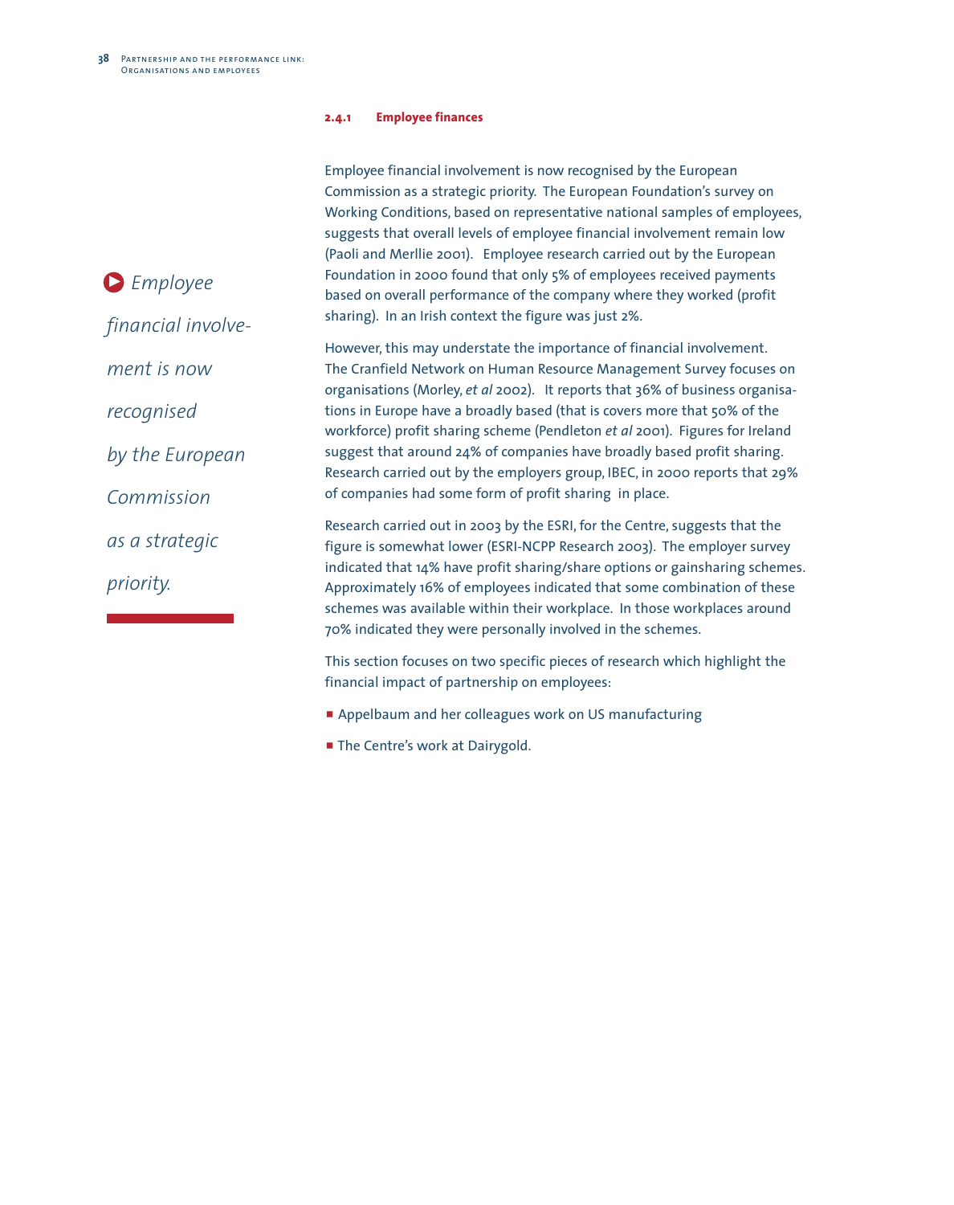### 2.4.1 Employee finances

*Employee financial involvement is now recognised by the European Commission as a strategic priority.*

Employee financial involvement is now recognised by the European Commission as a strategic priority. The European Foundation's survey on Working Conditions, based on representative national samples of employees, suggests that overall levels of employee financial involvement remain low (Paoli and Merllie 2001). Employee research carried out by the European Foundation in 2000 found that only 5% of employees received payments based on overall performance of the company where they worked (profit sharing). In an Irish context the figure was just 2%.

However, this may understate the importance of financial involvement. The Cranfield Network on Human Resource Management Survey focuses on organisations (Morley, *et al* 2002). It reports that 36% of business organisations in Europe have a broadly based (that is covers more that 50% of the workforce) profit sharing scheme (Pendleton *et al* 2001). Figures for Ireland suggest that around 24% of companies have broadly based profit sharing. Research carried out by the employers group, IBEC, in 2000 reports that 29% of companies had some form of profit sharing in place.

Research carried out in 2003 by the ESRI, for the Centre, suggests that the figure is somewhat lower (ESRI-NCPP Research 2003). The employer survey indicated that 14% have profit sharing/share options or gainsharing schemes. Approximately 16% of employees indicated that some combination of these schemes was available within their workplace. In those workplaces around 70% indicated they were personally involved in the schemes.

This section focuses on two specific pieces of research which highlight the financial impact of partnership on employees:

- Appelbaum and her colleagues work on US manufacturing
- The Centre's work at Dairygold.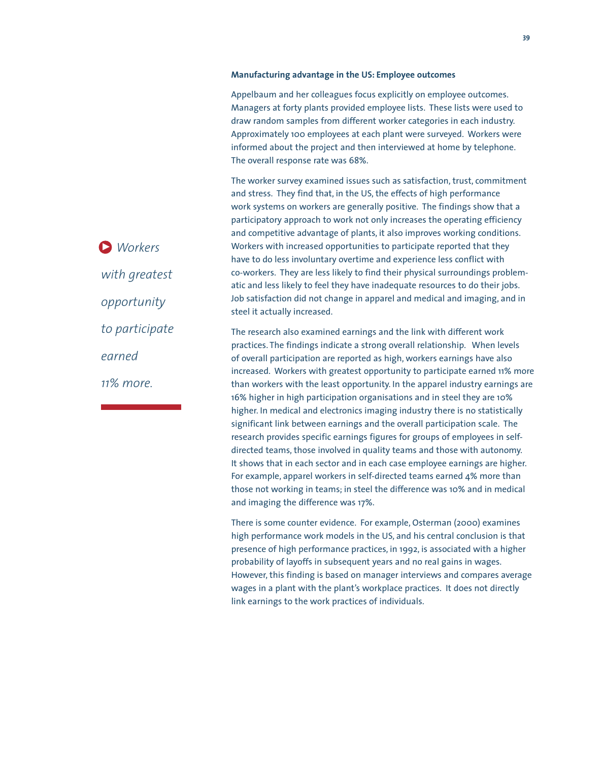### Manufacturing advantage in the US: Employee outcomes

Appelbaum and her colleagues focus explicitly on employee outcomes. Managers at forty plants provided employee lists. These lists were used to draw random samples from different worker categories in each industry. Approximately 100 employees at each plant were surveyed. Workers were informed about the project and then interviewed at home by telephone. The overall response rate was 68%.

The worker survey examined issues such as satisfaction, trust, commitment and stress. They find that, in the US, the effects of high performance work systems on workers are generally positive. The findings show that a participatory approach to work not only increases the operating efficiency and competitive advantage of plants, it also improves working conditions. Workers with increased opportunities to participate reported that they have to do less involuntary overtime and experience less conflict with co-workers. They are less likely to find their physical surroundings problematic and less likely to feel they have inadequate resources to do their jobs. Job satisfaction did not change in apparel and medical and imaging, and in steel it actually increased.

*Workers with greatest opportunity to participate earned 11% more.*

The research also examined earnings and the link with different work practices. The findings indicate a strong overall relationship. When levels of overall participation are reported as high, workers earnings have also increased. Workers with greatest opportunity to participate earned 11% more than workers with the least opportunity. In the apparel industry earnings are 16% higher in high participation organisations and in steel they are 10% higher. In medical and electronics imaging industry there is no statistically significant link between earnings and the overall participation scale. The research provides specific earnings figures for groups of employees in self-directed teams, those involved in quality teams and those with autonomy. It shows that in each sector and in each case employee earnings are higher. For example, apparel workers in self-directed teams earned 4% more than those not working in teams; in steel the difference was 10% and in medical and imaging the difference was 17%.

There is some counter evidence. For example, Osterman (2000) examines high performance work models in the US, and his central conclusion is that presence of high performance practices, in 1992, is associated with a higher probability of layoffs in subsequent years and no real gains in wages. However, this finding is based on manager interviews and compares average wages in a plant with the plant's workplace practices. It does not directly link earnings to the work practices of individuals.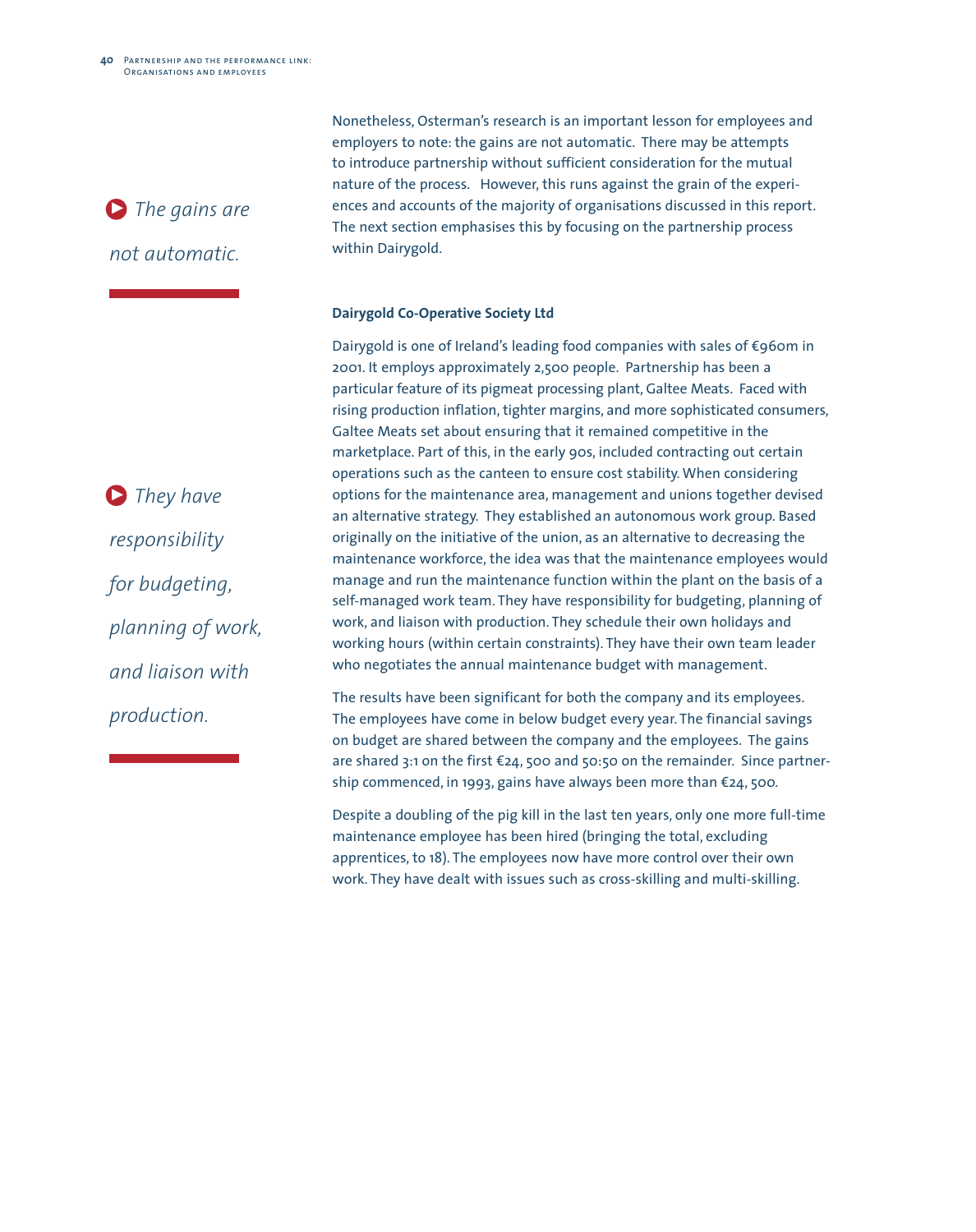Nonetheless, Osterman's research is an important lesson for employees and employers to note: the gains are not automatic. There may be attempts to introduce partnership without sufficient consideration for the mutual nature of the process. However, this runs against the grain of the experiences and accounts of the majority of organisations discussed in this report. The next section emphasises this by focusing on the partnership process within Dairygold.

> *The gains are not automatic.*

**Dairygold Co-Operative Society Ltd**

Dairygold is one of Ireland's leading food companies with sales of €960m in 2001. It employs approximately 2,500 people. Partnership has been a particular feature of its pigmeat processing plant, Galtee Meats. Faced with rising production inflation, tighter margins, and more sophisticated consumers, Galtee Meats set about ensuring that it remained competitive in the marketplace. Part of this, in the early 90s, included contracting out certain operations such as the canteen to ensure cost stability. When considering options for the maintenance area, management and unions together devised an alternative strategy. They established an autonomous work group. Based originally on the initiative of the union, as an alternative to decreasing the maintenance workforce, the idea was that the maintenance employees would manage and run the maintenance function within the plant on the basis of a self-managed work team. They have responsibility for budgeting, planning of work, and liaison with production. They schedule their own holidays and working hours (within certain constraints). They have their own team leader who negotiates the annual maintenance budget with management.

> *They have responsibility for budgeting, planning of work, and liaison with production.*

The results have been significant for both the company and its employees. The employees have come in below budget every year. The financial savings on budget are shared between the company and the employees. The gains are shared 3:1 on the first €24, 500 and 50:50 on the remainder. Since partnership commenced, in 1993, gains have always been more than €24, 500.

Despite a doubling of the pig kill in the last ten years, only one more full-time maintenance employee has been hired (bringing the total, excluding apprentices, to 18). The employees now have more control over their own work. They have dealt with issues such as cross-skilling and multi-skilling.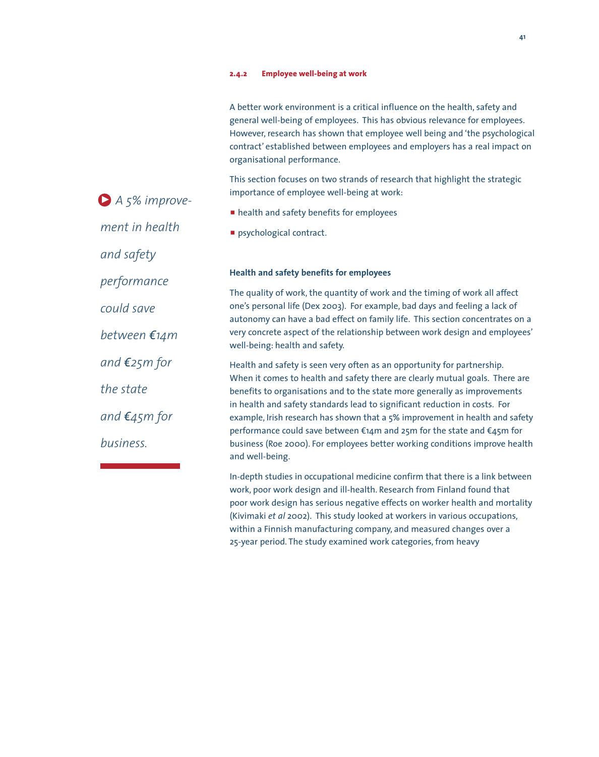### 2.4.2 Employee well-being at work

A better work environment is a critical influence on the health, safety and general well-being of employees. This has obvious relevance for employees. However, research has shown that employee well being and 'the psychological contract' established between employees and employers has a real impact on organisational performance.

This section focuses on two strands of research that highlight the strategic importance of employee well-being at work:

- health and safety benefits for employees
- psychological contract.

> *A 5% improvement in health and safety performance could save between €14m and €25m for the state and €45m for business.*

#### Health and safety benefits for employees

The quality of work, the quantity of work and the timing of work all affect one's personal life (Dex 2003). For example, bad days and feeling a lack of autonomy can have a bad effect on family life. This section concentrates on a very concrete aspect of the relationship between work design and employees' well-being: health and safety.

Health and safety is seen very often as an opportunity for partnership. When it comes to health and safety there are clearly mutual goals. There are benefits to organisations and to the state more generally as improvements in health and safety standards lead to significant reduction in costs. For example, Irish research has shown that a 5% improvement in health and safety performance could save between €14m and 25m for the state and €45m for business (Roe 2000). For employees better working conditions improve health and well-being.

In-depth studies in occupational medicine confirm that there is a link between work, poor work design and ill-health. Research from Finland found that poor work design has serious negative effects on worker health and mortality (Kivimaki *et al* 2002). This study looked at workers in various occupations, within a Finnish manufacturing company, and measured changes over a 25-year period. The study examined work categories, from heavy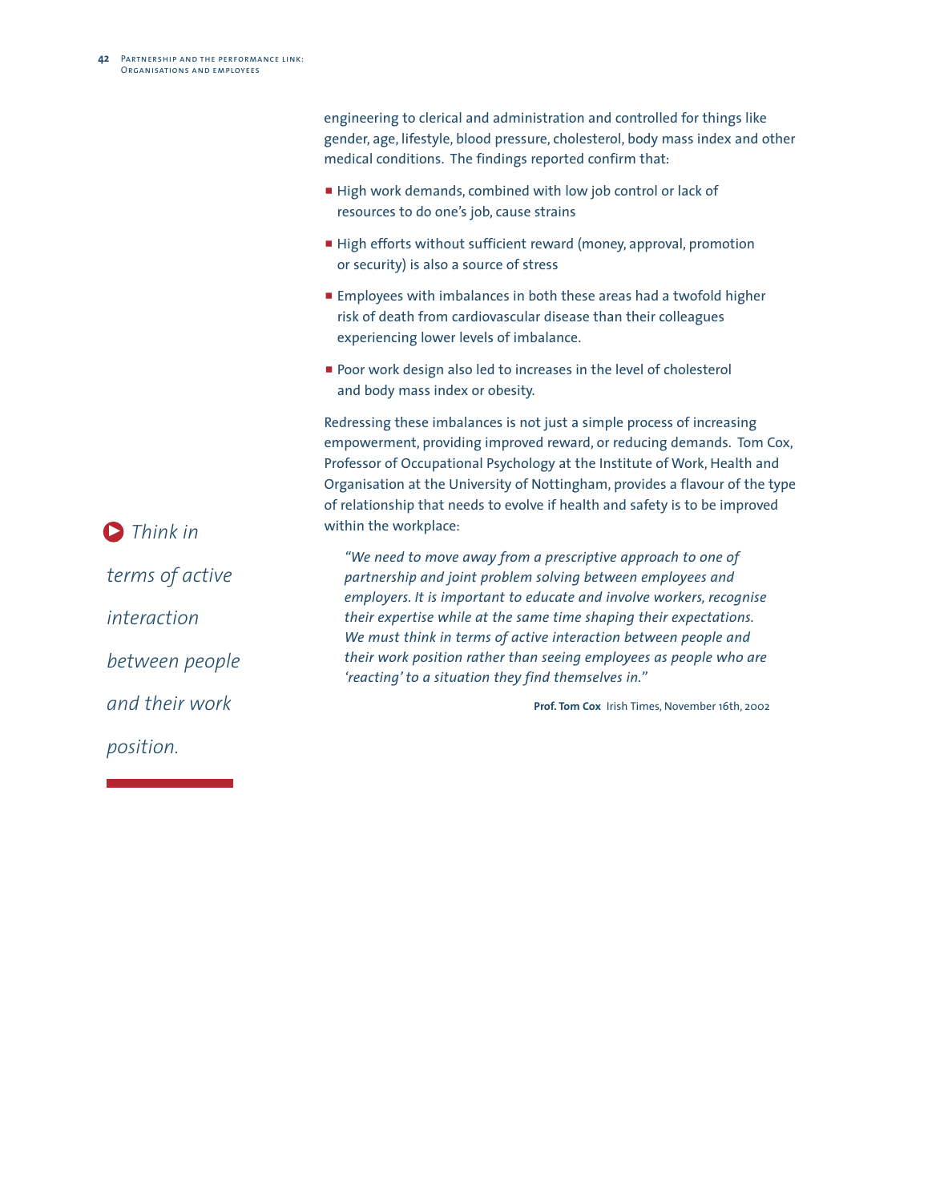engineering to clerical and administration and controlled for things like gender, age, lifestyle, blood pressure, cholesterol, body mass index and other medical conditions. The findings reported confirm that:

- High work demands, combined with low job control or lack of resources to do one's job, cause strains
- High efforts without sufficient reward (money, approval, promotion or security) is also a source of stress
- Employees with imbalances in both these areas had a twofold higher risk of death from cardiovascular disease than their colleagues experiencing lower levels of imbalance.
- Poor work design also led to increases in the level of cholesterol and body mass index or obesity.

Redressing these imbalances is not just a simple process of increasing empowerment, providing improved reward, or reducing demands. Tom Cox, Professor of Occupational Psychology at the Institute of Work, Health and Organisation at the University of Nottingham, provides a flavour of the type of relationship that needs to evolve if health and safety is to be improved within the workplace:

> *"We need to move away from a prescriptive approach to one of partnership and joint problem solving between employees and employers. It is important to educate and involve workers, recognise their expertise while at the same time shaping their expectations. We must think in terms of active interaction between people and their work position rather than seeing employees as people who are 'reacting' to a situation they find themselves in."*
>
> **Prof. Tom Cox** Irish Times, November 16th, 2002

*Think in terms of active interaction between people and their work position.*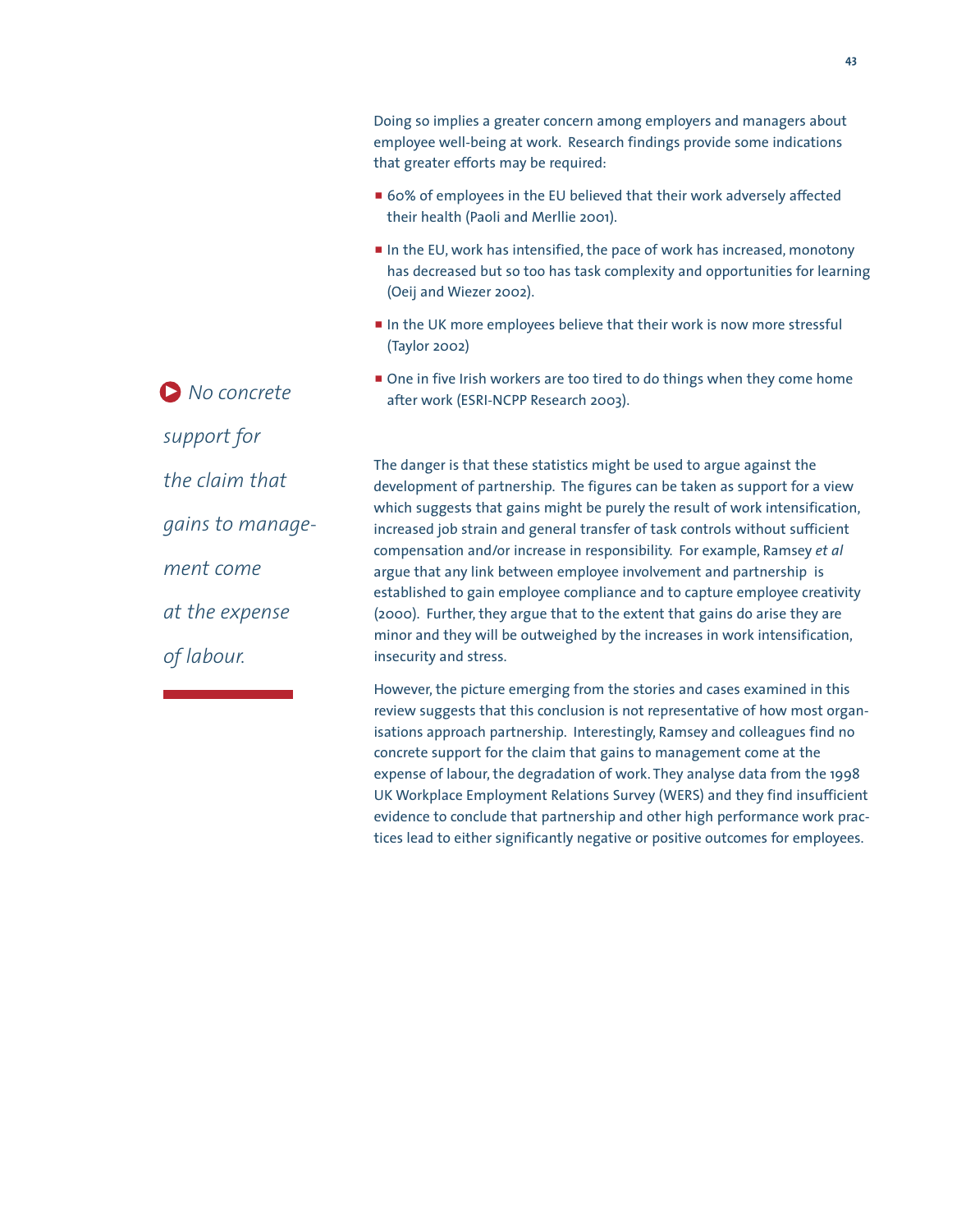Doing so implies a greater concern among employers and managers about employee well-being at work. Research findings provide some indications that greater efforts may be required:

- 60% of employees in the EU believed that their work adversely affected their health (Paoli and Merllie 2001).
- In the EU, work has intensified, the pace of work has increased, monotony has decreased but so too has task complexity and opportunities for learning (Oeij and Wiezer 2002).
- In the UK more employees believe that their work is now more stressful (Taylor 2002)
- One in five Irish workers are too tired to do things when they come home after work (ESRI-NCPP Research 2003).

*No concrete support for the claim that gains to management come at the expense of labour.*

The danger is that these statistics might be used to argue against the development of partnership. The figures can be taken as support for a view which suggests that gains might be purely the result of work intensification, increased job strain and general transfer of task controls without sufficient compensation and/or increase in responsibility. For example, Ramsey *et al* argue that any link between employee involvement and partnership is established to gain employee compliance and to capture employee creativity (2000). Further, they argue that to the extent that gains do arise they are minor and they will be outweighed by the increases in work intensification, insecurity and stress.

However, the picture emerging from the stories and cases examined in this review suggests that this conclusion is not representative of how most organisations approach partnership. Interestingly, Ramsey and colleagues find no concrete support for the claim that gains to management come at the expense of labour, the degradation of work. They analyse data from the 1998 UK Workplace Employment Relations Survey (WERS) and they find insufficient evidence to conclude that partnership and other high performance work practices lead to either significantly negative or positive outcomes for employees.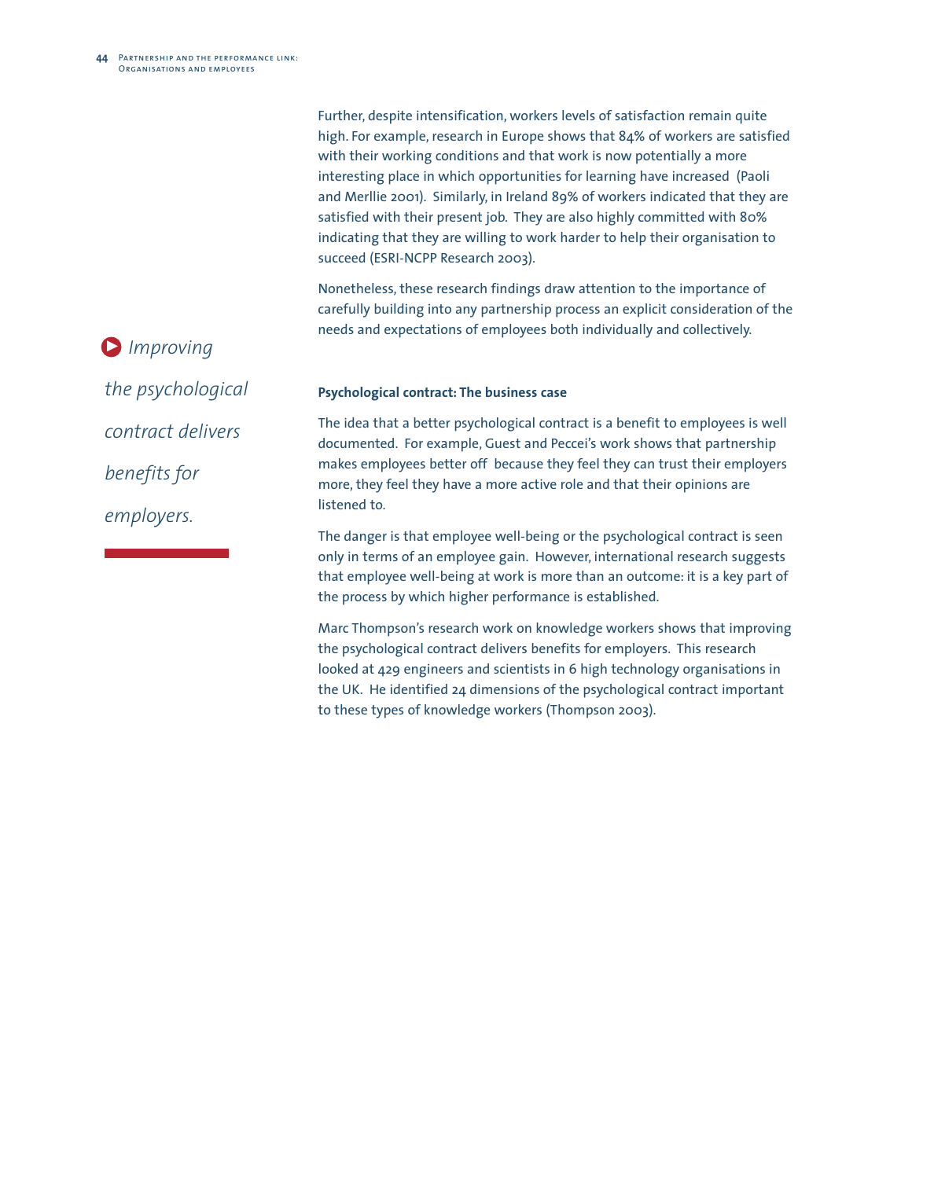Further, despite intensification, workers levels of satisfaction remain quite high. For example, research in Europe shows that 84% of workers are satisfied with their working conditions and that work is now potentially a more interesting place in which opportunities for learning have increased (Paoli and Merllie 2001). Similarly, in Ireland 89% of workers indicated that they are satisfied with their present job. They are also highly committed with 80% indicating that they are willing to work harder to help their organisation to succeed (ESRI-NCPP Research 2003).

Nonetheless, these research findings draw attention to the importance of carefully building into any partnership process an explicit consideration of the needs and expectations of employees both individually and collectively.

*Improving the psychological contract delivers benefits for employers.*

**Psychological contract: The business case**

The idea that a better psychological contract is a benefit to employees is well documented. For example, Guest and Peccei's work shows that partnership makes employees better off because they feel they can trust their employers more, they feel they have a more active role and that their opinions are listened to.

The danger is that employee well-being or the psychological contract is seen only in terms of an employee gain. However, international research suggests that employee well-being at work is more than an outcome: it is a key part of the process by which higher performance is established.

Marc Thompson's research work on knowledge workers shows that improving the psychological contract delivers benefits for employers. This research looked at 429 engineers and scientists in 6 high technology organisations in the UK. He identified 24 dimensions of the psychological contract important to these types of knowledge workers (Thompson 2003).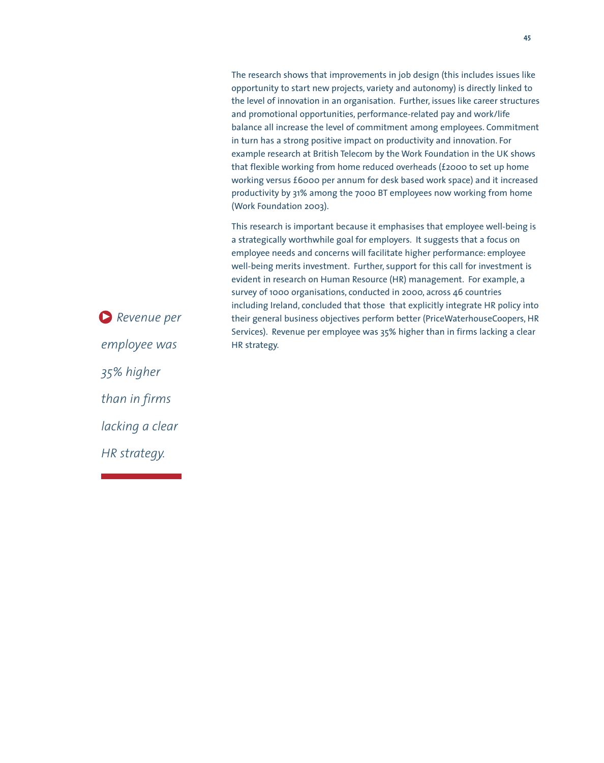The research shows that improvements in job design (this includes issues like opportunity to start new projects, variety and autonomy) is directly linked to the level of innovation in an organisation. Further, issues like career structures and promotional opportunities, performance-related pay and work/life balance all increase the level of commitment among employees. Commitment in turn has a strong positive impact on productivity and innovation. For example research at British Telecom by the Work Foundation in the UK shows that flexible working from home reduced overheads (£2000 to set up home working versus £6000 per annum for desk based work space) and it increased productivity by 31% among the 7000 BT employees now working from home (Work Foundation 2003).

This research is important because it emphasises that employee well-being is a strategically worthwhile goal for employers. It suggests that a focus on employee needs and concerns will facilitate higher performance: employee well-being merits investment. Further, support for this call for investment is evident in research on Human Resource (HR) management. For example, a survey of 1000 organisations, conducted in 2000, across 46 countries including Ireland, concluded that those that explicitly integrate HR policy into their general business objectives perform better (PriceWaterhouseCoopers, HR Services). Revenue per employee was 35% higher than in firms lacking a clear HR strategy.

*Revenue per employee was 35% higher than in firms lacking a clear HR strategy.*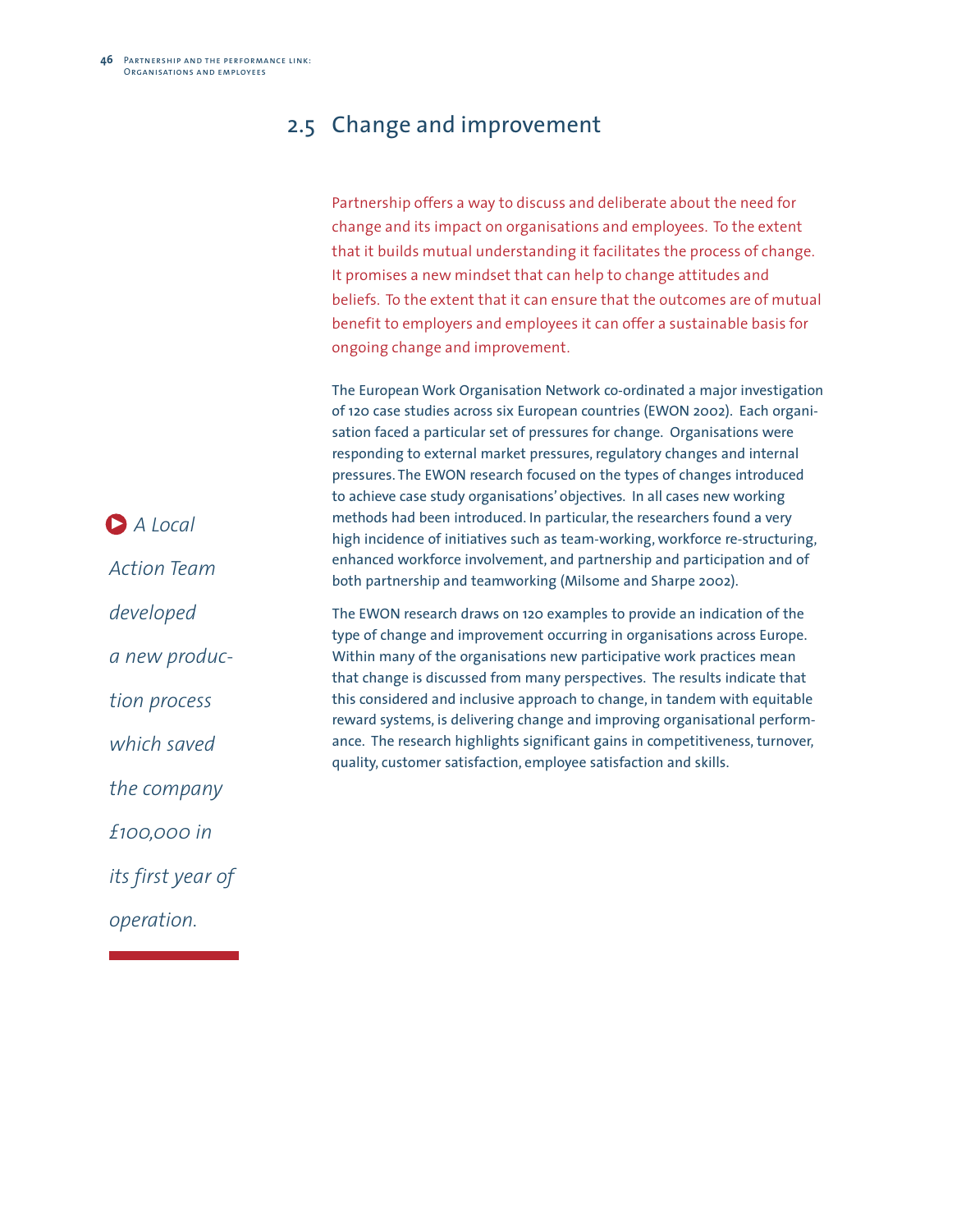## 2.5 Change and improvement

Partnership offers a way to discuss and deliberate about the need for change and its impact on organisations and employees. To the extent that it builds mutual understanding it facilitates the process of change. It promises a new mindset that can help to change attitudes and beliefs. To the extent that it can ensure that the outcomes are of mutual benefit to employers and employees it can offer a sustainable basis for ongoing change and improvement.

The European Work Organisation Network co-ordinated a major investigation of 120 case studies across six European countries (EWON 2002). Each organisation faced a particular set of pressures for change. Organisations were responding to external market pressures, regulatory changes and internal pressures. The EWON research focused on the types of changes introduced to achieve case study organisations' objectives. In all cases new working methods had been introduced. In particular, the researchers found a very high incidence of initiatives such as team-working, workforce re-structuring, enhanced workforce involvement, and partnership and participation and of both partnership and teamworking (Milsome and Sharpe 2002).

*A Local Action Team developed a new production process which saved the company £100,000 in its first year of operation.*

The EWON research draws on 120 examples to provide an indication of the type of change and improvement occurring in organisations across Europe. Within many of the organisations new participative work practices mean that change is discussed from many perspectives. The results indicate that this considered and inclusive approach to change, in tandem with equitable reward systems, is delivering change and improving organisational performance. The research highlights significant gains in competitiveness, turnover, quality, customer satisfaction, employee satisfaction and skills.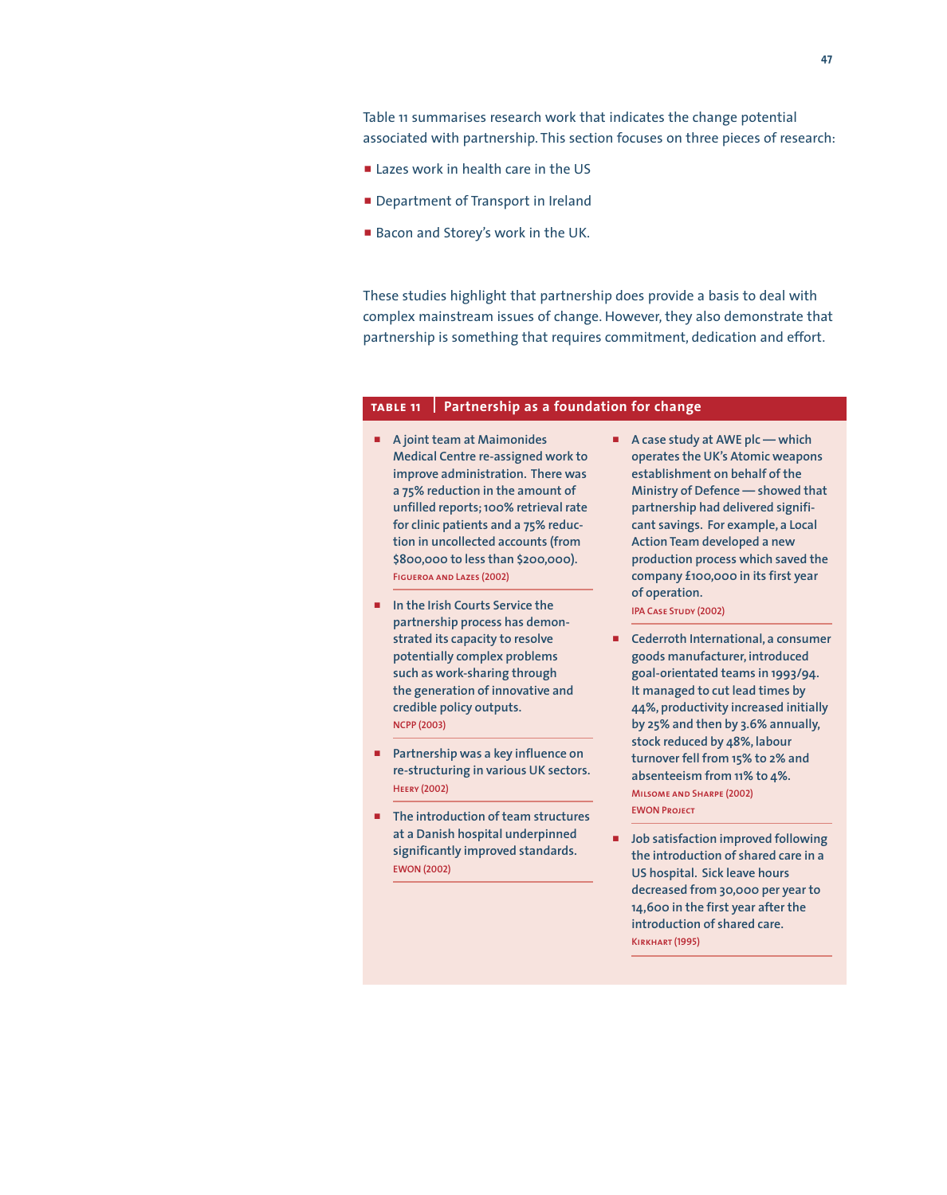Table 11 summarises research work that indicates the change potential associated with partnership. This section focuses on three pieces of research:

- Lazes work in health care in the US
- Department of Transport in Ireland
- Bacon and Storey's work in the UK.

These studies highlight that partnership does provide a basis to deal with complex mainstream issues of change. However, they also demonstrate that partnership is something that requires commitment, dedication and effort.

**TABLE 11 | Partnership as a foundation for change**

- A joint team at Maimonides Medical Centre re-assigned work to improve administration. There was a 75% reduction in the amount of unfilled reports; 100% retrieval rate for clinic patients and a 75% reduction in uncollected accounts (from $800,000 to less than $200,000).
  Figueroa and Lazes (2002)

- In the Irish Courts Service the partnership process has demonstrated its capacity to resolve potentially complex problems such as work-sharing through the generation of innovative and credible policy outputs.
  NCPP (2003)

- Partnership was a key influence on re-structuring in various UK sectors.
  Heery (2002)

- The introduction of team structures at a Danish hospital underpinned significantly improved standards.
  EWON (2002)

- A case study at AWE plc — which operates the UK's Atomic weapons establishment on behalf of the Ministry of Defence — showed that partnership had delivered significant savings. For example, a Local Action Team developed a new production process which saved the company £100,000 in its first year of operation.
  IPA Case Study (2002)

- Cederroth International, a consumer goods manufacturer, introduced goal-orientated teams in 1993/94. It managed to cut lead times by 44%, productivity increased initially by 25% and then by 3.6% annually, stock reduced by 48%, labour turnover fell from 15% to 2% and absenteeism from 11% to 4%.
  Milsome and Sharpe (2002)
  EWON Project

- Job satisfaction improved following the introduction of shared care in a US hospital. Sick leave hours decreased from 30,000 per year to 14,600 in the first year after the introduction of shared care.
  Kirkhart (1995)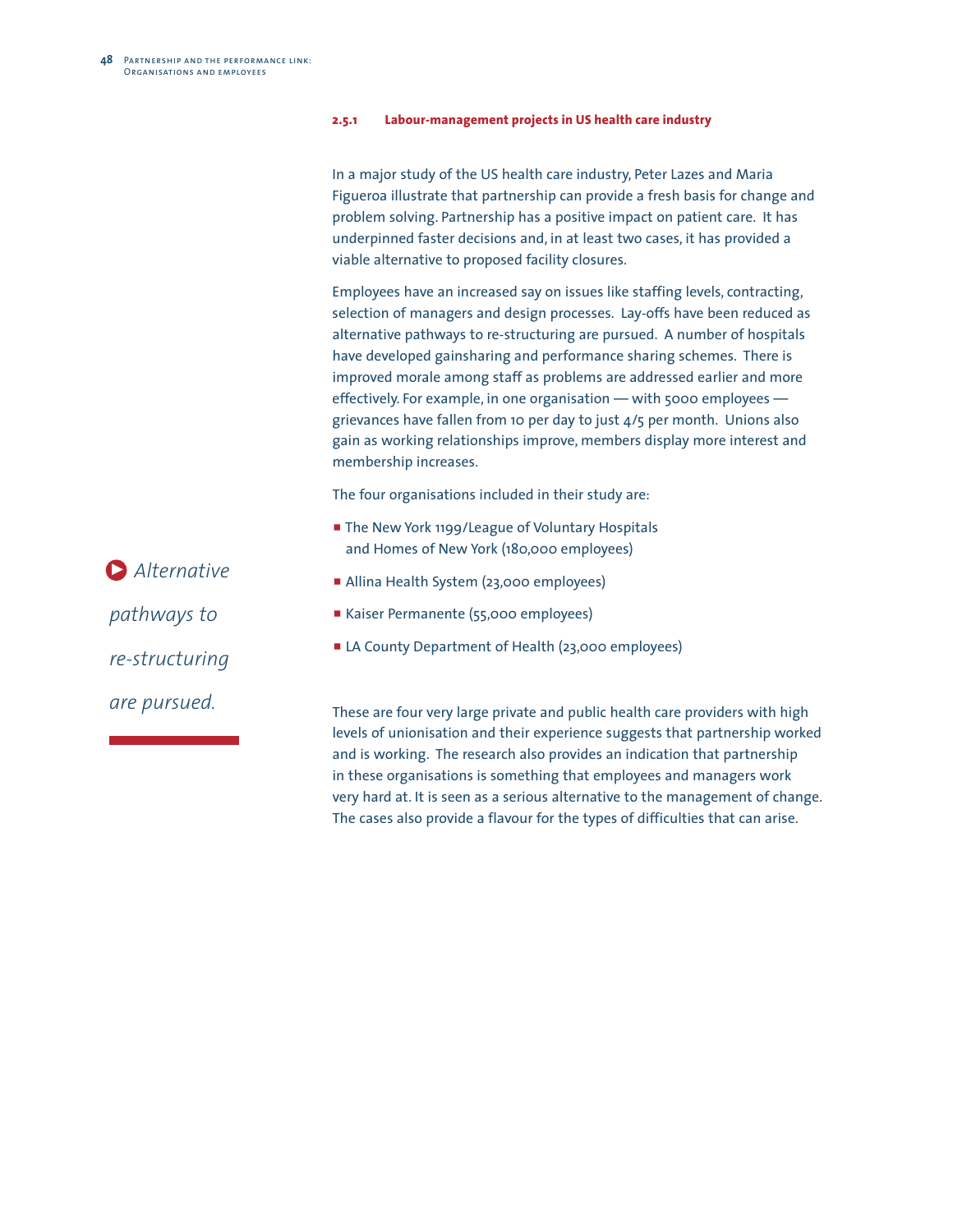### 2.5.1 Labour-management projects in US health care industry

In a major study of the US health care industry, Peter Lazes and Maria Figueroa illustrate that partnership can provide a fresh basis for change and problem solving. Partnership has a positive impact on patient care. It has underpinned faster decisions and, in at least two cases, it has provided a viable alternative to proposed facility closures.

Employees have an increased say on issues like staffing levels, contracting, selection of managers and design processes. Lay-offs have been reduced as alternative pathways to re-structuring are pursued. A number of hospitals have developed gainsharing and performance sharing schemes. There is improved morale among staff as problems are addressed earlier and more effectively. For example, in one organisation — with 5000 employees — grievances have fallen from 10 per day to just 4/5 per month. Unions also gain as working relationships improve, members display more interest and membership increases.

The four organisations included in their study are:

- The New York 1199/League of Voluntary Hospitals and Homes of New York (180,000 employees)
- Allina Health System (23,000 employees)
- Kaiser Permanente (55,000 employees)
- LA County Department of Health (23,000 employees)

*Alternative pathways to re-structuring are pursued.*

These are four very large private and public health care providers with high levels of unionisation and their experience suggests that partnership worked and is working. The research also provides an indication that partnership in these organisations is something that employees and managers work very hard at. It is seen as a serious alternative to the management of change. The cases also provide a flavour for the types of difficulties that can arise.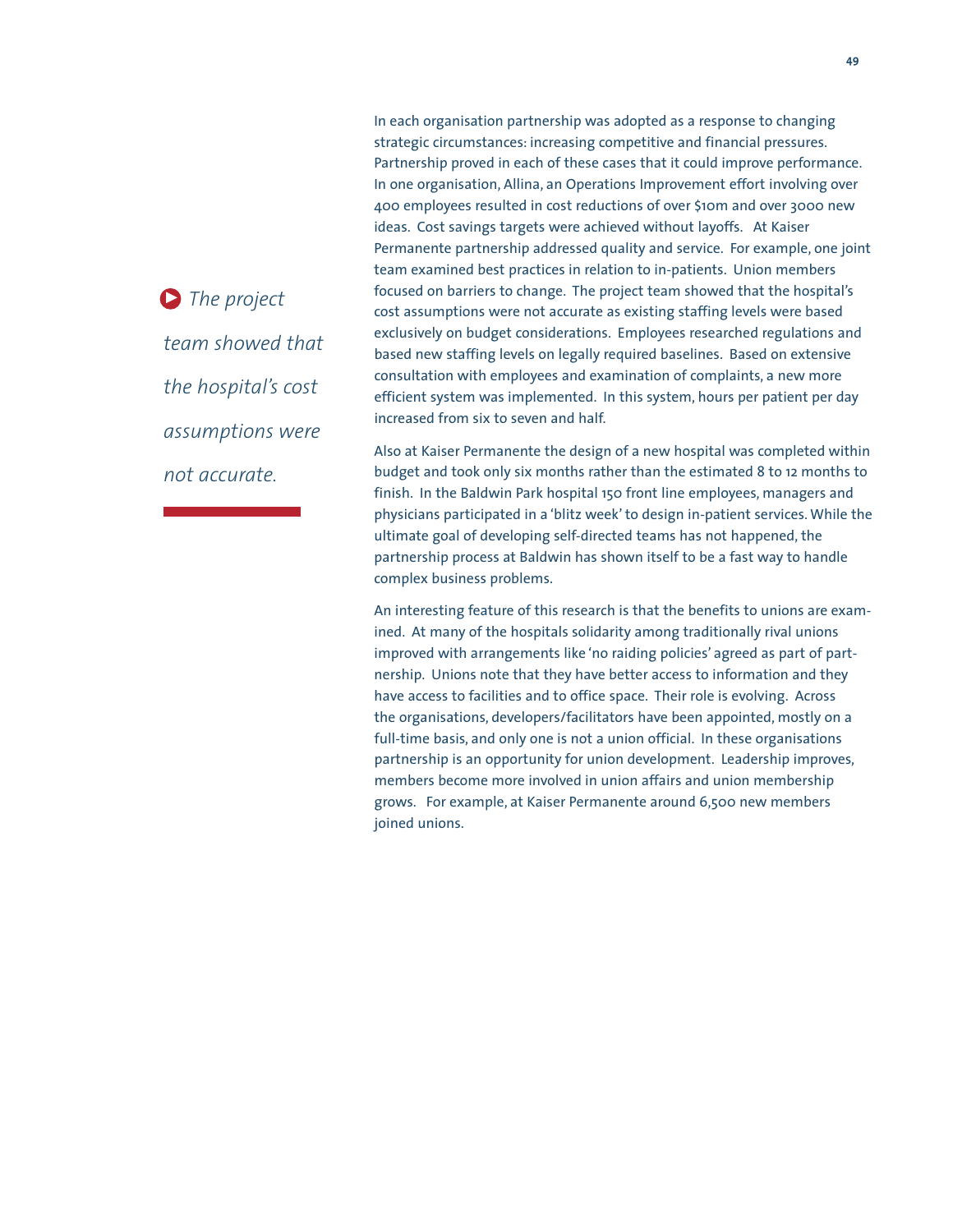*The project team showed that the hospital's cost assumptions were not accurate.*

In each organisation partnership was adopted as a response to changing strategic circumstances: increasing competitive and financial pressures. Partnership proved in each of these cases that it could improve performance. In one organisation, Allina, an Operations Improvement effort involving over 400 employees resulted in cost reductions of over $10m and over 3000 new ideas. Cost savings targets were achieved without layoffs. At Kaiser Permanente partnership addressed quality and service. For example, one joint team examined best practices in relation to in-patients. Union members focused on barriers to change. The project team showed that the hospital's cost assumptions were not accurate as existing staffing levels were based exclusively on budget considerations. Employees researched regulations and based new staffing levels on legally required baselines. Based on extensive consultation with employees and examination of complaints, a new more efficient system was implemented. In this system, hours per patient per day increased from six to seven and half.

Also at Kaiser Permanente the design of a new hospital was completed within budget and took only six months rather than the estimated 8 to 12 months to finish. In the Baldwin Park hospital 150 front line employees, managers and physicians participated in a 'blitz week' to design in-patient services. While the ultimate goal of developing self-directed teams has not happened, the partnership process at Baldwin has shown itself to be a fast way to handle complex business problems.

An interesting feature of this research is that the benefits to unions are examined. At many of the hospitals solidarity among traditionally rival unions improved with arrangements like 'no raiding policies' agreed as part of partnership. Unions note that they have better access to information and they have access to facilities and to office space. Their role is evolving. Across the organisations, developers/facilitators have been appointed, mostly on a full-time basis, and only one is not a union official. In these organisations partnership is an opportunity for union development. Leadership improves, members become more involved in union affairs and union membership grows. For example, at Kaiser Permanente around 6,500 new members joined unions.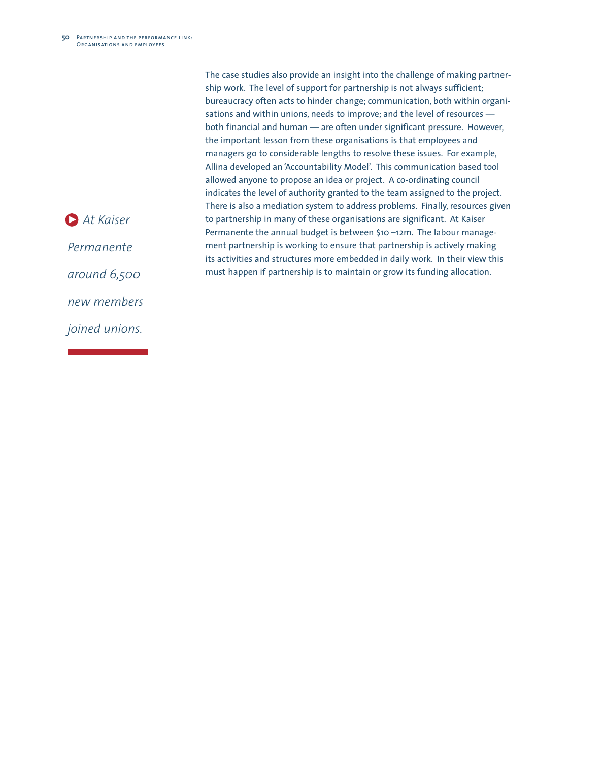*At Kaiser Permanente around 6,500 new members joined unions.*

The case studies also provide an insight into the challenge of making partnership work. The level of support for partnership is not always sufficient; bureaucracy often acts to hinder change; communication, both within organisations and within unions, needs to improve; and the level of resources — both financial and human — are often under significant pressure. However, the important lesson from these organisations is that employees and managers go to considerable lengths to resolve these issues. For example, Allina developed an 'Accountability Model'. This communication based tool allowed anyone to propose an idea or project. A co-ordinating council indicates the level of authority granted to the team assigned to the project. There is also a mediation system to address problems. Finally, resources given to partnership in many of these organisations are significant. At Kaiser Permanente the annual budget is between $10 –12m. The labour management partnership is working to ensure that partnership is actively making its activities and structures more embedded in daily work. In their view this must happen if partnership is to maintain or grow its funding allocation.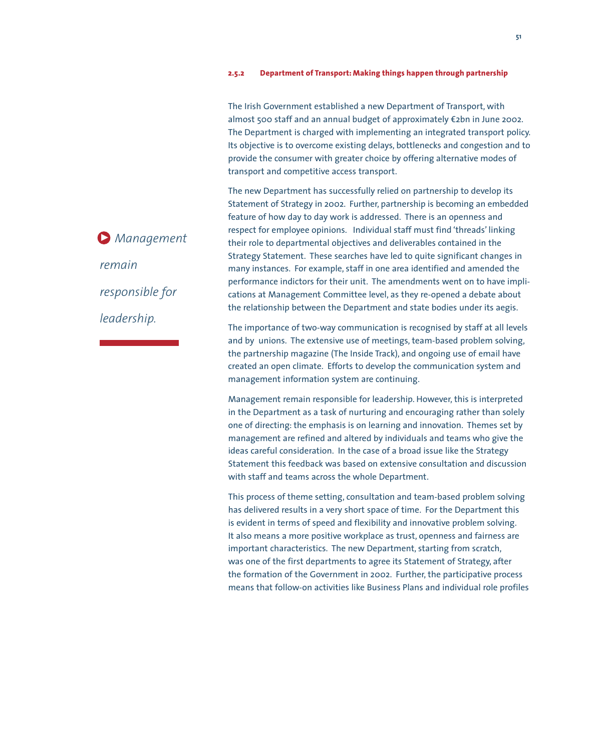### 2.5.2 Department of Transport: Making things happen through partnership

The Irish Government established a new Department of Transport, with almost 500 staff and an annual budget of approximately €2bn in June 2002. The Department is charged with implementing an integrated transport policy. Its objective is to overcome existing delays, bottlenecks and congestion and to provide the consumer with greater choice by offering alternative modes of transport and competitive access transport.

The new Department has successfully relied on partnership to develop its Statement of Strategy in 2002. Further, partnership is becoming an embedded feature of how day to day work is addressed. There is an openness and respect for employee opinions. Individual staff must find 'threads' linking their role to departmental objectives and deliverables contained in the Strategy Statement. These searches have led to quite significant changes in many instances. For example, staff in one area identified and amended the performance indictors for their unit. The amendments went on to have implications at Management Committee level, as they re-opened a debate about the relationship between the Department and state bodies under its aegis.

*Management remain responsible for leadership.*

The importance of two-way communication is recognised by staff at all levels and by unions. The extensive use of meetings, team-based problem solving, the partnership magazine (The Inside Track), and ongoing use of email have created an open climate. Efforts to develop the communication system and management information system are continuing.

Management remain responsible for leadership. However, this is interpreted in the Department as a task of nurturing and encouraging rather than solely one of directing: the emphasis is on learning and innovation. Themes set by management are refined and altered by individuals and teams who give the ideas careful consideration. In the case of a broad issue like the Strategy Statement this feedback was based on extensive consultation and discussion with staff and teams across the whole Department.

This process of theme setting, consultation and team-based problem solving has delivered results in a very short space of time. For the Department this is evident in terms of speed and flexibility and innovative problem solving. It also means a more positive workplace as trust, openness and fairness are important characteristics. The new Department, starting from scratch, was one of the first departments to agree its Statement of Strategy, after the formation of the Government in 2002. Further, the participative process means that follow-on activities like Business Plans and individual role profiles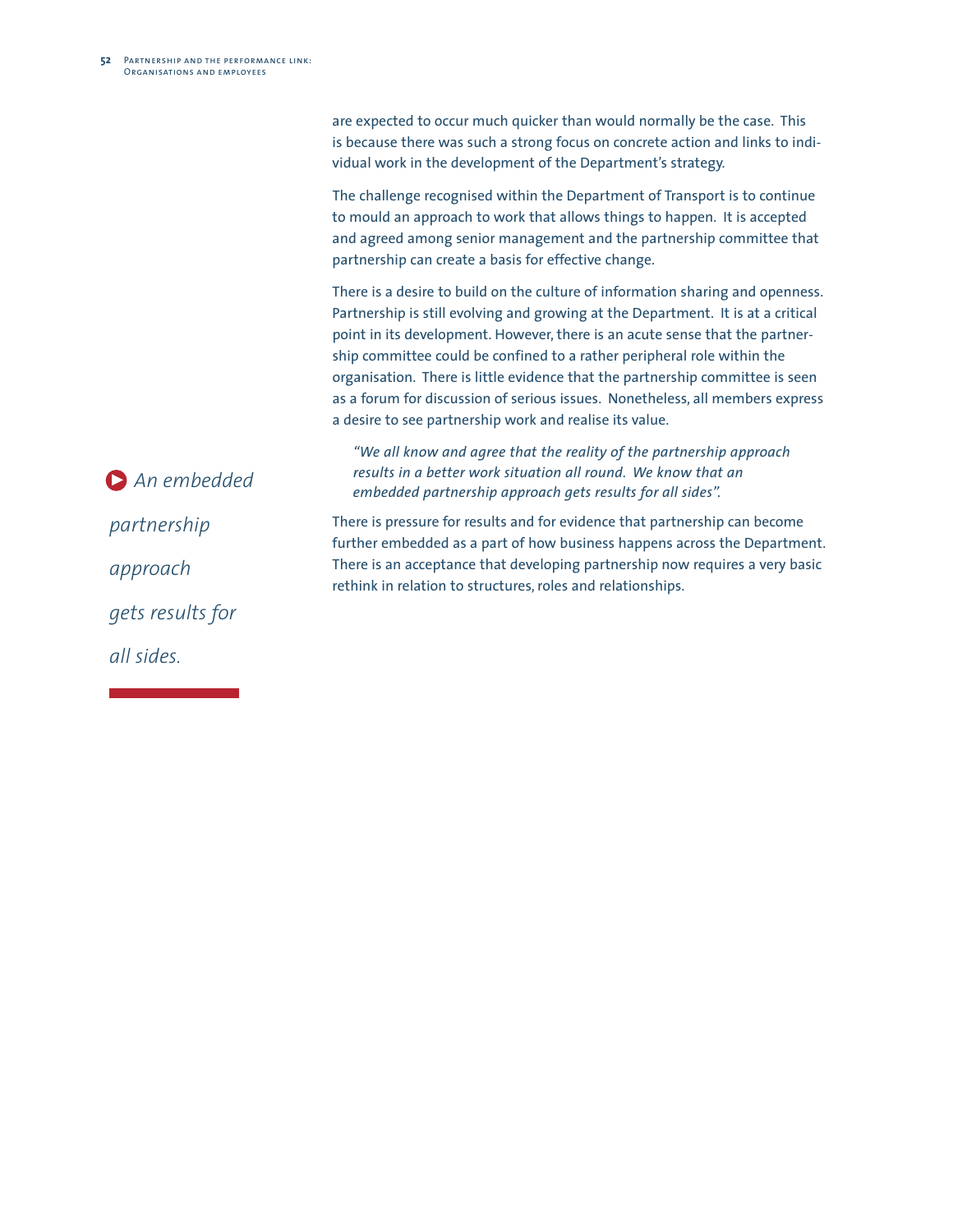are expected to occur much quicker than would normally be the case. This is because there was such a strong focus on concrete action and links to individual work in the development of the Department's strategy.

The challenge recognised within the Department of Transport is to continue to mould an approach to work that allows things to happen. It is accepted and agreed among senior management and the partnership committee that partnership can create a basis for effective change.

There is a desire to build on the culture of information sharing and openness. Partnership is still evolving and growing at the Department. It is at a critical point in its development. However, there is an acute sense that the partnership committee could be confined to a rather peripheral role within the organisation. There is little evidence that the partnership committee is seen as a forum for discussion of serious issues. Nonetheless, all members express a desire to see partnership work and realise its value.

> *"We all know and agree that the reality of the partnership approach results in a better work situation all round. We know that an embedded partnership approach gets results for all sides".*

*An embedded partnership approach gets results for all sides.*

There is pressure for results and for evidence that partnership can become further embedded as a part of how business happens across the Department. There is an acceptance that developing partnership now requires a very basic rethink in relation to structures, roles and relationships.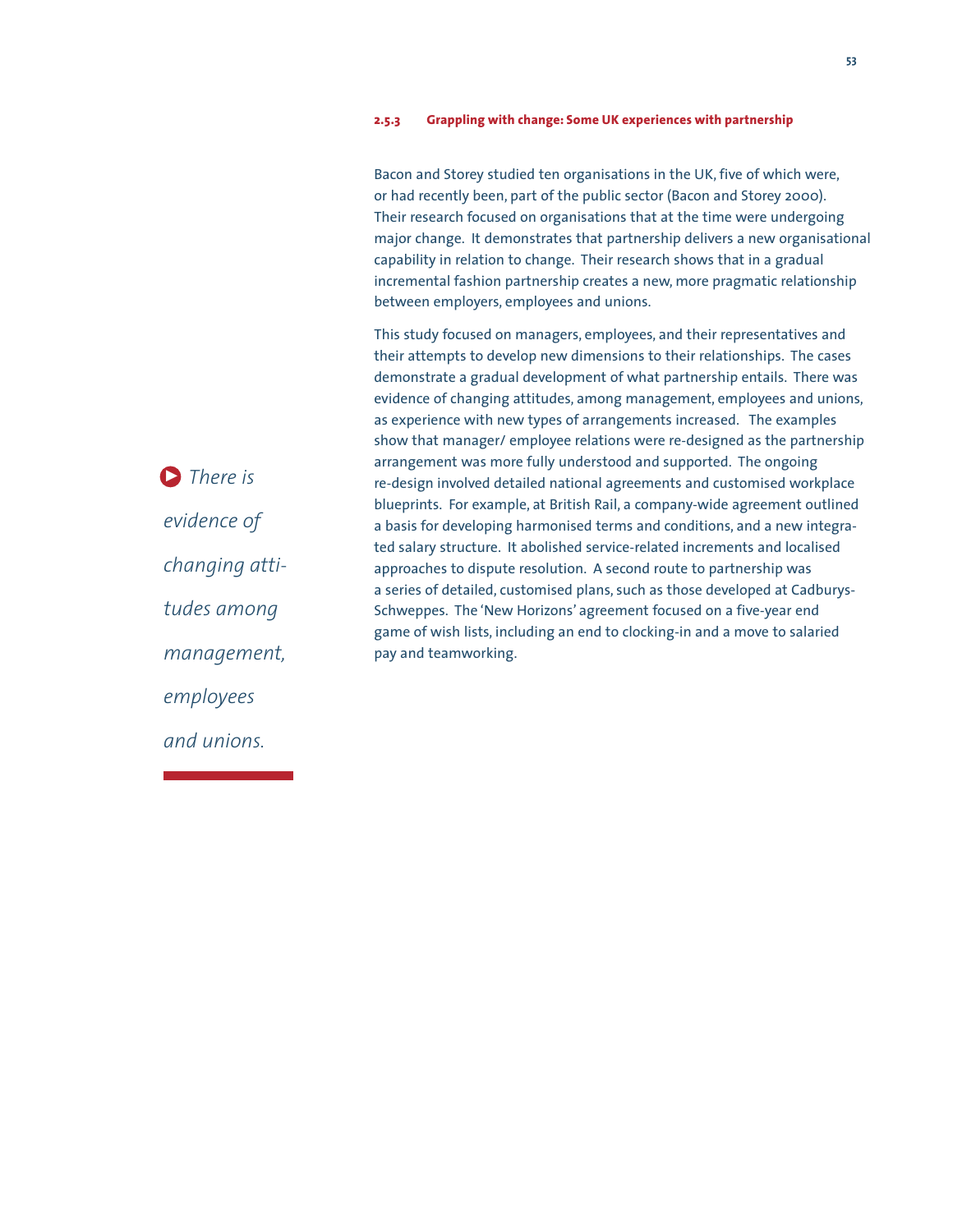### 2.5.3 Grappling with change: Some UK experiences with partnership

Bacon and Storey studied ten organisations in the UK, five of which were, or had recently been, part of the public sector (Bacon and Storey 2000). Their research focused on organisations that at the time were undergoing major change. It demonstrates that partnership delivers a new organisational capability in relation to change. Their research shows that in a gradual incremental fashion partnership creates a new, more pragmatic relationship between employers, employees and unions.

This study focused on managers, employees, and their representatives and their attempts to develop new dimensions to their relationships. The cases demonstrate a gradual development of what partnership entails. There was evidence of changing attitudes, among management, employees and unions, as experience with new types of arrangements increased. The examples show that manager/ employee relations were re-designed as the partnership arrangement was more fully understood and supported. The ongoing re-design involved detailed national agreements and customised workplace blueprints. For example, at British Rail, a company-wide agreement outlined a basis for developing harmonised terms and conditions, and a new integrated salary structure. It abolished service-related increments and localised approaches to dispute resolution. A second route to partnership was a series of detailed, customised plans, such as those developed at Cadburys-Schweppes. The 'New Horizons' agreement focused on a five-year end game of wish lists, including an end to clocking-in and a move to salaried pay and teamworking.

*There is evidence of changing attitudes among management, employees and unions.*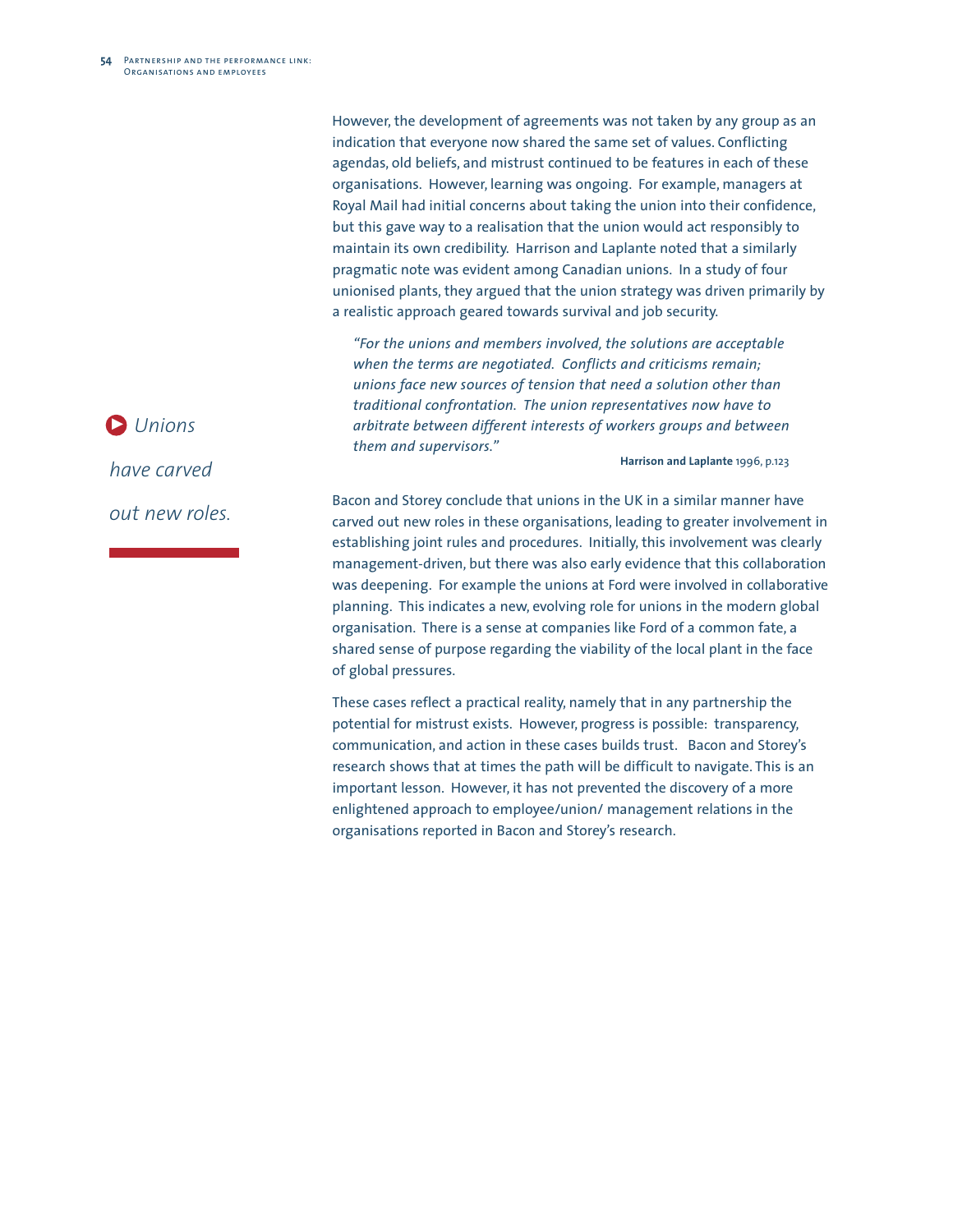However, the development of agreements was not taken by any group as an indication that everyone now shared the same set of values. Conflicting agendas, old beliefs, and mistrust continued to be features in each of these organisations. However, learning was ongoing. For example, managers at Royal Mail had initial concerns about taking the union into their confidence, but this gave way to a realisation that the union would act responsibly to maintain its own credibility. Harrison and Laplante noted that a similarly pragmatic note was evident among Canadian unions. In a study of four unionised plants, they argued that the union strategy was driven primarily by a realistic approach geared towards survival and job security.

> *"For the unions and members involved, the solutions are acceptable when the terms are negotiated. Conflicts and criticisms remain; unions face new sources of tension that need a solution other than traditional confrontation. The union representatives now have to arbitrate between different interests of workers groups and between them and supervisors."*
>
> **Harrison and Laplante** 1996, p.123

*Unions have carved out new roles.*

Bacon and Storey conclude that unions in the UK in a similar manner have carved out new roles in these organisations, leading to greater involvement in establishing joint rules and procedures. Initially, this involvement was clearly management-driven, but there was also early evidence that this collaboration was deepening. For example the unions at Ford were involved in collaborative planning. This indicates a new, evolving role for unions in the modern global organisation. There is a sense at companies like Ford of a common fate, a shared sense of purpose regarding the viability of the local plant in the face of global pressures.

These cases reflect a practical reality, namely that in any partnership the potential for mistrust exists. However, progress is possible: transparency, communication, and action in these cases builds trust. Bacon and Storey's research shows that at times the path will be difficult to navigate. This is an important lesson. However, it has not prevented the discovery of a more enlightened approach to employee/union/ management relations in the organisations reported in Bacon and Storey's research.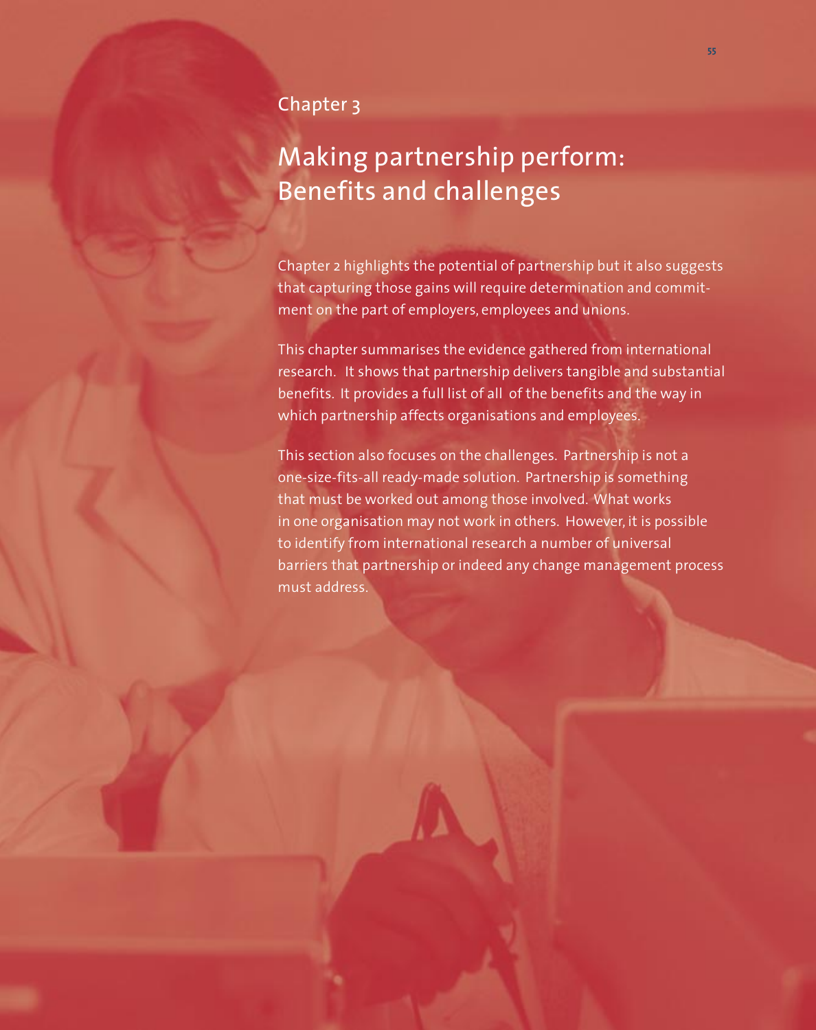Chapter 3

# Making partnership perform: Benefits and challenges

Chapter 2 highlights the potential of partnership but it also suggests that capturing those gains will require determination and commitment on the part of employers, employees and unions.

This chapter summarises the evidence gathered from international research. It shows that partnership delivers tangible and substantial benefits. It provides a full list of all of the benefits and the way in which partnership affects organisations and employees.

This section also focuses on the challenges. Partnership is not a one-size-fits-all ready-made solution. Partnership is something that must be worked out among those involved. What works in one organisation may not work in others. However, it is possible to identify from international research a number of universal barriers that partnership or indeed any change management process must address.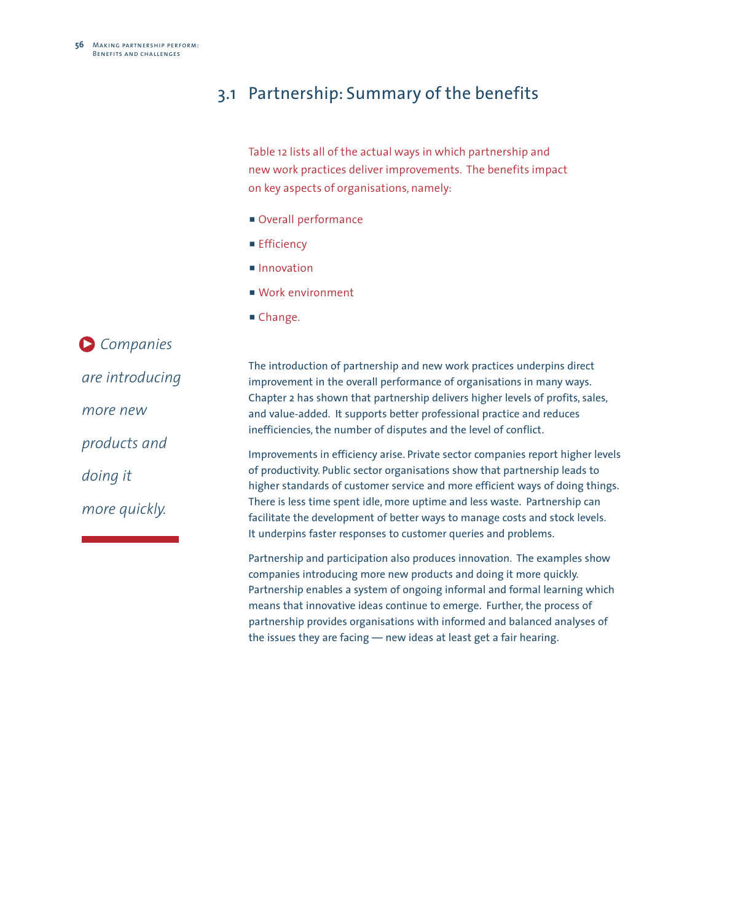## 3.1 Partnership: Summary of the benefits

Table 12 lists all of the actual ways in which partnership and new work practices deliver improvements. The benefits impact on key aspects of organisations, namely:

- Overall performance
- Efficiency
- Innovation
- Work environment
- Change.

*Companies are introducing more new products and doing it more quickly.*

The introduction of partnership and new work practices underpins direct improvement in the overall performance of organisations in many ways. Chapter 2 has shown that partnership delivers higher levels of profits, sales, and value-added. It supports better professional practice and reduces inefficiencies, the number of disputes and the level of conflict.

Improvements in efficiency arise. Private sector companies report higher levels of productivity. Public sector organisations show that partnership leads to higher standards of customer service and more efficient ways of doing things. There is less time spent idle, more uptime and less waste. Partnership can facilitate the development of better ways to manage costs and stock levels. It underpins faster responses to customer queries and problems.

Partnership and participation also produces innovation. The examples show companies introducing more new products and doing it more quickly. Partnership enables a system of ongoing informal and formal learning which means that innovative ideas continue to emerge. Further, the process of partnership provides organisations with informed and balanced analyses of the issues they are facing — new ideas at least get a fair hearing.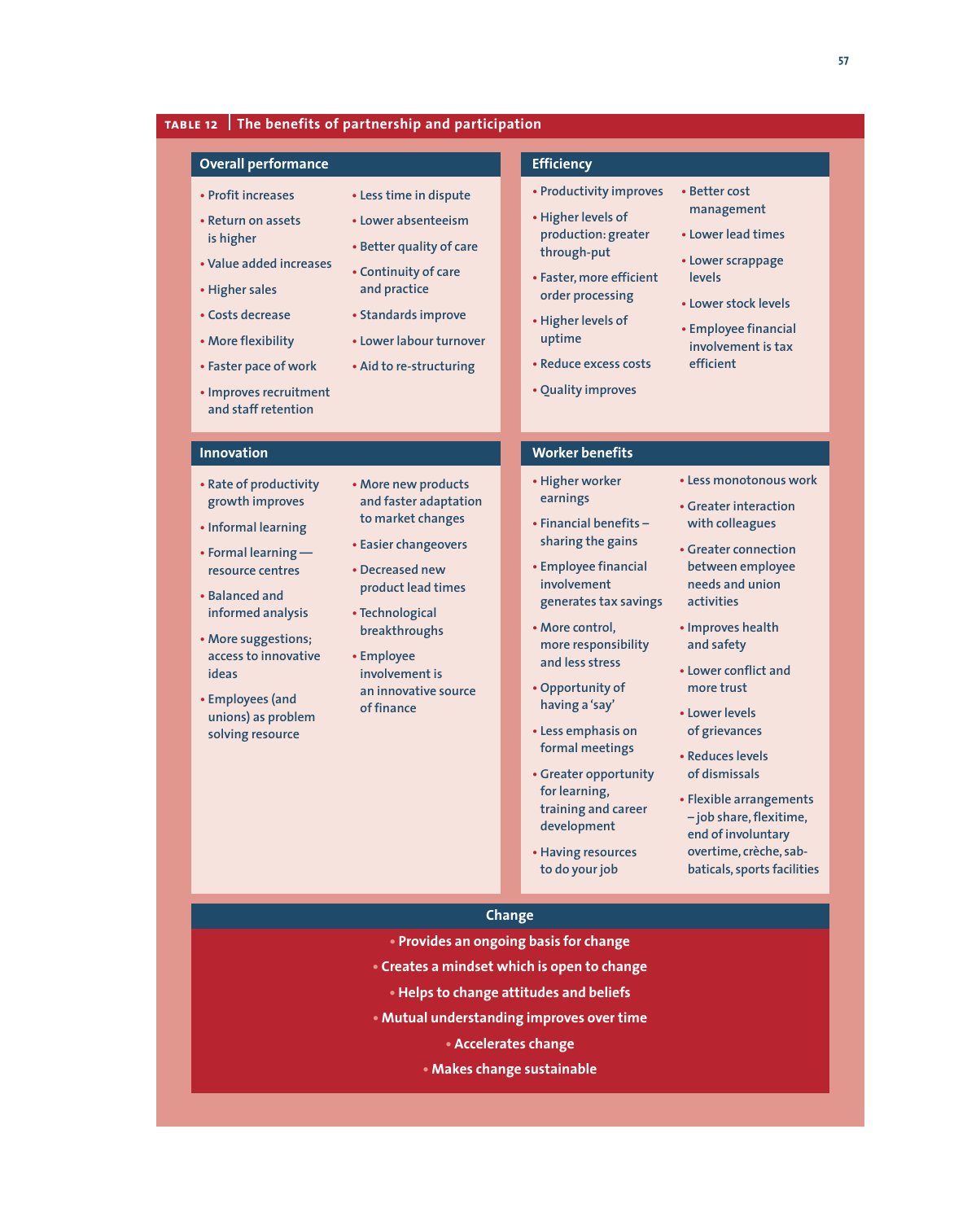**TABLE 12** | The benefits of partnership and participation

### Overall performance

- Profit increases
- Return on assets is higher
- Value added increases
- Higher sales
- Costs decrease
- More flexibility
- Faster pace of work
- Improves recruitment and staff retention
- Less time in dispute
- Lower absenteeism
- Better quality of care
- Continuity of care and practice
- Standards improve
- Lower labour turnover
- Aid to re-structuring

### Efficiency

- Productivity improves
- Higher levels of production: greater through-put
- Faster, more efficient order processing
- Higher levels of uptime
- Reduce excess costs
- Quality improves
- Better cost management
- Lower lead times
- Lower scrappage levels
- Lower stock levels
- Employee financial involvement is tax efficient

### Innovation

- Rate of productivity growth improves
- Informal learning
- Formal learning — resource centres
- Balanced and informed analysis
- More suggestions; access to innovative ideas
- Employees (and unions) as problem solving resource
- More new products and faster adaptation to market changes
- Easier changeovers
- Decreased new product lead times
- Technological breakthroughs
- Employee involvement is an innovative source of finance

### Worker benefits

- Higher worker earnings
- Financial benefits – sharing the gains
- Employee financial involvement generates tax savings
- More control, more responsibility and less stress
- Opportunity of having a 'say'
- Less emphasis on formal meetings
- Greater opportunity for learning, training and career development
- Having resources to do your job
- Less monotonous work
- Greater interaction with colleagues
- Greater connection between employee needs and union activities
- Improves health and safety
- Lower conflict and more trust
- Lower levels of grievances
- Reduces levels of dismissals
- Flexible arrangements – job share, flexitime, end of involuntary overtime, crèche, sabbaticals, sports facilities

### Change

- Provides an ongoing basis for change
- Creates a mindset which is open to change
- Helps to change attitudes and beliefs
- Mutual understanding improves over time
- Accelerates change
- Makes change sustainable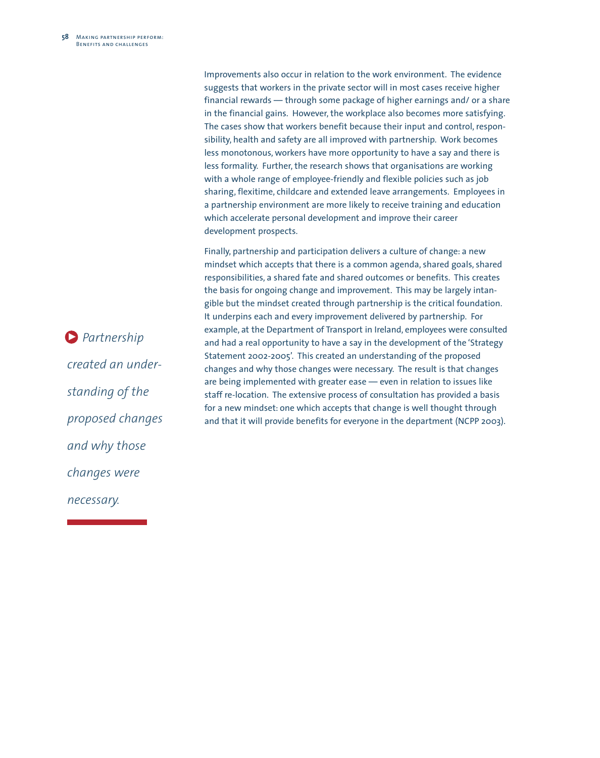Improvements also occur in relation to the work environment. The evidence suggests that workers in the private sector will in most cases receive higher financial rewards — through some package of higher earnings and/ or a share in the financial gains. However, the workplace also becomes more satisfying. The cases show that workers benefit because their input and control, responsibility, health and safety are all improved with partnership. Work becomes less monotonous, workers have more opportunity to have a say and there is less formality. Further, the research shows that organisations are working with a whole range of employee-friendly and flexible policies such as job sharing, flexitime, childcare and extended leave arrangements. Employees in a partnership environment are more likely to receive training and education which accelerate personal development and improve their career development prospects.

Finally, partnership and participation delivers a culture of change: a new mindset which accepts that there is a common agenda, shared goals, shared responsibilities, a shared fate and shared outcomes or benefits. This creates the basis for ongoing change and improvement. This may be largely intangible but the mindset created through partnership is the critical foundation. It underpins each and every improvement delivered by partnership. For example, at the Department of Transport in Ireland, employees were consulted and had a real opportunity to have a say in the development of the 'Strategy Statement 2002-2005'. This created an understanding of the proposed changes and why those changes were necessary. The result is that changes are being implemented with greater ease — even in relation to issues like staff re-location. The extensive process of consultation has provided a basis for a new mindset: one which accepts that change is well thought through and that it will provide benefits for everyone in the department (NCPP 2003).

*Partnership created an understanding of the proposed changes and why those changes were necessary.*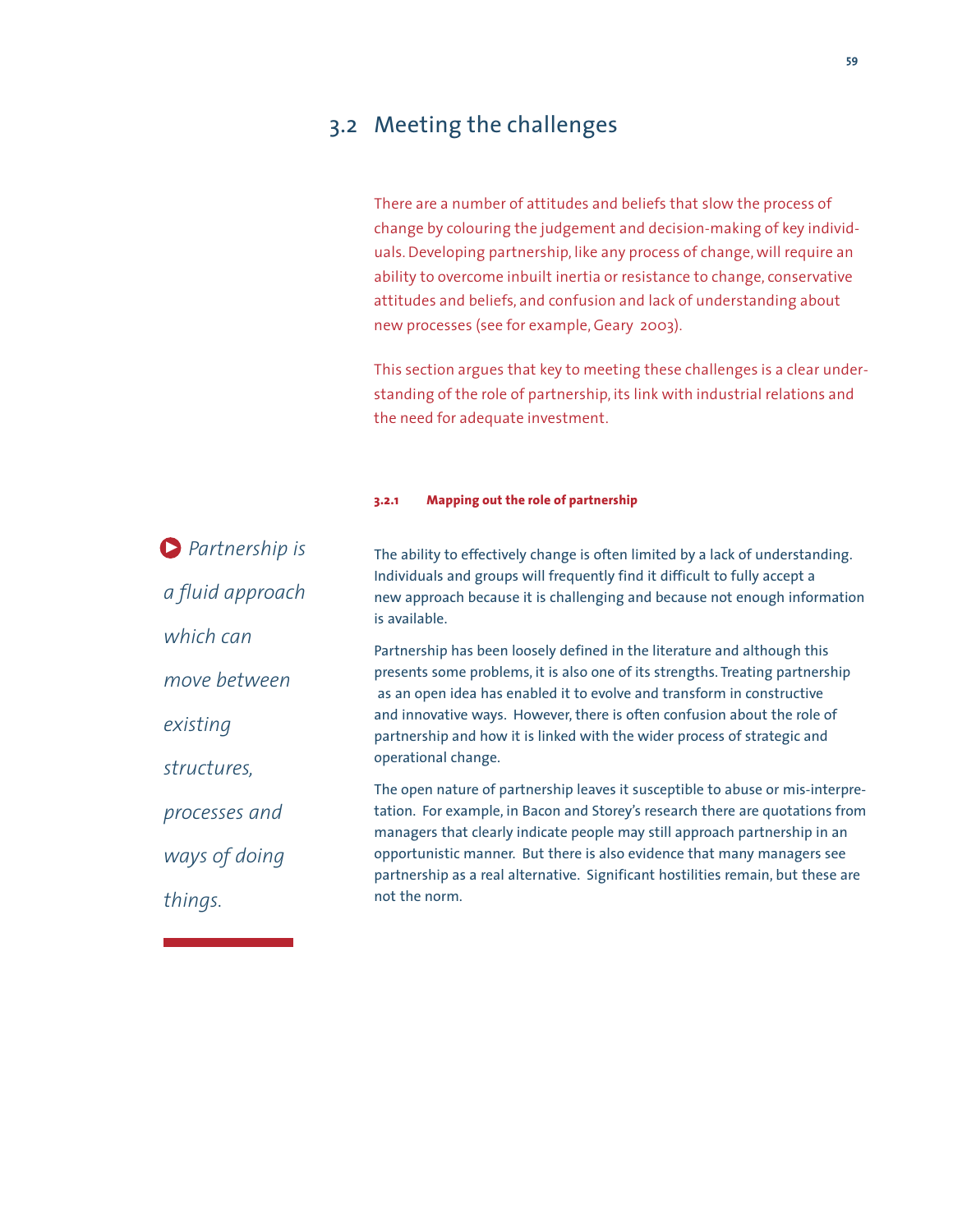## 3.2 Meeting the challenges

There are a number of attitudes and beliefs that slow the process of change by colouring the judgement and decision-making of key individuals. Developing partnership, like any process of change, will require an ability to overcome inbuilt inertia or resistance to change, conservative attitudes and beliefs, and confusion and lack of understanding about new processes (see for example, Geary 2003).

This section argues that key to meeting these challenges is a clear understanding of the role of partnership, its link with industrial relations and the need for adequate investment.

#### 3.2.1 Mapping out the role of partnership

*Partnership is a fluid approach which can move between existing structures, processes and ways of doing things.*

The ability to effectively change is often limited by a lack of understanding. Individuals and groups will frequently find it difficult to fully accept a new approach because it is challenging and because not enough information is available.

Partnership has been loosely defined in the literature and although this presents some problems, it is also one of its strengths. Treating partnership as an open idea has enabled it to evolve and transform in constructive and innovative ways. However, there is often confusion about the role of partnership and how it is linked with the wider process of strategic and operational change.

The open nature of partnership leaves it susceptible to abuse or mis-interpretation. For example, in Bacon and Storey's research there are quotations from managers that clearly indicate people may still approach partnership in an opportunistic manner. But there is also evidence that many managers see partnership as a real alternative. Significant hostilities remain, but these are not the norm.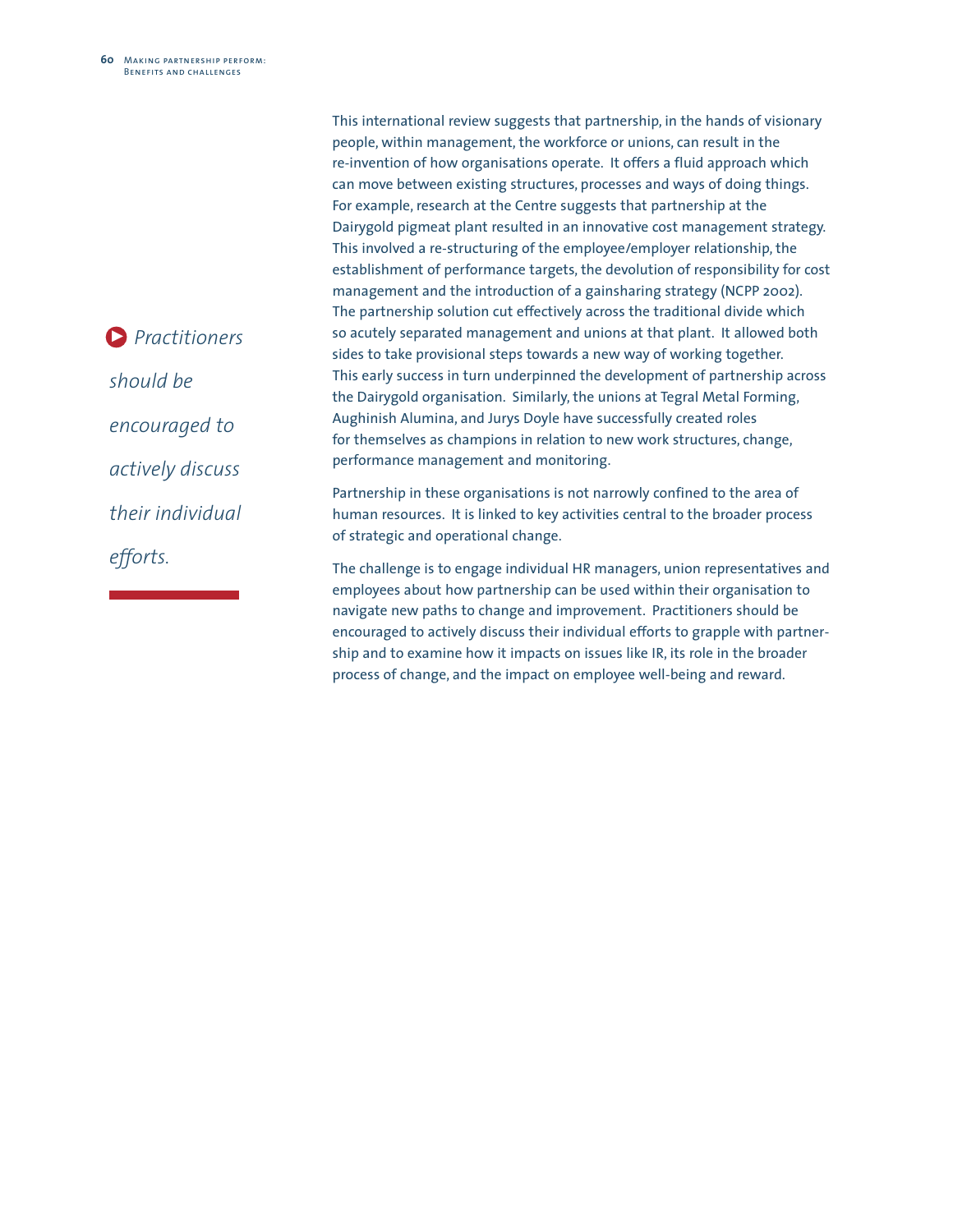*Practitioners should be encouraged to actively discuss their individual efforts.*

This international review suggests that partnership, in the hands of visionary people, within management, the workforce or unions, can result in the re-invention of how organisations operate. It offers a fluid approach which can move between existing structures, processes and ways of doing things. For example, research at the Centre suggests that partnership at the Dairygold pigmeat plant resulted in an innovative cost management strategy. This involved a re-structuring of the employee/employer relationship, the establishment of performance targets, the devolution of responsibility for cost management and the introduction of a gainsharing strategy (NCPP 2002). The partnership solution cut effectively across the traditional divide which so acutely separated management and unions at that plant. It allowed both sides to take provisional steps towards a new way of working together. This early success in turn underpinned the development of partnership across the Dairygold organisation. Similarly, the unions at Tegral Metal Forming, Aughinish Alumina, and Jurys Doyle have successfully created roles for themselves as champions in relation to new work structures, change, performance management and monitoring.

Partnership in these organisations is not narrowly confined to the area of human resources. It is linked to key activities central to the broader process of strategic and operational change.

The challenge is to engage individual HR managers, union representatives and employees about how partnership can be used within their organisation to navigate new paths to change and improvement. Practitioners should be encouraged to actively discuss their individual efforts to grapple with partnership and to examine how it impacts on issues like IR, its role in the broader process of change, and the impact on employee well-being and reward.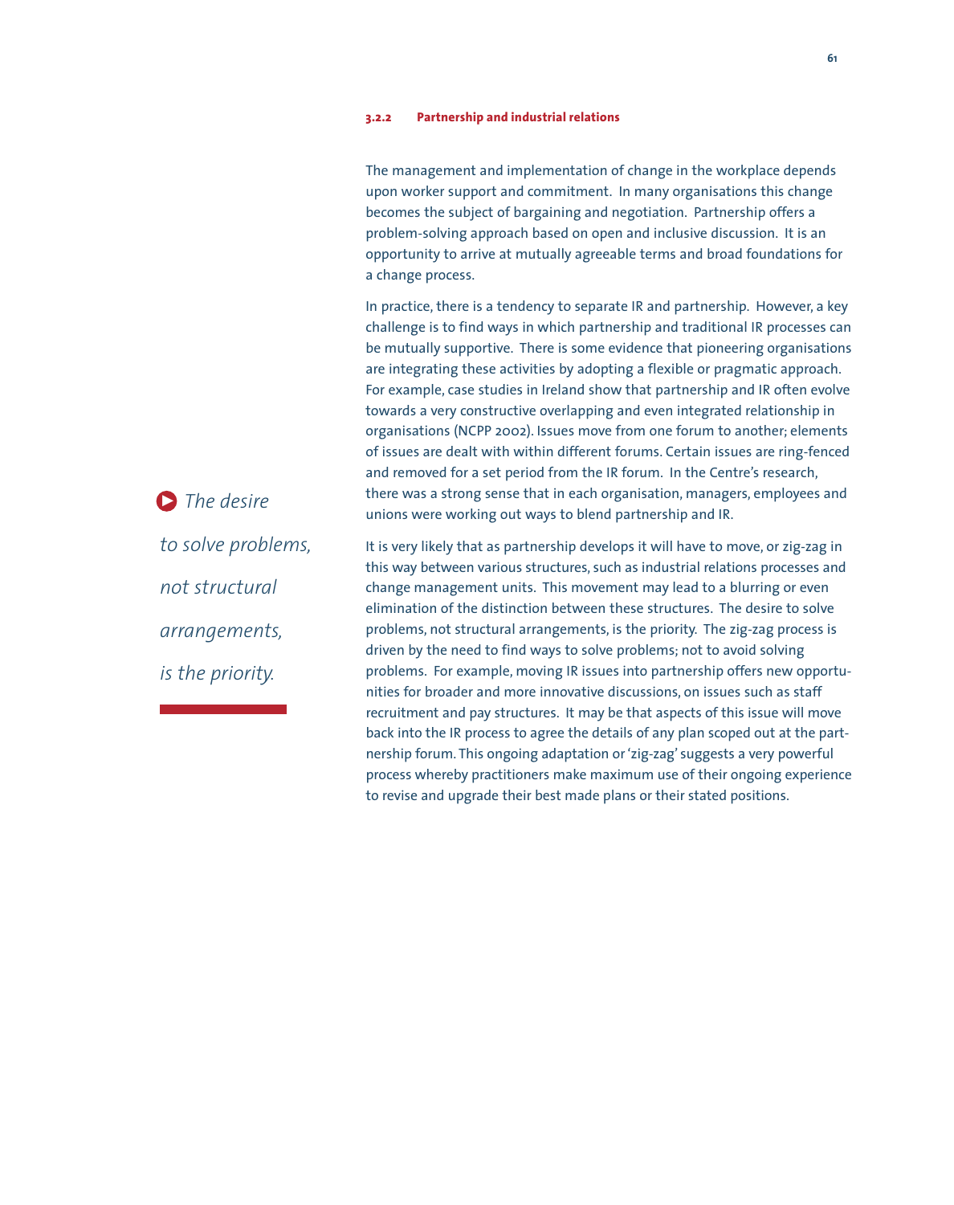### 3.2.2 Partnership and industrial relations

The management and implementation of change in the workplace depends upon worker support and commitment. In many organisations this change becomes the subject of bargaining and negotiation. Partnership offers a problem-solving approach based on open and inclusive discussion. It is an opportunity to arrive at mutually agreeable terms and broad foundations for a change process.

In practice, there is a tendency to separate IR and partnership. However, a key challenge is to find ways in which partnership and traditional IR processes can be mutually supportive. There is some evidence that pioneering organisations are integrating these activities by adopting a flexible or pragmatic approach. For example, case studies in Ireland show that partnership and IR often evolve towards a very constructive overlapping and even integrated relationship in organisations (NCPP 2002). Issues move from one forum to another; elements of issues are dealt with within different forums. Certain issues are ring-fenced and removed for a set period from the IR forum. In the Centre's research, there was a strong sense that in each organisation, managers, employees and unions were working out ways to blend partnership and IR.

> *The desire to solve problems, not structural arrangements, is the priority.*

It is very likely that as partnership develops it will have to move, or zig-zag in this way between various structures, such as industrial relations processes and change management units. This movement may lead to a blurring or even elimination of the distinction between these structures. The desire to solve problems, not structural arrangements, is the priority. The zig-zag process is driven by the need to find ways to solve problems; not to avoid solving problems. For example, moving IR issues into partnership offers new opportunities for broader and more innovative discussions, on issues such as staff recruitment and pay structures. It may be that aspects of this issue will move back into the IR process to agree the details of any plan scoped out at the partnership forum. This ongoing adaptation or 'zig-zag' suggests a very powerful process whereby practitioners make maximum use of their ongoing experience to revise and upgrade their best made plans or their stated positions.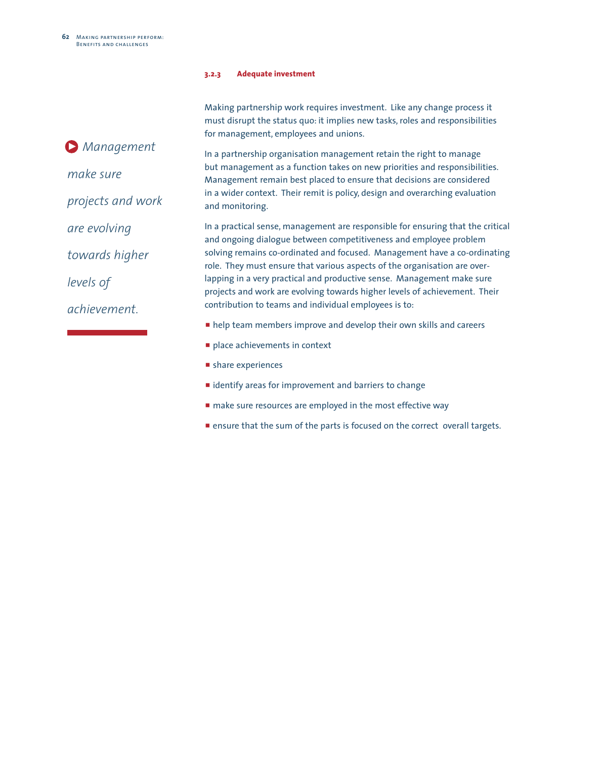### 3.2.3 Adequate investment

*Management make sure projects and work are evolving towards higher levels of achievement.*

Making partnership work requires investment. Like any change process it must disrupt the status quo: it implies new tasks, roles and responsibilities for management, employees and unions.

In a partnership organisation management retain the right to manage but management as a function takes on new priorities and responsibilities. Management remain best placed to ensure that decisions are considered in a wider context. Their remit is policy, design and overarching evaluation and monitoring.

In a practical sense, management are responsible for ensuring that the critical and ongoing dialogue between competitiveness and employee problem solving remains co-ordinated and focused. Management have a co-ordinating role. They must ensure that various aspects of the organisation are overlapping in a very practical and productive sense. Management make sure projects and work are evolving towards higher levels of achievement. Their contribution to teams and individual employees is to:

- help team members improve and develop their own skills and careers
- place achievements in context
- share experiences
- identify areas for improvement and barriers to change
- make sure resources are employed in the most effective way
- ensure that the sum of the parts is focused on the correct overall targets.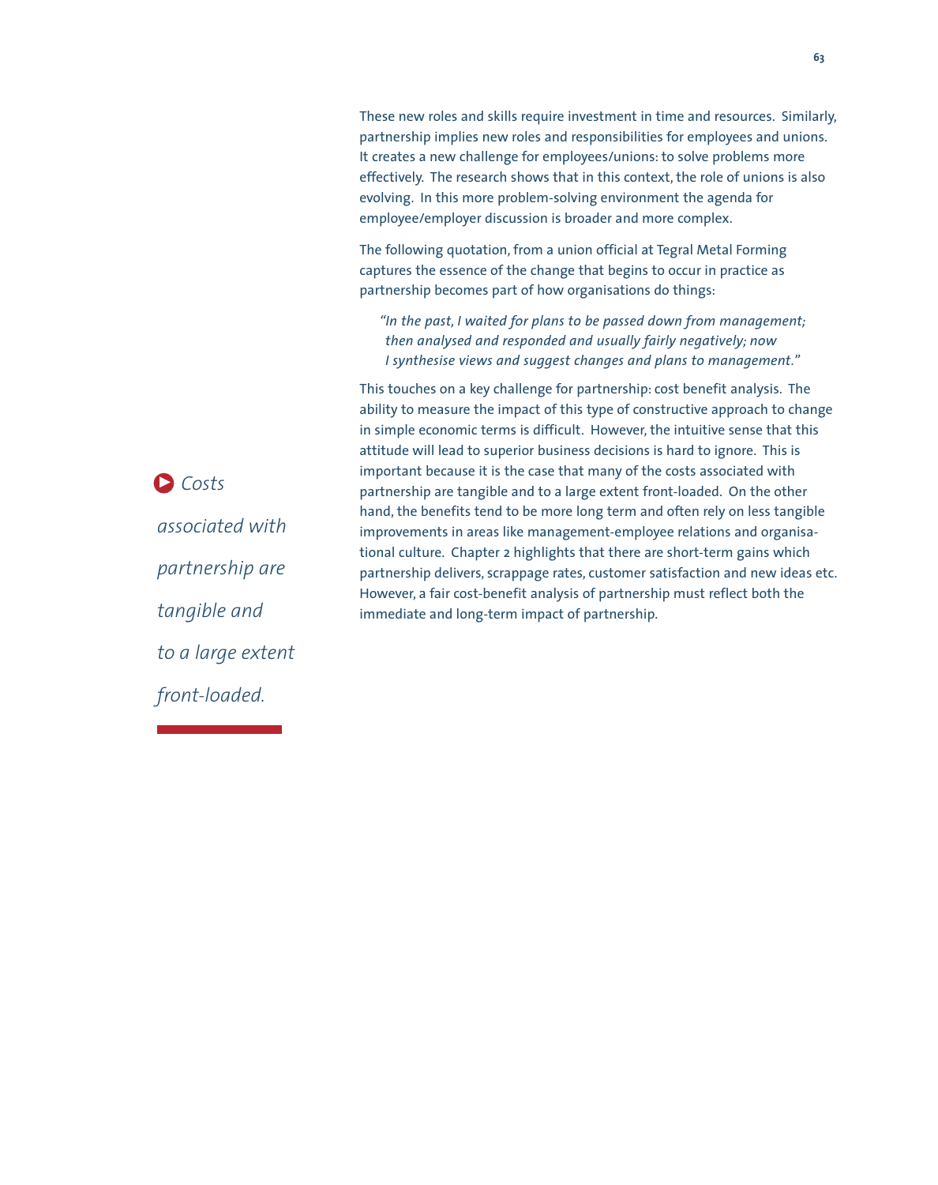These new roles and skills require investment in time and resources. Similarly, partnership implies new roles and responsibilities for employees and unions. It creates a new challenge for employees/unions: to solve problems more effectively. The research shows that in this context, the role of unions is also evolving. In this more problem-solving environment the agenda for employee/employer discussion is broader and more complex.

The following quotation, from a union official at Tegral Metal Forming captures the essence of the change that begins to occur in practice as partnership becomes part of how organisations do things:

> *"In the past, I waited for plans to be passed down from management; then analysed and responded and usually fairly negatively; now I synthesise views and suggest changes and plans to management."*

This touches on a key challenge for partnership: cost benefit analysis. The ability to measure the impact of this type of constructive approach to change in simple economic terms is difficult. However, the intuitive sense that this attitude will lead to superior business decisions is hard to ignore. This is important because it is the case that many of the costs associated with partnership are tangible and to a large extent front-loaded. On the other hand, the benefits tend to be more long term and often rely on less tangible improvements in areas like management-employee relations and organisational culture. Chapter 2 highlights that there are short-term gains which partnership delivers, scrappage rates, customer satisfaction and new ideas etc. However, a fair cost-benefit analysis of partnership must reflect both the immediate and long-term impact of partnership.

*Costs associated with partnership are tangible and to a large extent front-loaded.*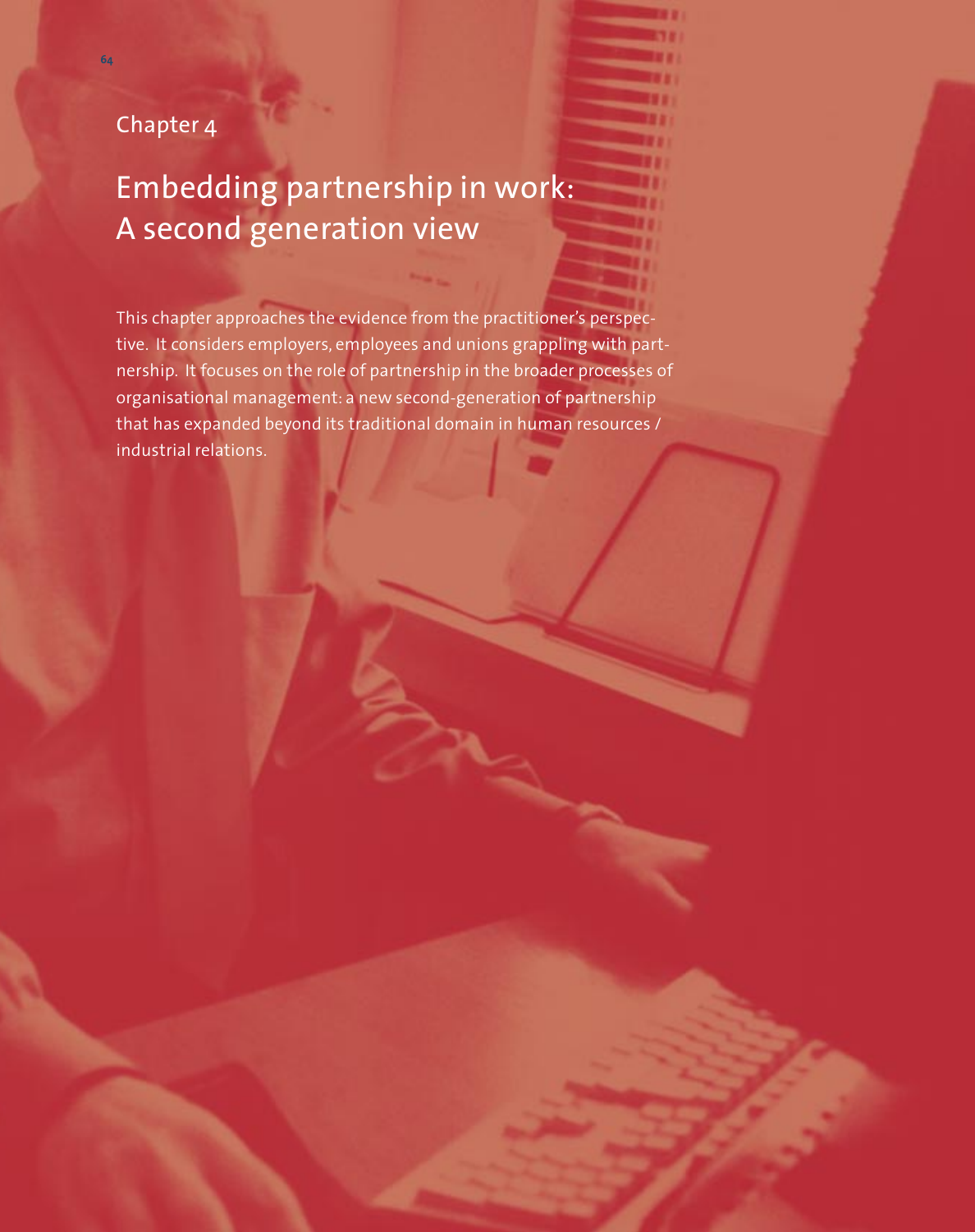Chapter 4

# Embedding partnership in work: A second generation view

This chapter approaches the evidence from the practitioner's perspective. It considers employers, employees and unions grappling with partnership. It focuses on the role of partnership in the broader processes of organisational management: a new second-generation of partnership that has expanded beyond its traditional domain in human resources / industrial relations.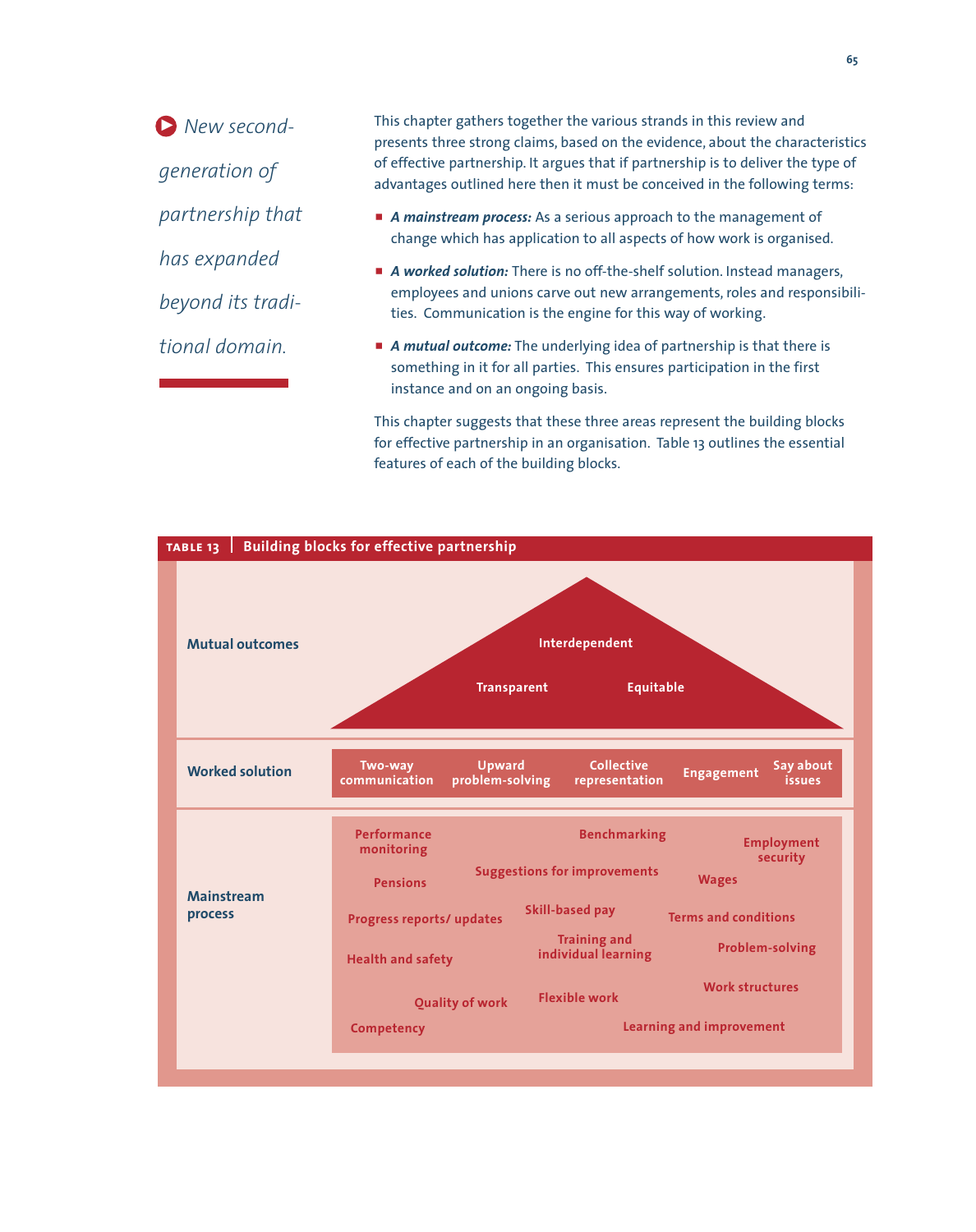> New second-generation of partnership that has expanded beyond its traditional domain.

This chapter gathers together the various strands in this review and presents three strong claims, based on the evidence, about the characteristics of effective partnership. It argues that if partnership is to deliver the type of advantages outlined here then it must be conceived in the following terms:

- ***A mainstream process:*** As a serious approach to the management of change which has application to all aspects of how work is organised.
- ***A worked solution:*** There is no off-the-shelf solution. Instead managers, employees and unions carve out new arrangements, roles and responsibilities. Communication is the engine for this way of working.
- ***A mutual outcome:*** The underlying idea of partnership is that there is something in it for all parties. This ensures participation in the first instance and on an ongoing basis.

This chapter suggests that these three areas represent the building blocks for effective partnership in an organisation. Table 13 outlines the essential features of each of the building blocks.

**TABLE 13 | Building blocks for effective partnership**

| Building block | Features |
|---|---|
| Mutual outcomes | Interdependent; Transparent; Equitable |
| Worked solution | Two-way communication; Upward problem-solving; Collective representation; Engagement; Say about issues |
| Mainstream process | Performance monitoring; Benchmarking; Employment security; Suggestions for improvements; Pensions; Wages; Progress reports/ updates; Skill-based pay; Terms and conditions; Training and individual learning; Health and safety; Problem-solving; Work structures; Quality of work; Flexible work; Competency; Learning and improvement |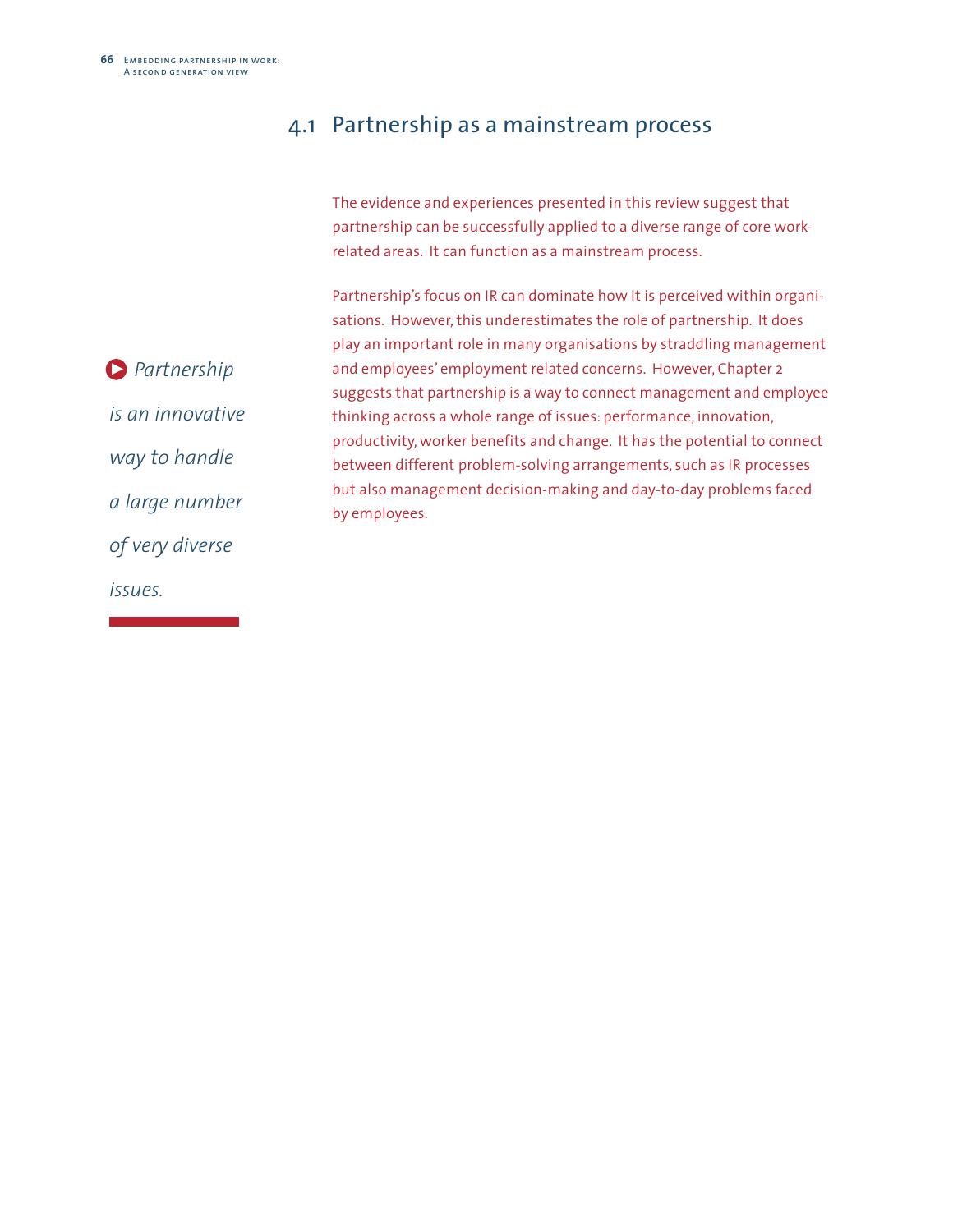## 4.1 Partnership as a mainstream process

The evidence and experiences presented in this review suggest that partnership can be successfully applied to a diverse range of core work-related areas. It can function as a mainstream process.

Partnership's focus on IR can dominate how it is perceived within organisations. However, this underestimates the role of partnership. It does play an important role in many organisations by straddling management and employees' employment related concerns. However, Chapter 2 suggests that partnership is a way to connect management and employee thinking across a whole range of issues: performance, innovation, productivity, worker benefits and change. It has the potential to connect between different problem-solving arrangements, such as IR processes but also management decision-making and day-to-day problems faced by employees.

*Partnership is an innovative way to handle a large number of very diverse issues.*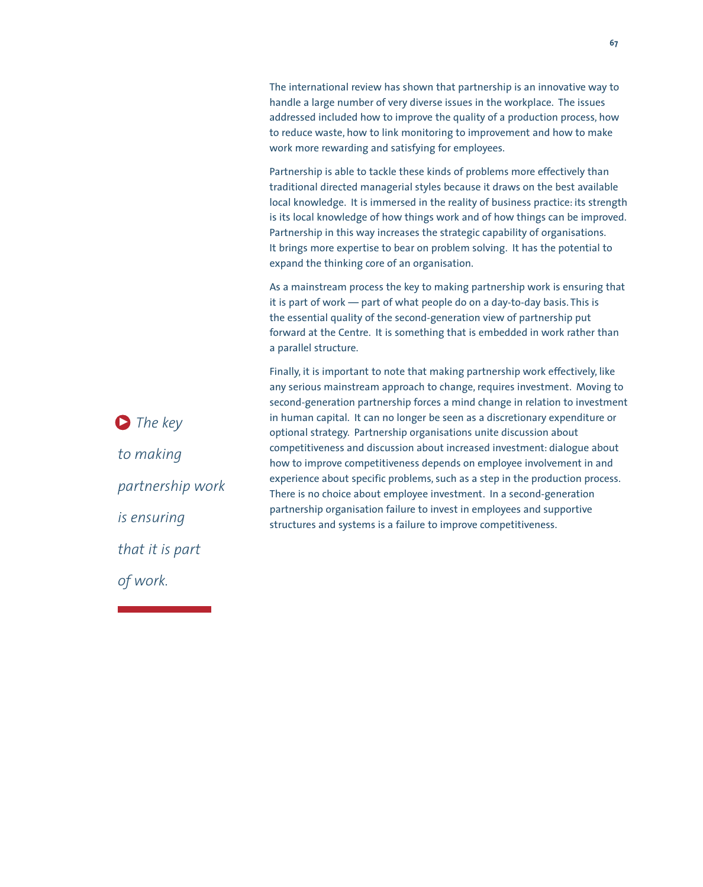The international review has shown that partnership is an innovative way to handle a large number of very diverse issues in the workplace. The issues addressed included how to improve the quality of a production process, how to reduce waste, how to link monitoring to improvement and how to make work more rewarding and satisfying for employees.

Partnership is able to tackle these kinds of problems more effectively than traditional directed managerial styles because it draws on the best available local knowledge. It is immersed in the reality of business practice: its strength is its local knowledge of how things work and of how things can be improved. Partnership in this way increases the strategic capability of organisations. It brings more expertise to bear on problem solving. It has the potential to expand the thinking core of an organisation.

As a mainstream process the key to making partnership work is ensuring that it is part of work — part of what people do on a day-to-day basis. This is the essential quality of the second-generation view of partnership put forward at the Centre. It is something that is embedded in work rather than a parallel structure.

*The key to making partnership work is ensuring that it is part of work.*

Finally, it is important to note that making partnership work effectively, like any serious mainstream approach to change, requires investment. Moving to second-generation partnership forces a mind change in relation to investment in human capital. It can no longer be seen as a discretionary expenditure or optional strategy. Partnership organisations unite discussion about competitiveness and discussion about increased investment: dialogue about how to improve competitiveness depends on employee involvement in and experience about specific problems, such as a step in the production process. There is no choice about employee investment. In a second-generation partnership organisation failure to invest in employees and supportive structures and systems is a failure to improve competitiveness.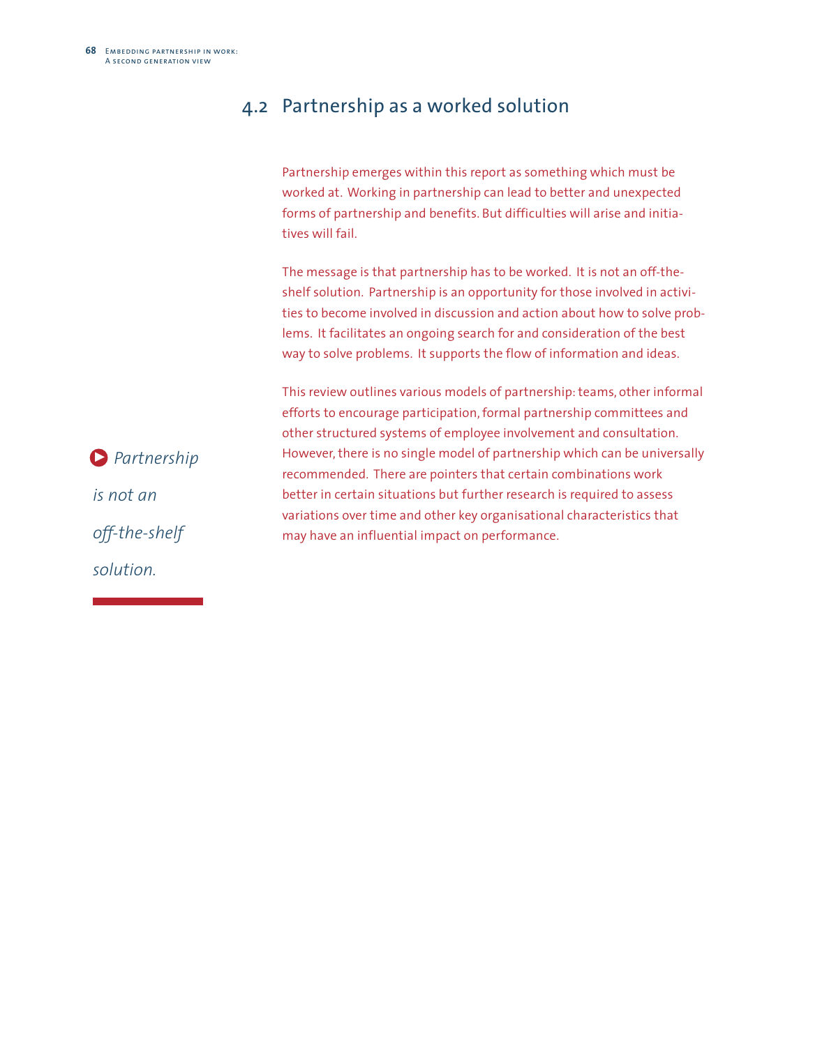## 4.2 Partnership as a worked solution

Partnership emerges within this report as something which must be worked at. Working in partnership can lead to better and unexpected forms of partnership and benefits. But difficulties will arise and initiatives will fail.

The message is that partnership has to be worked. It is not an off-the-shelf solution. Partnership is an opportunity for those involved in activities to become involved in discussion and action about how to solve problems. It facilitates an ongoing search for and consideration of the best way to solve problems. It supports the flow of information and ideas.

*Partnership is not an off-the-shelf solution.*

This review outlines various models of partnership: teams, other informal efforts to encourage participation, formal partnership committees and other structured systems of employee involvement and consultation. However, there is no single model of partnership which can be universally recommended. There are pointers that certain combinations work better in certain situations but further research is required to assess variations over time and other key organisational characteristics that may have an influential impact on performance.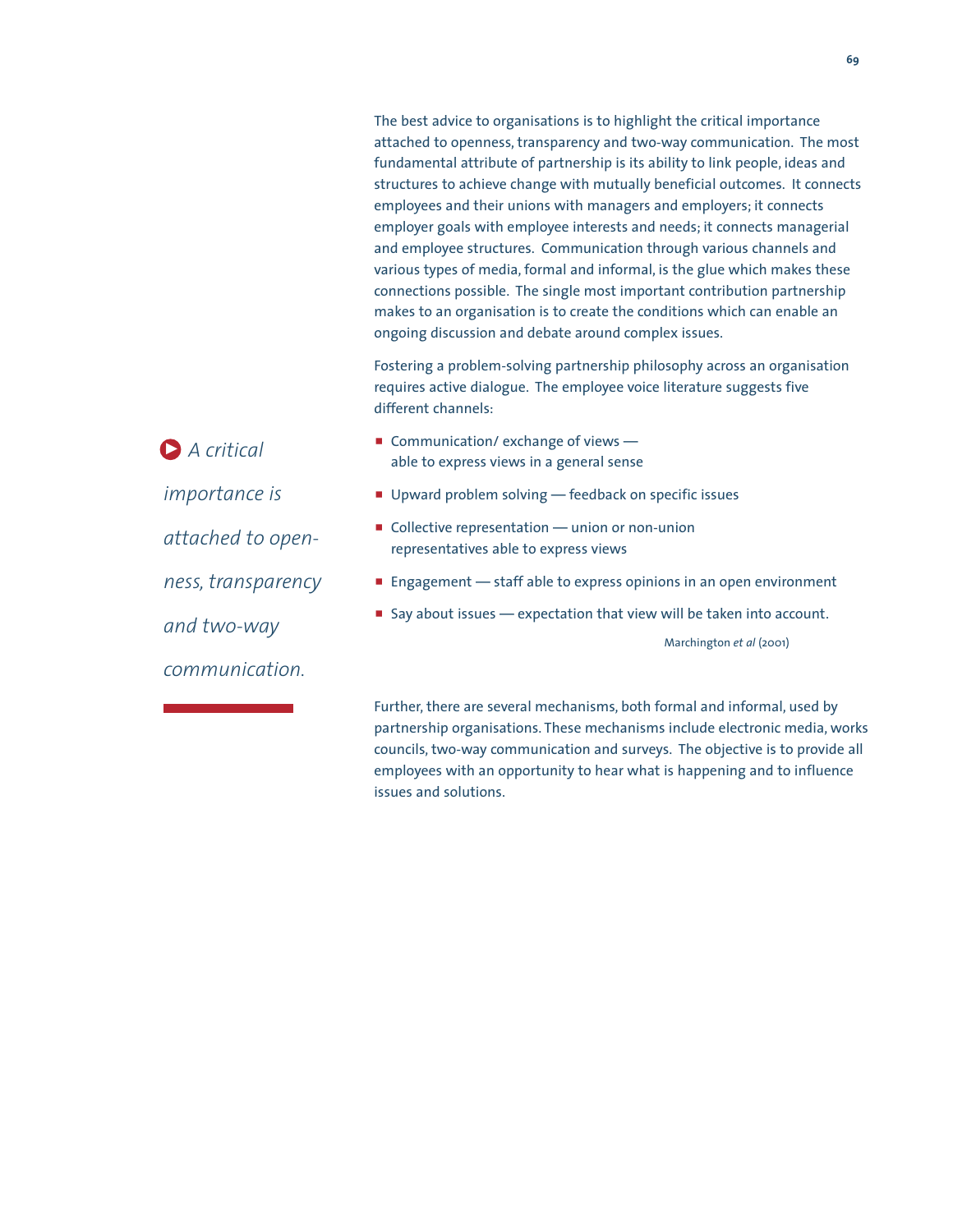The best advice to organisations is to highlight the critical importance attached to openness, transparency and two-way communication. The most fundamental attribute of partnership is its ability to link people, ideas and structures to achieve change with mutually beneficial outcomes. It connects employees and their unions with managers and employers; it connects employer goals with employee interests and needs; it connects managerial and employee structures. Communication through various channels and various types of media, formal and informal, is the glue which makes these connections possible. The single most important contribution partnership makes to an organisation is to create the conditions which can enable an ongoing discussion and debate around complex issues.

*A critical importance is attached to openness, transparency and two-way communication.*

Fostering a problem-solving partnership philosophy across an organisation requires active dialogue. The employee voice literature suggests five different channels:

- Communication/ exchange of views — able to express views in a general sense
- Upward problem solving — feedback on specific issues
- Collective representation — union or non-union representatives able to express views
- Engagement — staff able to express opinions in an open environment
- Say about issues — expectation that view will be taken into account.

Marchington *et al* (2001)

Further, there are several mechanisms, both formal and informal, used by partnership organisations. These mechanisms include electronic media, works councils, two-way communication and surveys. The objective is to provide all employees with an opportunity to hear what is happening and to influence issues and solutions.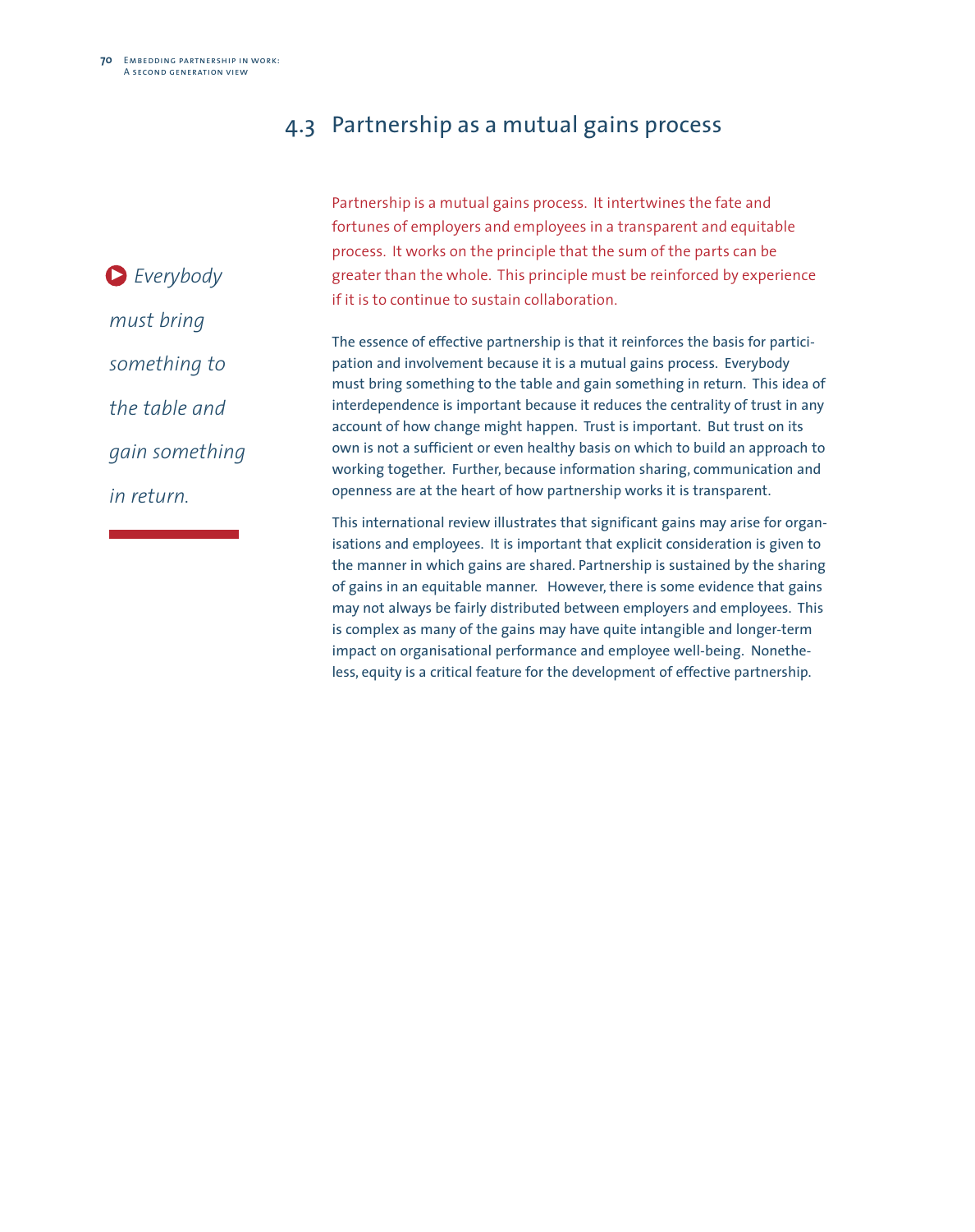## 4.3 Partnership as a mutual gains process

Partnership is a mutual gains process. It intertwines the fate and fortunes of employers and employees in a transparent and equitable process. It works on the principle that the sum of the parts can be greater than the whole. This principle must be reinforced by experience if it is to continue to sustain collaboration.

*Everybody must bring something to the table and gain something in return.*

The essence of effective partnership is that it reinforces the basis for participation and involvement because it is a mutual gains process. Everybody must bring something to the table and gain something in return. This idea of interdependence is important because it reduces the centrality of trust in any account of how change might happen. Trust is important. But trust on its own is not a sufficient or even healthy basis on which to build an approach to working together. Further, because information sharing, communication and openness are at the heart of how partnership works it is transparent.

This international review illustrates that significant gains may arise for organisations and employees. It is important that explicit consideration is given to the manner in which gains are shared. Partnership is sustained by the sharing of gains in an equitable manner. However, there is some evidence that gains may not always be fairly distributed between employers and employees. This is complex as many of the gains may have quite intangible and longer-term impact on organisational performance and employee well-being. Nonetheless, equity is a critical feature for the development of effective partnership.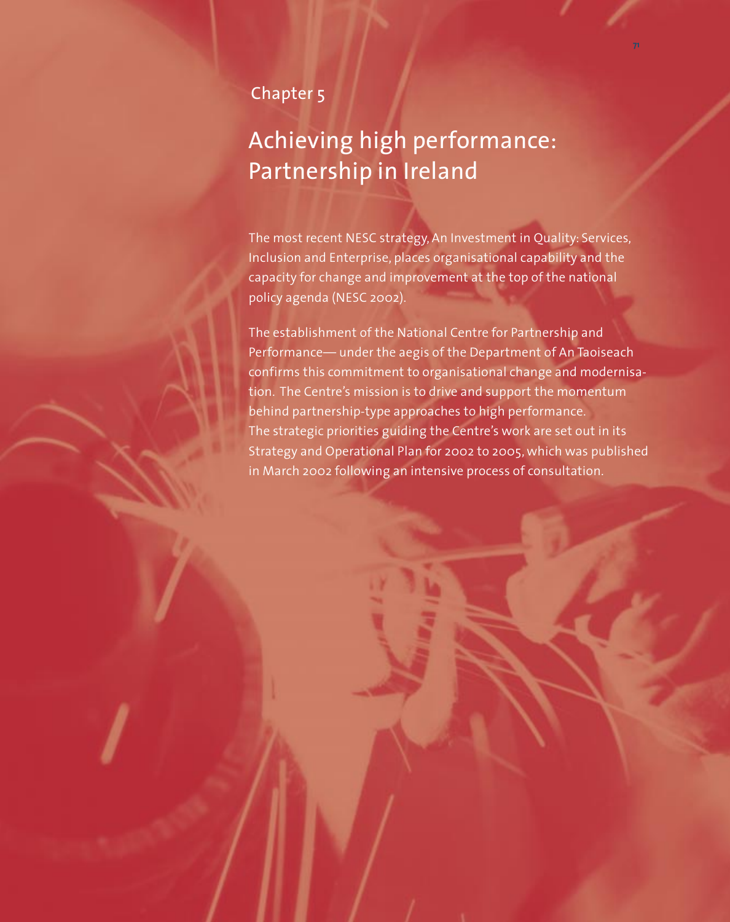Chapter 5

# Achieving high performance: Partnership in Ireland

The most recent NESC strategy, An Investment in Quality: Services, Inclusion and Enterprise, places organisational capability and the capacity for change and improvement at the top of the national policy agenda (NESC 2002).

The establishment of the National Centre for Partnership and Performance— under the aegis of the Department of An Taoiseach confirms this commitment to organisational change and modernisation. The Centre's mission is to drive and support the momentum behind partnership-type approaches to high performance. The strategic priorities guiding the Centre's work are set out in its Strategy and Operational Plan for 2002 to 2005, which was published in March 2002 following an intensive process of consultation.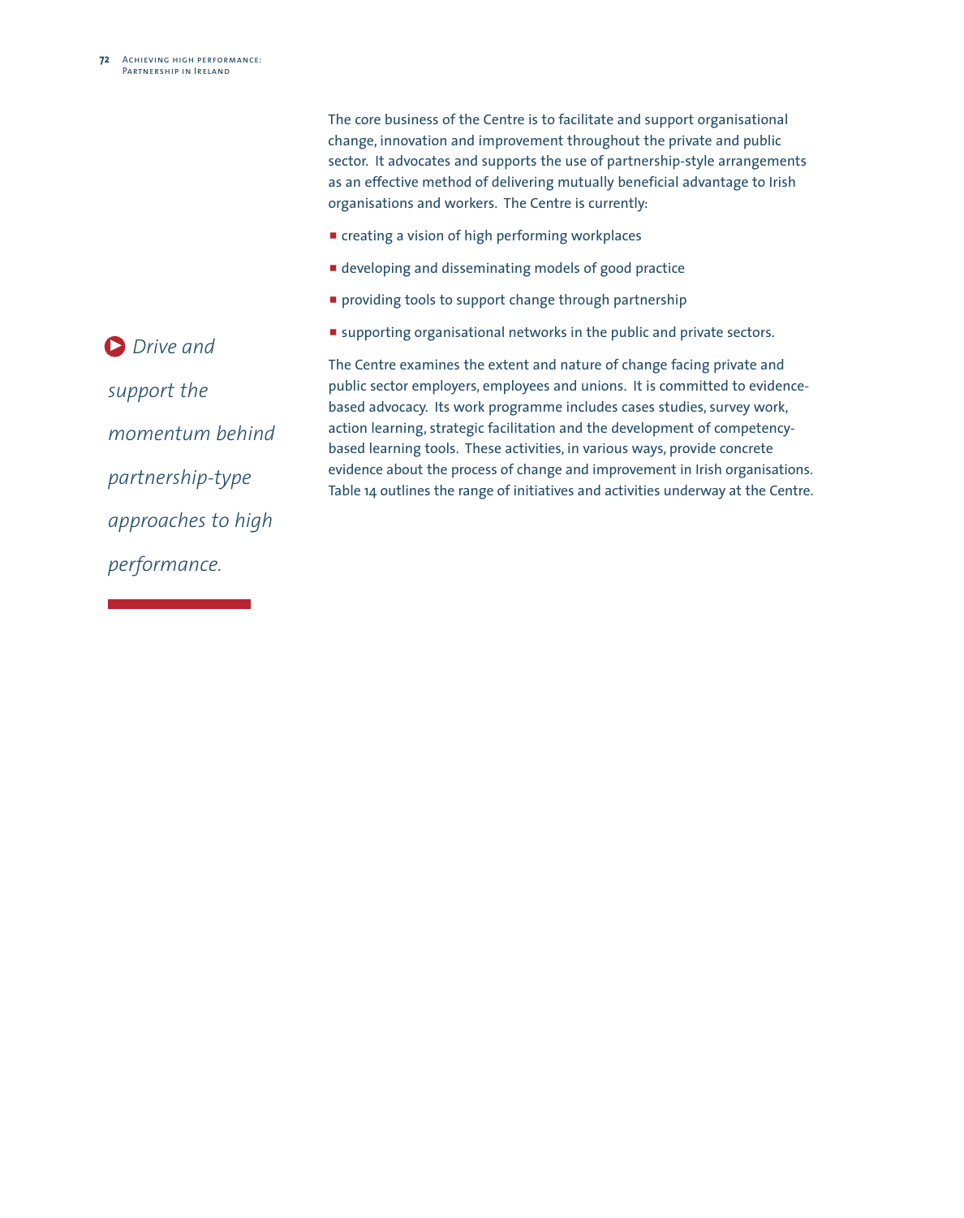*Drive and support the momentum behind partnership-type approaches to high performance.*

The core business of the Centre is to facilitate and support organisational change, innovation and improvement throughout the private and public sector. It advocates and supports the use of partnership-style arrangements as an effective method of delivering mutually beneficial advantage to Irish organisations and workers. The Centre is currently:

- creating a vision of high performing workplaces
- developing and disseminating models of good practice
- providing tools to support change through partnership
- supporting organisational networks in the public and private sectors.

The Centre examines the extent and nature of change facing private and public sector employers, employees and unions. It is committed to evidence-based advocacy. Its work programme includes cases studies, survey work, action learning, strategic facilitation and the development of competency-based learning tools. These activities, in various ways, provide concrete evidence about the process of change and improvement in Irish organisations. Table 14 outlines the range of initiatives and activities underway at the Centre.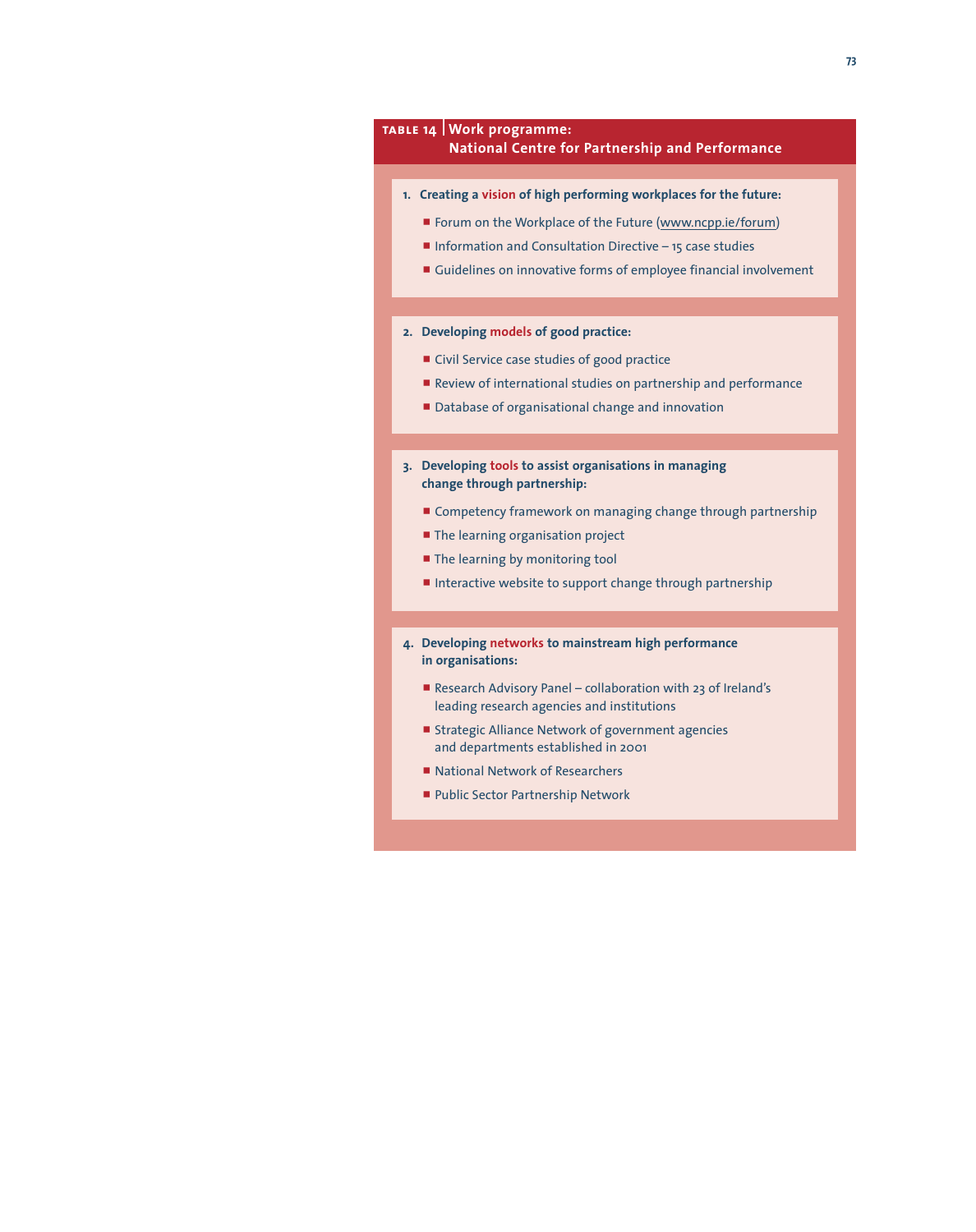**TABLE 14 | Work programme: National Centre for Partnership and Performance**

1. **Creating a vision of high performing workplaces for the future:**
   - Forum on the Workplace of the Future (www.ncpp.ie/forum)
   - Information and Consultation Directive – 15 case studies
   - Guidelines on innovative forms of employee financial involvement

2. **Developing models of good practice:**
   - Civil Service case studies of good practice
   - Review of international studies on partnership and performance
   - Database of organisational change and innovation

3. **Developing tools to assist organisations in managing change through partnership:**
   - Competency framework on managing change through partnership
   - The learning organisation project
   - The learning by monitoring tool
   - Interactive website to support change through partnership

4. **Developing networks to mainstream high performance in organisations:**
   - Research Advisory Panel – collaboration with 23 of Ireland's leading research agencies and institutions
   - Strategic Alliance Network of government agencies and departments established in 2001
   - National Network of Researchers
   - Public Sector Partnership Network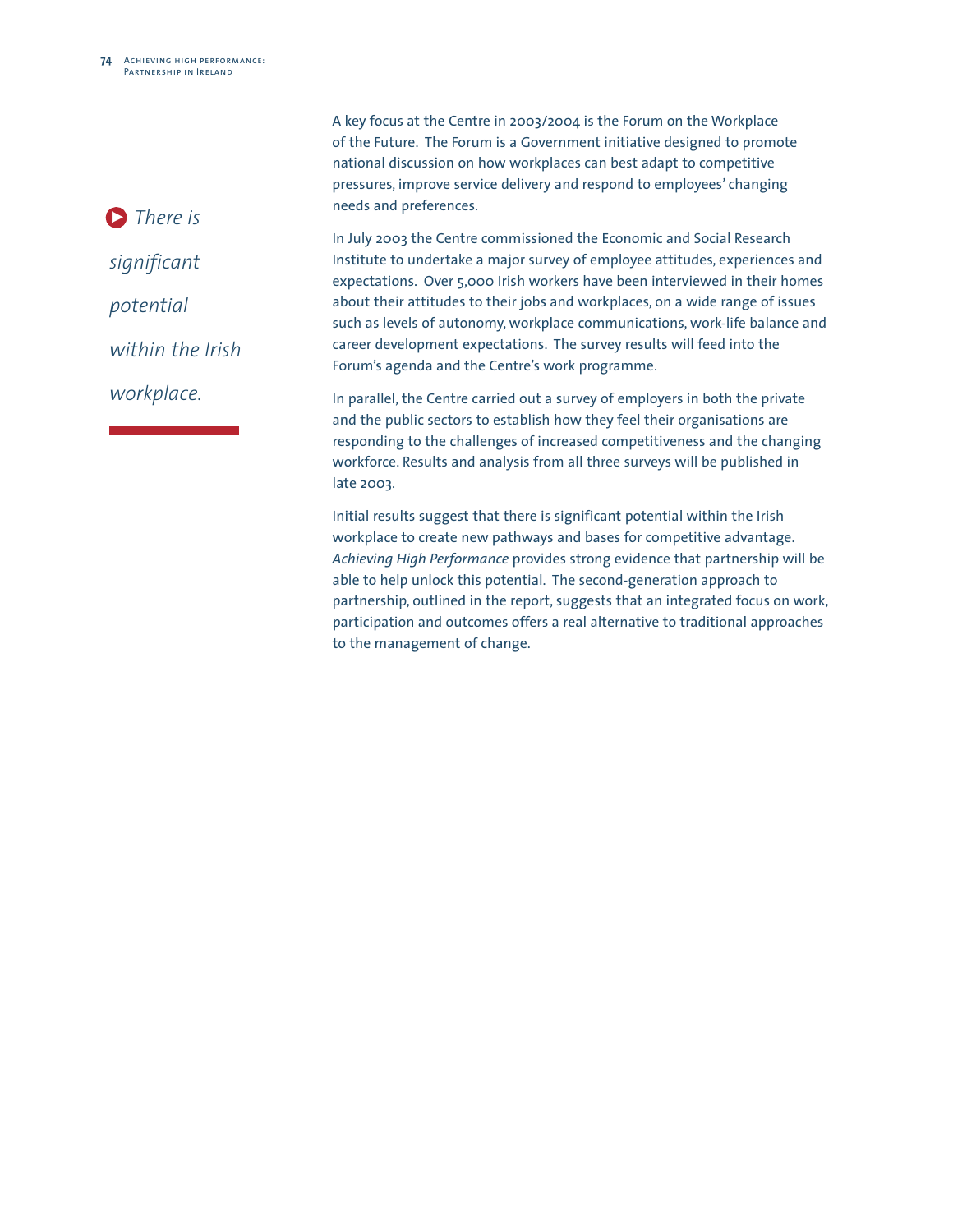*There is significant potential within the Irish workplace.*

A key focus at the Centre in 2003/2004 is the Forum on the Workplace of the Future. The Forum is a Government initiative designed to promote national discussion on how workplaces can best adapt to competitive pressures, improve service delivery and respond to employees' changing needs and preferences.

In July 2003 the Centre commissioned the Economic and Social Research Institute to undertake a major survey of employee attitudes, experiences and expectations. Over 5,000 Irish workers have been interviewed in their homes about their attitudes to their jobs and workplaces, on a wide range of issues such as levels of autonomy, workplace communications, work-life balance and career development expectations. The survey results will feed into the Forum's agenda and the Centre's work programme.

In parallel, the Centre carried out a survey of employers in both the private and the public sectors to establish how they feel their organisations are responding to the challenges of increased competitiveness and the changing workforce. Results and analysis from all three surveys will be published in late 2003.

Initial results suggest that there is significant potential within the Irish workplace to create new pathways and bases for competitive advantage. *Achieving High Performance* provides strong evidence that partnership will be able to help unlock this potential. The second-generation approach to partnership, outlined in the report, suggests that an integrated focus on work, participation and outcomes offers a real alternative to traditional approaches to the management of change.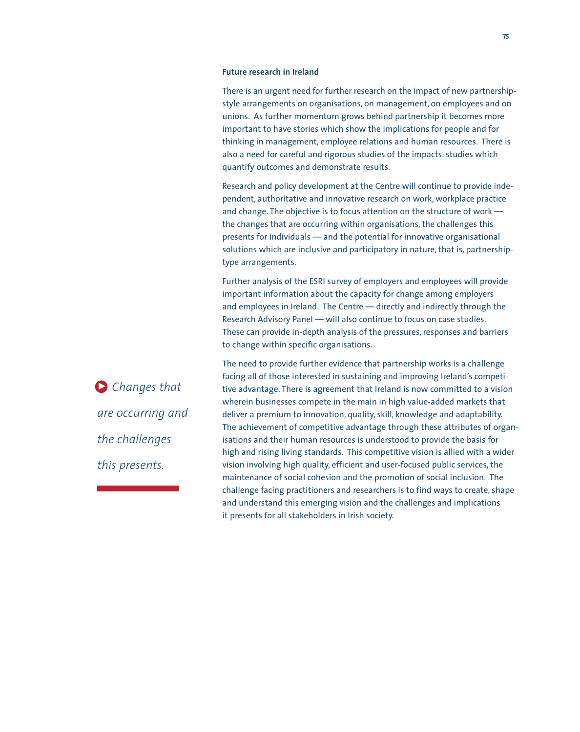### Future research in Ireland

There is an urgent need for further research on the impact of new partnership-style arrangements on organisations, on management, on employees and on unions. As further momentum grows behind partnership it becomes more important to have stories which show the implications for people and for thinking in management, employee relations and human resources. There is also a need for careful and rigorous studies of the impacts: studies which quantify outcomes and demonstrate results.

Research and policy development at the Centre will continue to provide independent, authoritative and innovative research on work, workplace practice and change. The objective is to focus attention on the structure of work — the changes that are occurring within organisations, the challenges this presents for individuals — and the potential for innovative organisational solutions which are inclusive and participatory in nature, that is, partnership-type arrangements.

Further analysis of the ESRI survey of employers and employees will provide important information about the capacity for change among employers and employees in Ireland. The Centre — directly and indirectly through the Research Advisory Panel — will also continue to focus on case studies. These can provide in-depth analysis of the pressures, responses and barriers to change within specific organisations.

*Changes that are occurring and the challenges this presents.*

The need to provide further evidence that partnership works is a challenge facing all of those interested in sustaining and improving Ireland's competitive advantage. There is agreement that Ireland is now committed to a vision wherein businesses compete in the main in high value-added markets that deliver a premium to innovation, quality, skill, knowledge and adaptability. The achievement of competitive advantage through these attributes of organisations and their human resources is understood to provide the basis for high and rising living standards. This competitive vision is allied with a wider vision involving high quality, efficient and user-focused public services, the maintenance of social cohesion and the promotion of social inclusion. The challenge facing practitioners and researchers is to find ways to create, shape and understand this emerging vision and the challenges and implications it presents for all stakeholders in Irish society.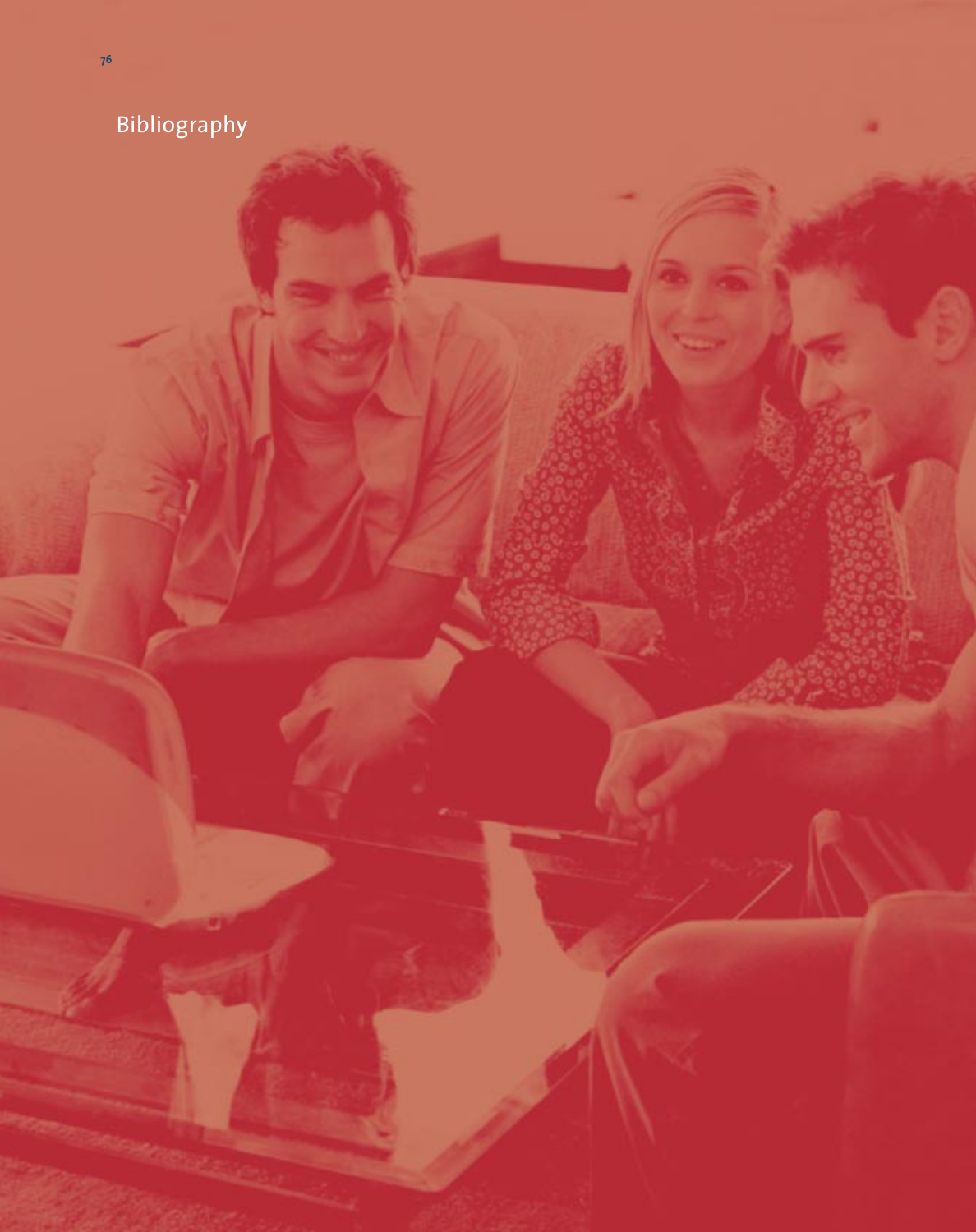# Bibliography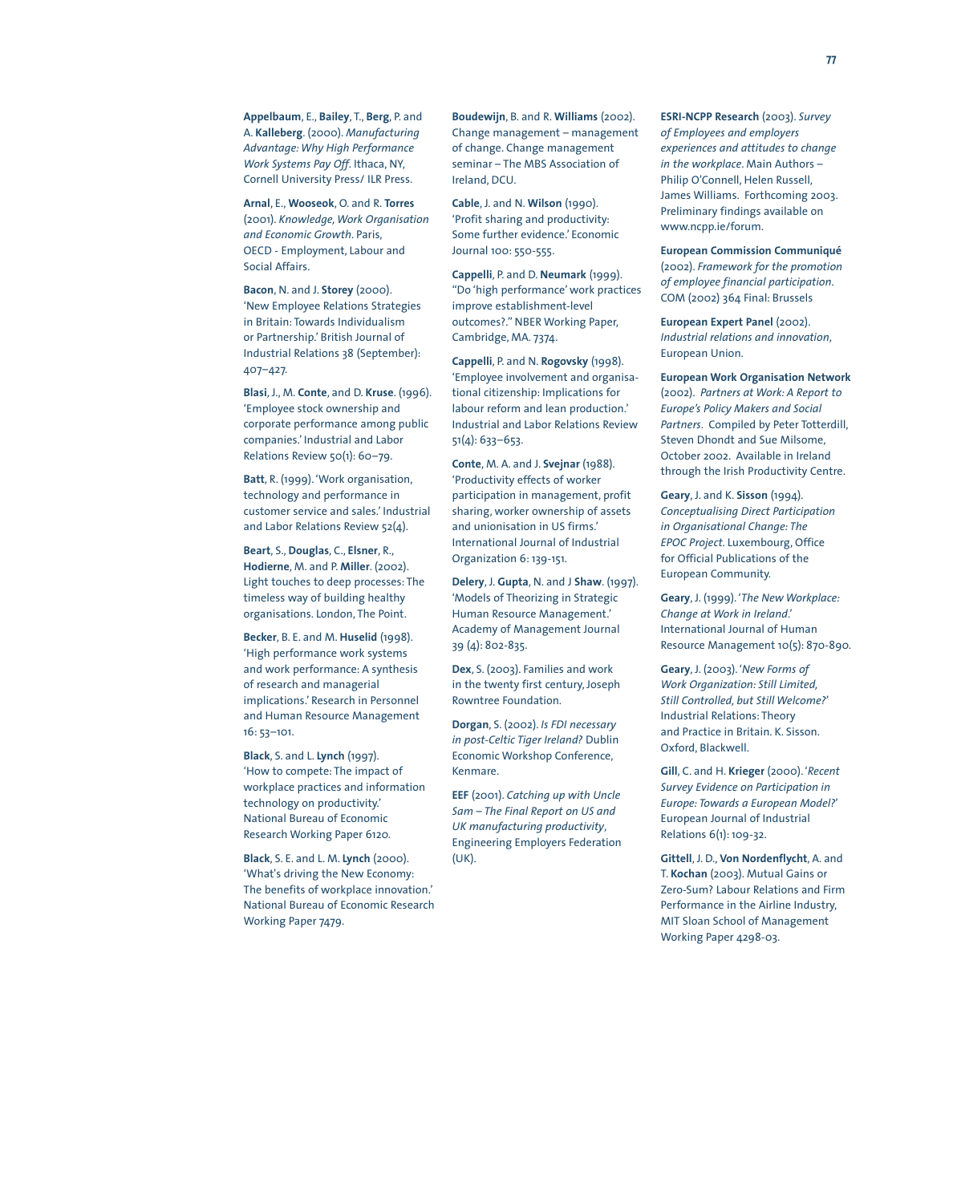**Appelbaum**, E., **Bailey**, T., **Berg**, P. and A. **Kalleberg**. (2000). *Manufacturing Advantage: Why High Performance Work Systems Pay Off*. Ithaca, NY, Cornell University Press/ ILR Press.

**Arnal**, E., **Wooseok**, O. and R. **Torres** (2001). *Knowledge, Work Organisation and Economic Growth*. Paris, OECD - Employment, Labour and Social Affairs.

**Bacon**, N. and J. **Storey** (2000). 'New Employee Relations Strategies in Britain: Towards Individualism or Partnership.' British Journal of Industrial Relations 38 (September): 407–427.

**Blasi**, J., M. **Conte**, and D. **Kruse**. (1996). 'Employee stock ownership and corporate performance among public companies.' Industrial and Labor Relations Review 50(1): 60–79.

**Batt**, R. (1999). 'Work organisation, technology and performance in customer service and sales.' Industrial and Labor Relations Review 52(4).

**Beart**, S., **Douglas**, C., **Elsner**, R., **Hodierne**, M. and P. **Miller**. (2002). Light touches to deep processes: The timeless way of building healthy organisations. London, The Point.

**Becker**, B. E. and M. **Huselid** (1998). 'High performance work systems and work performance: A synthesis of research and managerial implications.' Research in Personnel and Human Resource Management 16: 53–101.

**Black**, S. and L. **Lynch** (1997). 'How to compete: The impact of workplace practices and information technology on productivity.' National Bureau of Economic Research Working Paper 6120.

**Black**, S. E. and L. M. **Lynch** (2000). 'What's driving the New Economy: The benefits of workplace innovation.' National Bureau of Economic Research Working Paper 7479.

**Boudewijn**, B. and R. **Williams** (2002). Change management – management of change. Change management seminar – The MBS Association of Ireland, DCU.

**Cable**, J. and N. **Wilson** (1990). 'Profit sharing and productivity: Some further evidence.' Economic Journal 100: 550-555.

**Cappelli**, P. and D. **Neumark** (1999). "Do 'high performance' work practices improve establishment-level outcomes?." NBER Working Paper, Cambridge, MA. 7374.

**Cappelli**, P. and N. **Rogovsky** (1998). 'Employee involvement and organisational citizenship: Implications for labour reform and lean production.' Industrial and Labor Relations Review 51(4): 633–653.

**Conte**, M. A. and J. **Svejnar** (1988). 'Productivity effects of worker participation in management, profit sharing, worker ownership of assets and unionisation in US firms.' International Journal of Industrial Organization 6: 139-151.

**Delery**, J. **Gupta**, N. and J **Shaw**. (1997). 'Models of Theorizing in Strategic Human Resource Management.' Academy of Management Journal 39 (4): 802-835.

**Dex**, S. (2003). Families and work in the twenty first century, Joseph Rowntree Foundation.

**Dorgan**, S. (2002). *Is FDI necessary in post-Celtic Tiger Ireland?* Dublin Economic Workshop Conference, Kenmare.

**EEF** (2001). *Catching up with Uncle Sam – The Final Report on US and UK manufacturing productivity*, Engineering Employers Federation (UK).

**ESRI-NCPP Research** (2003). *Survey of Employees and employers experiences and attitudes to change in the workplace*. Main Authors – Philip O'Connell, Helen Russell, James Williams. Forthcoming 2003. Preliminary findings available on www.ncpp.ie/forum.

**European Commission Communiqué** (2002). *Framework for the promotion of employee financial participation*. COM (2002) 364 Final: Brussels

**European Expert Panel** (2002). *Industrial relations and innovation*, European Union.

**European Work Organisation Network** (2002). *Partners at Work: A Report to Europe's Policy Makers and Social Partners*. Compiled by Peter Totterdill, Steven Dhondt and Sue Milsome, October 2002. Available in Ireland through the Irish Productivity Centre.

**Geary**, J. and K. **Sisson** (1994). *Conceptualising Direct Participation in Organisational Change: The EPOC Project*. Luxembourg, Office for Official Publications of the European Community.

**Geary**, J. (1999). '*The New Workplace: Change at Work in Ireland*.' International Journal of Human Resource Management 10(5): 870-890.

**Geary**, J. (2003). '*New Forms of Work Organization: Still Limited, Still Controlled, but Still Welcome?*' Industrial Relations: Theory and Practice in Britain. K. Sisson. Oxford, Blackwell.

**Gill**, C. and H. **Krieger** (2000). '*Recent Survey Evidence on Participation in Europe: Towards a European Model?*' European Journal of Industrial Relations 6(1): 109-32.

**Gittell**, J. D., **Von Nordenflycht**, A. and T. **Kochan** (2003). Mutual Gains or Zero-Sum? Labour Relations and Firm Performance in the Airline Industry, MIT Sloan School of Management Working Paper 4298-03.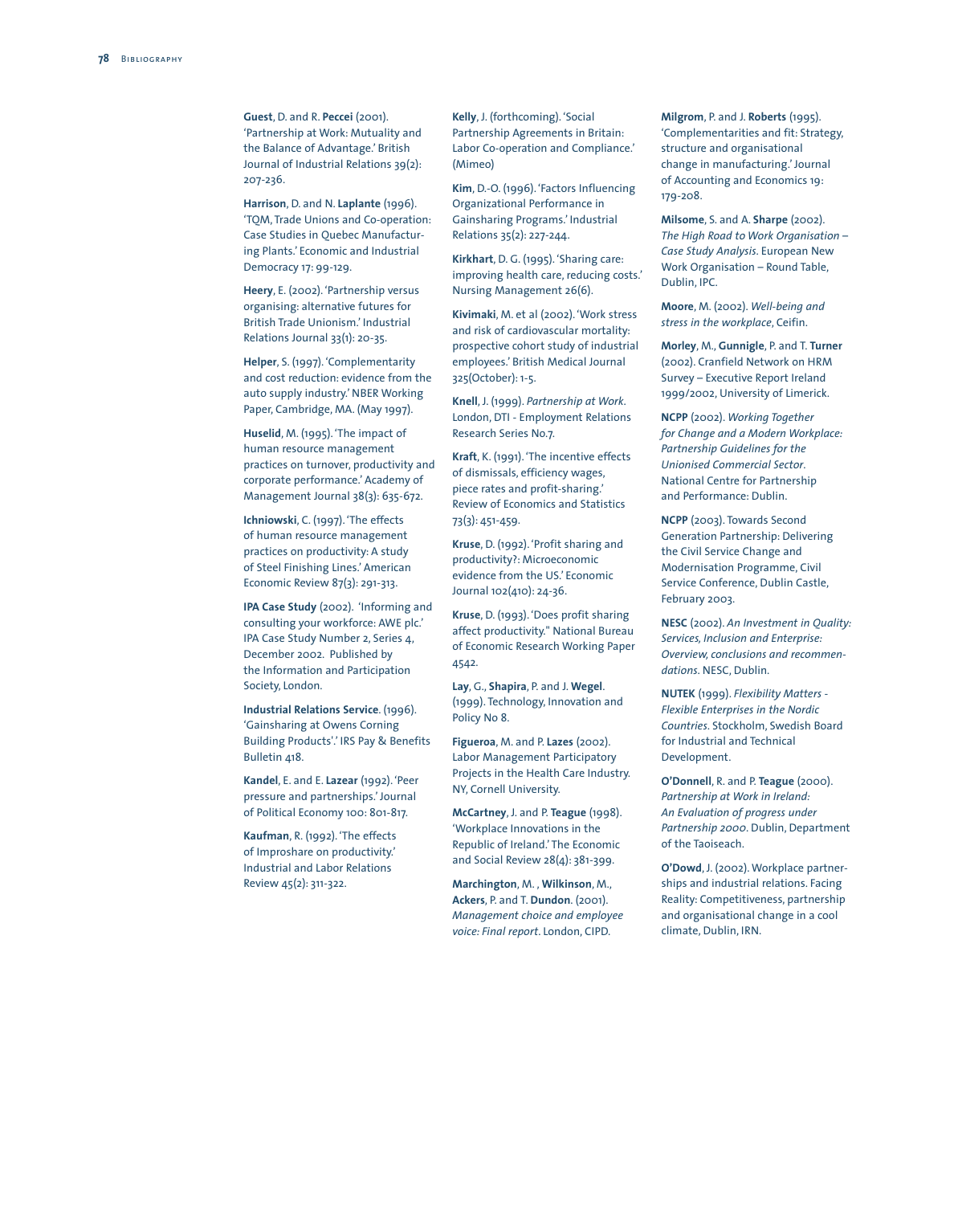**Guest**, D. and R. **Peccei** (2001). 'Partnership at Work: Mutuality and the Balance of Advantage.' British Journal of Industrial Relations 39(2): 207-236.

**Harrison**, D. and N. **Laplante** (1996). 'TQM, Trade Unions and Co-operation: Case Studies in Quebec Manufacturing Plants.' Economic and Industrial Democracy 17: 99-129.

**Heery**, E. (2002). 'Partnership versus organising: alternative futures for British Trade Unionism.' Industrial Relations Journal 33(1): 20-35.

**Helper**, S. (1997). 'Complementarity and cost reduction: evidence from the auto supply industry.' NBER Working Paper, Cambridge, MA. (May 1997).

**Huselid**, M. (1995). 'The impact of human resource management practices on turnover, productivity and corporate performance.' Academy of Management Journal 38(3): 635-672.

**Ichniowski**, C. (1997). 'The effects of human resource management practices on productivity: A study of Steel Finishing Lines.' American Economic Review 87(3): 291-313.

**IPA Case Study** (2002). 'Informing and consulting your workforce: AWE plc.' IPA Case Study Number 2, Series 4, December 2002. Published by the Information and Participation Society, London.

**Industrial Relations Service**. (1996). 'Gainsharing at Owens Corning Building Products'.' IRS Pay & Benefits Bulletin 418.

**Kandel**, E. and E. **Lazear** (1992). 'Peer pressure and partnerships.' Journal of Political Economy 100: 801-817.

**Kaufman**, R. (1992). 'The effects of Improshare on productivity.' Industrial and Labor Relations Review 45(2): 311-322.

**Kelly**, J. (forthcoming). 'Social Partnership Agreements in Britain: Labor Co-operation and Compliance.' (Mimeo)

**Kim**, D.-O. (1996). 'Factors Influencing Organizational Performance in Gainsharing Programs.' Industrial Relations 35(2): 227-244.

**Kirkhart**, D. G. (1995). 'Sharing care: improving health care, reducing costs.' Nursing Management 26(6).

**Kivimaki**, M. et al (2002). 'Work stress and risk of cardiovascular mortality: prospective cohort study of industrial employees.' British Medical Journal 325(October): 1-5.

**Knell**, J. (1999). *Partnership at Work*. London, DTI - Employment Relations Research Series No.7.

**Kraft**, K. (1991). 'The incentive effects of dismissals, efficiency wages, piece rates and profit-sharing.' Review of Economics and Statistics 73(3): 451-459.

**Kruse**, D. (1992). 'Profit sharing and productivity?: Microeconomic evidence from the US.' Economic Journal 102(410): 24-36.

**Kruse**, D. (1993). 'Does profit sharing affect productivity." National Bureau of Economic Research Working Paper 4542.

**Lay**, G., **Shapira**, P. and J. **Wegel**. (1999). Technology, Innovation and Policy No 8.

**Figueroa**, M. and P. **Lazes** (2002). Labor Management Participatory Projects in the Health Care Industry. NY, Cornell University.

**McCartney**, J. and P. **Teague** (1998). 'Workplace Innovations in the Republic of Ireland.' The Economic and Social Review 28(4): 381-399.

**Marchington**, M. , **Wilkinson**, M., **Ackers**, P. and T. **Dundon**. (2001). *Management choice and employee voice: Final report*. London, CIPD.

**Milgrom**, P. and J. **Roberts** (1995). 'Complementarities and fit: Strategy, structure and organisational change in manufacturing.' Journal of Accounting and Economics 19: 179-208.

**Milsome**, S. and A. **Sharpe** (2002). *The High Road to Work Organisation – Case Study Analysis*. European New Work Organisation – Round Table, Dublin, IPC.

**Moore**, M. (2002). *Well-being and stress in the workplace*, Ceifin.

**Morley**, M., **Gunnigle**, P. and T. **Turner** (2002). Cranfield Network on HRM Survey – Executive Report Ireland 1999/2002, University of Limerick.

**NCPP** (2002). *Working Together for Change and a Modern Workplace: Partnership Guidelines for the Unionised Commercial Sector*. National Centre for Partnership and Performance: Dublin.

**NCPP** (2003). Towards Second Generation Partnership: Delivering the Civil Service Change and Modernisation Programme, Civil Service Conference, Dublin Castle, February 2003.

**NESC** (2002). *An Investment in Quality: Services, Inclusion and Enterprise: Overview, conclusions and recommendations*. NESC, Dublin.

**NUTEK** (1999). *Flexibility Matters - Flexible Enterprises in the Nordic Countries*. Stockholm, Swedish Board for Industrial and Technical Development.

**O'Donnell**, R. and P. **Teague** (2000). *Partnership at Work in Ireland: An Evaluation of progress under Partnership 2000*. Dublin, Department of the Taoiseach.

**O'Dowd**, J. (2002). Workplace partnerships and industrial relations. Facing Reality: Competitiveness, partnership and organisational change in a cool climate, Dublin, IRN.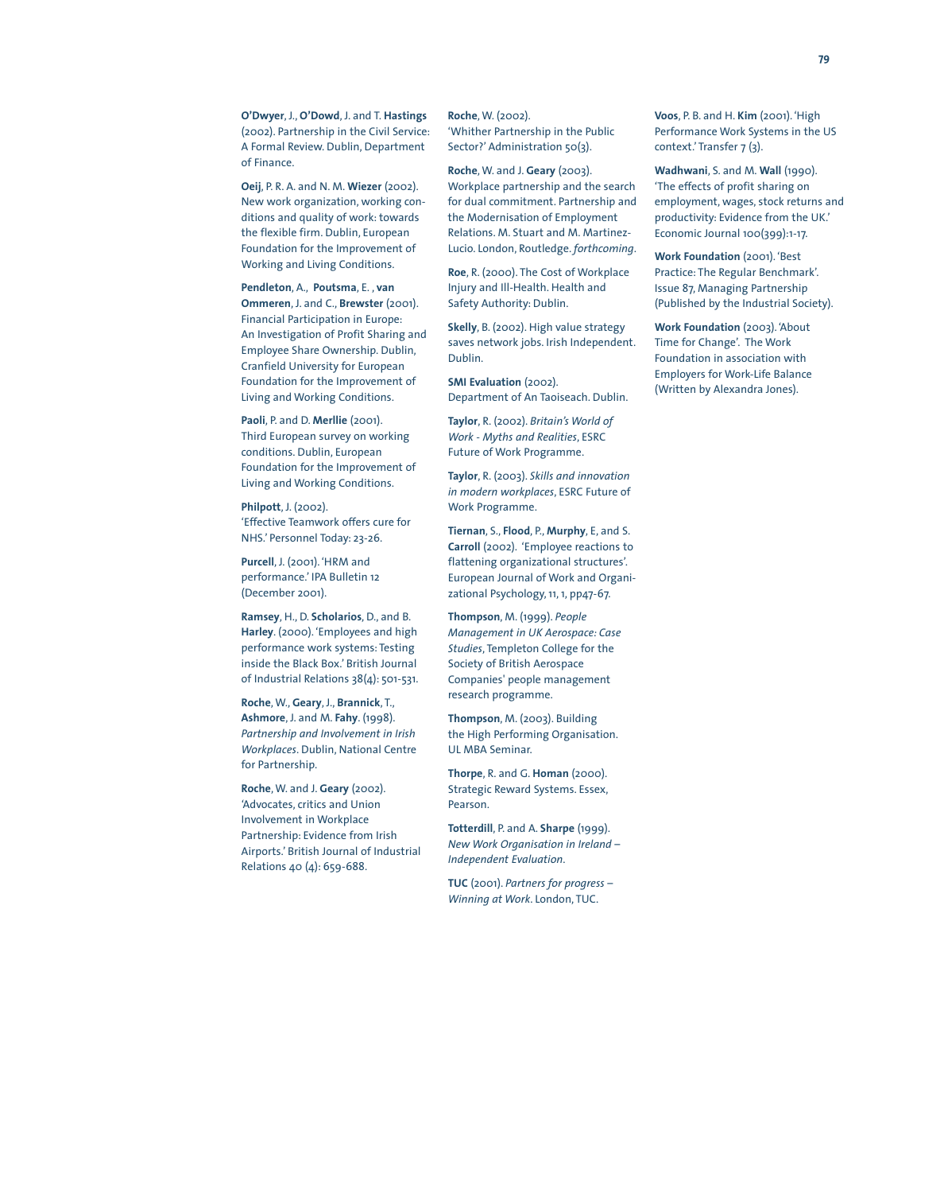**O'Dwyer**, J., **O'Dowd**, J. and T. **Hastings** (2002). Partnership in the Civil Service: A Formal Review. Dublin, Department of Finance.

**Oeij**, P. R. A. and N. M. **Wiezer** (2002). New work organization, working conditions and quality of work: towards the flexible firm. Dublin, European Foundation for the Improvement of Working and Living Conditions.

**Pendleton**, A., **Poutsma**, E. , **van Ommeren**, J. and C., **Brewster** (2001). Financial Participation in Europe: An Investigation of Profit Sharing and Employee Share Ownership. Dublin, Cranfield University for European Foundation for the Improvement of Living and Working Conditions.

**Paoli**, P. and D. **Merllie** (2001). Third European survey on working conditions. Dublin, European Foundation for the Improvement of Living and Working Conditions.

**Philpott**, J. (2002). 'Effective Teamwork offers cure for NHS.' Personnel Today: 23-26.

**Purcell**, J. (2001). 'HRM and performance.' IPA Bulletin 12 (December 2001).

**Ramsey**, H., D. **Scholarios**, D., and B. **Harley**. (2000). 'Employees and high performance work systems: Testing inside the Black Box.' British Journal of Industrial Relations 38(4): 501-531.

**Roche**, W., **Geary**, J., **Brannick**, T., **Ashmore**, J. and M. **Fahy**. (1998). *Partnership and Involvement in Irish Workplaces*. Dublin, National Centre for Partnership.

**Roche**, W. and J. **Geary** (2002). 'Advocates, critics and Union Involvement in Workplace Partnership: Evidence from Irish Airports.' British Journal of Industrial Relations 40 (4): 659-688.

**Roche**, W. (2002). 'Whither Partnership in the Public Sector?' Administration 50(3).

**Roche**, W. and J. **Geary** (2003). Workplace partnership and the search for dual commitment. Partnership and the Modernisation of Employment Relations. M. Stuart and M. Martinez-Lucio. London, Routledge. *forthcoming*.

**Roe**, R. (2000). The Cost of Workplace Injury and Ill-Health. Health and Safety Authority: Dublin.

**Skelly**, B. (2002). High value strategy saves network jobs. Irish Independent. Dublin.

**SMI Evaluation** (2002). Department of An Taoiseach. Dublin.

**Taylor**, R. (2002). *Britain's World of Work - Myths and Realities*, ESRC Future of Work Programme.

**Taylor**, R. (2003). *Skills and innovation in modern workplaces*, ESRC Future of Work Programme.

**Tiernan**, S., **Flood**, P., **Murphy**, E, and S. **Carroll** (2002). 'Employee reactions to flattening organizational structures'. European Journal of Work and Organizational Psychology, 11, 1, pp47-67.

**Thompson**, M. (1999). *People Management in UK Aerospace: Case Studies*, Templeton College for the Society of British Aerospace Companies' people management research programme.

**Thompson**, M. (2003). Building the High Performing Organisation. UL MBA Seminar.

**Thorpe**, R. and G. **Homan** (2000). Strategic Reward Systems. Essex, Pearson.

**Totterdill**, P. and A. **Sharpe** (1999). *New Work Organisation in Ireland – Independent Evaluation*.

**TUC** (2001). *Partners for progress – Winning at Work*. London, TUC.

**Voos**, P. B. and H. **Kim** (2001). 'High Performance Work Systems in the US context.' Transfer 7 (3).

**Wadhwani**, S. and M. **Wall** (1990). 'The effects of profit sharing on employment, wages, stock returns and productivity: Evidence from the UK.' Economic Journal 100(399):1-17.

**Work Foundation** (2001). 'Best Practice: The Regular Benchmark'. Issue 87, Managing Partnership (Published by the Industrial Society).

**Work Foundation** (2003). 'About Time for Change'. The Work Foundation in association with Employers for Work-Life Balance (Written by Alexandra Jones).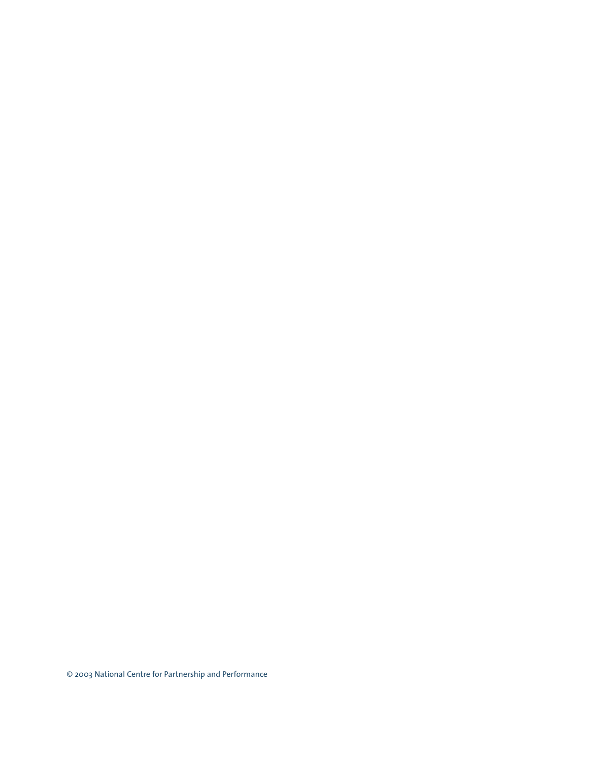© 2003 National Centre for Partnership and Performance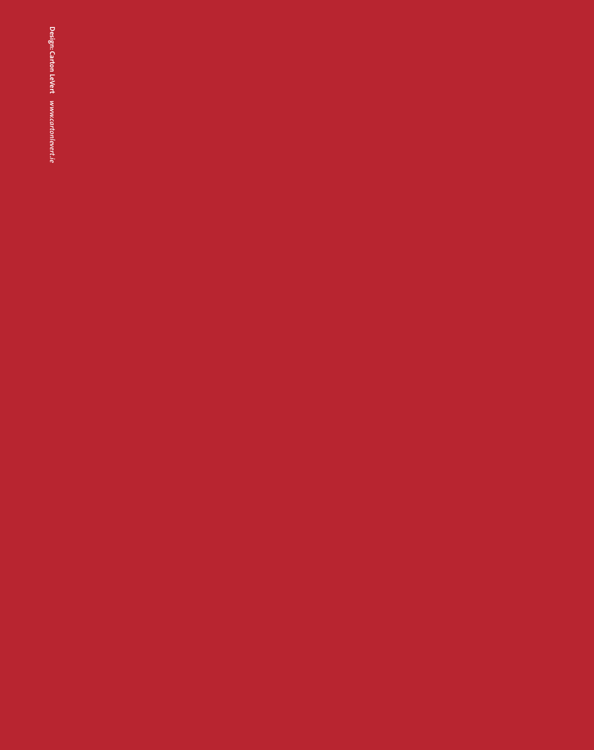**Design: Carton LeVert** *www.cartonlevert.ie*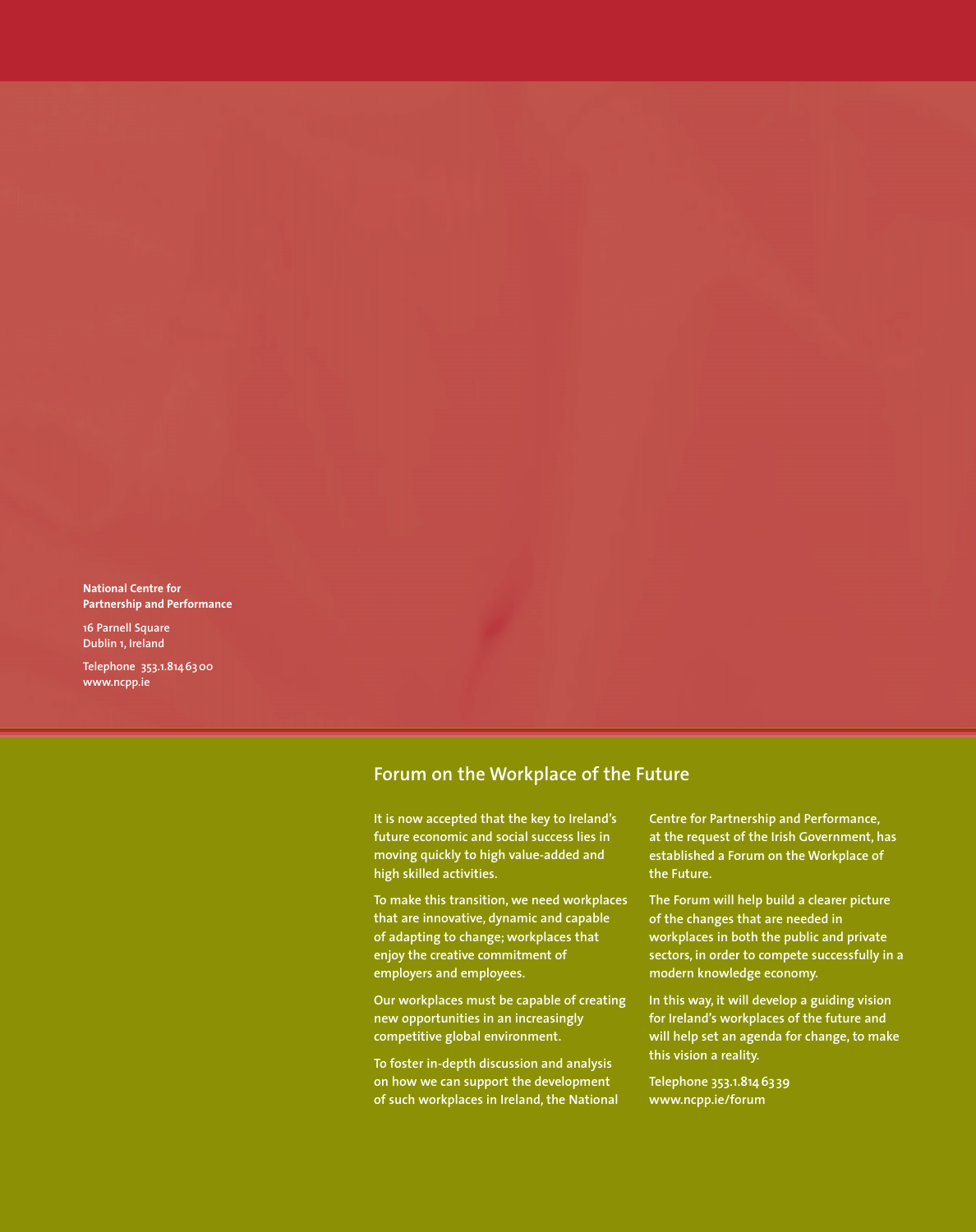**National Centre for Partnership and Performance**

16 Parnell Square
Dublin 1, Ireland

Telephone 353.1.814 63 00
www.ncpp.ie

## Forum on the Workplace of the Future

It is now accepted that the key to Ireland's future economic and social success lies in moving quickly to high value-added and high skilled activities.

To make this transition, we need workplaces that are innovative, dynamic and capable of adapting to change; workplaces that enjoy the creative commitment of employers and employees.

Our workplaces must be capable of creating new opportunities in an increasingly competitive global environment.

To foster in-depth discussion and analysis on how we can support the development of such workplaces in Ireland, the National Centre for Partnership and Performance, at the request of the Irish Government, has established a Forum on the Workplace of the Future.

The Forum will help build a clearer picture of the changes that are needed in workplaces in both the public and private sectors, in order to compete successfully in a modern knowledge economy.

In this way, it will develop a guiding vision for Ireland's workplaces of the future and will help set an agenda for change, to make this vision a reality.

Telephone 353.1.814 63 39
www.ncpp.ie/forum